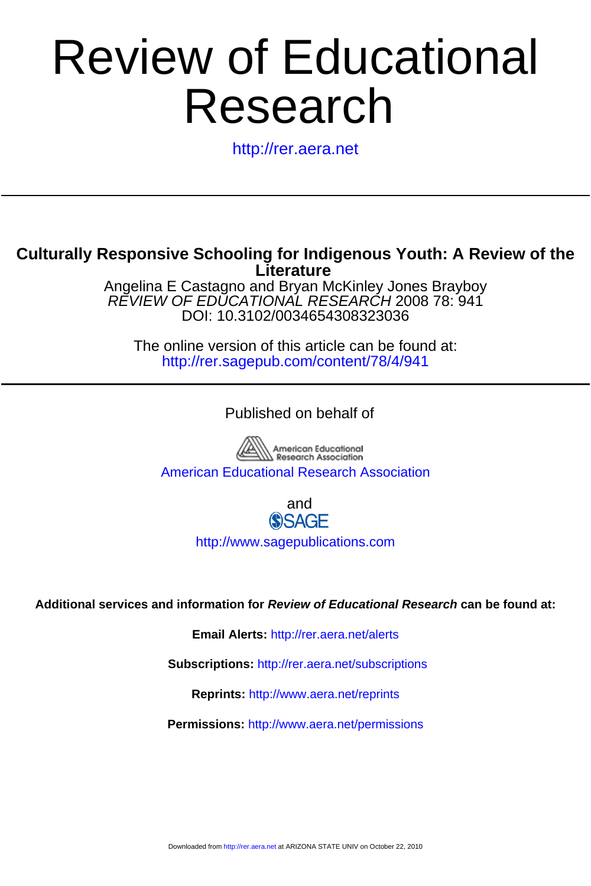# Review of Educational Research

http://rer.aera.net

---

## Culturally Responsive Schooling for Indigenous Youth: A Review of the Literature

Angelina E Castagno and Bryan McKinley Jones Brayboy
*REVIEW OF EDUCATIONAL RESEARCH* 2008 78: 941
DOI: 10.3102/0034654308323036

The online version of this article can be found at:
http://rer.sagepub.com/content/78/4/941

---

Published on behalf of

American Educational Research Association

and

SAGE

http://www.sagepublications.com

**Additional services and information for *Review of Educational Research* can be found at:**

**Email Alerts:** http://rer.aera.net/alerts

**Subscriptions:** http://rer.aera.net/subscriptions

**Reprints:** http://www.aera.net/reprints

**Permissions:** http://www.aera.net/permissions

Downloaded from http://rer.aera.net at ARIZONA STATE UNIV on October 22, 2010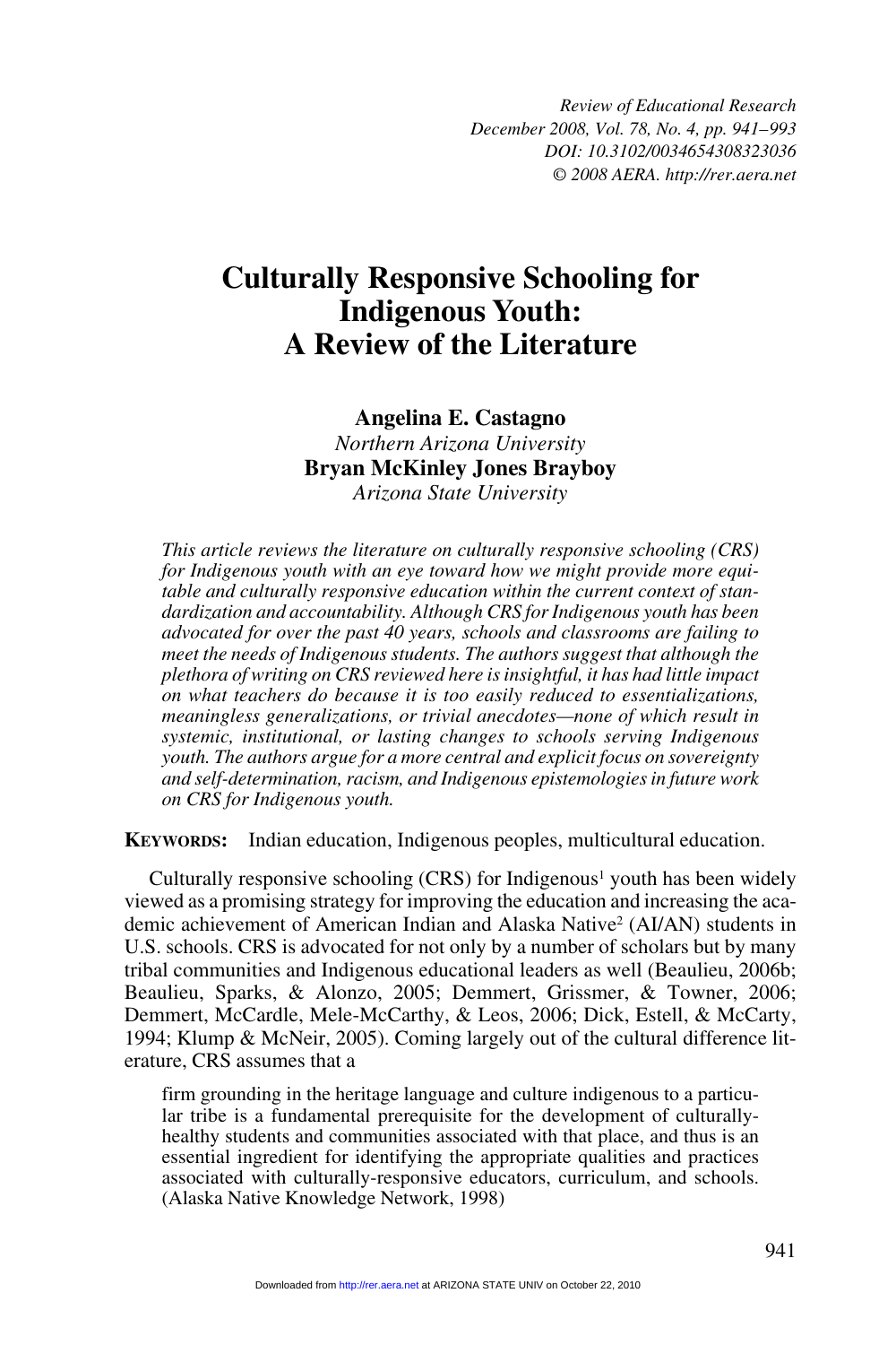# Culturally Responsive Schooling for Indigenous Youth: A Review of the Literature

**Angelina E. Castagno**
*Northern Arizona University*
**Bryan McKinley Jones Brayboy**
*Arizona State University*

*This article reviews the literature on culturally responsive schooling (CRS) for Indigenous youth with an eye toward how we might provide more equitable and culturally responsive education within the current context of standardization and accountability. Although CRS for Indigenous youth has been advocated for over the past 40 years, schools and classrooms are failing to meet the needs of Indigenous students. The authors suggest that although the plethora of writing on CRS reviewed here is insightful, it has had little impact on what teachers do because it is too easily reduced to essentializations, meaningless generalizations, or trivial anecdotes—none of which result in systemic, institutional, or lasting changes to schools serving Indigenous youth. The authors argue for a more central and explicit focus on sovereignty and self-determination, racism, and Indigenous epistemologies in future work on CRS for Indigenous youth.*

**KEYWORDS:** Indian education, Indigenous peoples, multicultural education.

Culturally responsive schooling (CRS) for Indigenous[1] youth has been widely viewed as a promising strategy for improving the education and increasing the academic achievement of American Indian and Alaska Native[2] (AI/AN) students in U.S. schools. CRS is advocated for not only by a number of scholars but by many tribal communities and Indigenous educational leaders as well (Beaulieu, 2006b; Beaulieu, Sparks, & Alonzo, 2005; Demmert, Grissmer, & Towner, 2006; Demmert, McCardle, Mele-McCarthy, & Leos, 2006; Dick, Estell, & McCarty, 1994; Klump & McNeir, 2005). Coming largely out of the cultural difference literature, CRS assumes that a

> firm grounding in the heritage language and culture indigenous to a particular tribe is a fundamental prerequisite for the development of culturally-healthy students and communities associated with that place, and thus is an essential ingredient for identifying the appropriate qualities and practices associated with culturally-responsive educators, curriculum, and schools. (Alaska Native Knowledge Network, 1998)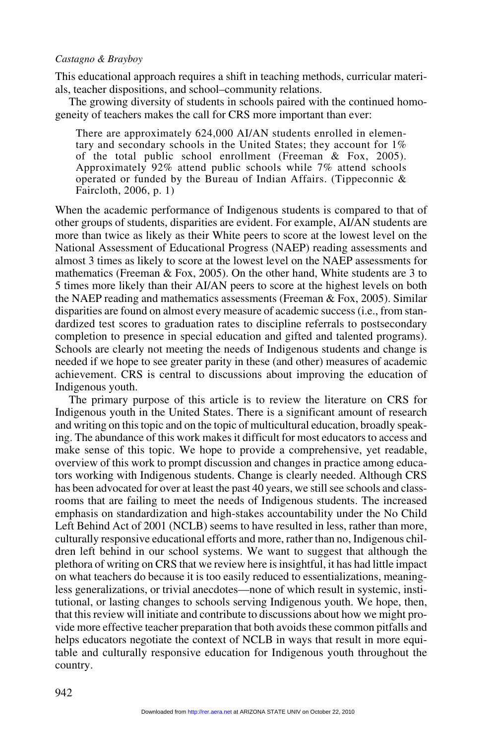This educational approach requires a shift in teaching methods, curricular materials, teacher dispositions, and school–community relations.

The growing diversity of students in schools paired with the continued homogeneity of teachers makes the call for CRS more important than ever:

> There are approximately 624,000 AI/AN students enrolled in elementary and secondary schools in the United States; they account for 1% of the total public school enrollment (Freeman & Fox, 2005). Approximately 92% attend public schools while 7% attend schools operated or funded by the Bureau of Indian Affairs. (Tippeconnic & Faircloth, 2006, p. 1)

When the academic performance of Indigenous students is compared to that of other groups of students, disparities are evident. For example, AI/AN students are more than twice as likely as their White peers to score at the lowest level on the National Assessment of Educational Progress (NAEP) reading assessments and almost 3 times as likely to score at the lowest level on the NAEP assessments for mathematics (Freeman & Fox, 2005). On the other hand, White students are 3 to 5 times more likely than their AI/AN peers to score at the highest levels on both the NAEP reading and mathematics assessments (Freeman & Fox, 2005). Similar disparities are found on almost every measure of academic success (i.e., from standardized test scores to graduation rates to discipline referrals to postsecondary completion to presence in special education and gifted and talented programs). Schools are clearly not meeting the needs of Indigenous students and change is needed if we hope to see greater parity in these (and other) measures of academic achievement. CRS is central to discussions about improving the education of Indigenous youth.

The primary purpose of this article is to review the literature on CRS for Indigenous youth in the United States. There is a significant amount of research and writing on this topic and on the topic of multicultural education, broadly speaking. The abundance of this work makes it difficult for most educators to access and make sense of this topic. We hope to provide a comprehensive, yet readable, overview of this work to prompt discussion and changes in practice among educators working with Indigenous students. Change is clearly needed. Although CRS has been advocated for over at least the past 40 years, we still see schools and classrooms that are failing to meet the needs of Indigenous students. The increased emphasis on standardization and high-stakes accountability under the No Child Left Behind Act of 2001 (NCLB) seems to have resulted in less, rather than more, culturally responsive educational efforts and more, rather than no, Indigenous children left behind in our school systems. We want to suggest that although the plethora of writing on CRS that we review here is insightful, it has had little impact on what teachers do because it is too easily reduced to essentializations, meaningless generalizations, or trivial anecdotes—none of which result in systemic, institutional, or lasting changes to schools serving Indigenous youth. We hope, then, that this review will initiate and contribute to discussions about how we might provide more effective teacher preparation that both avoids these common pitfalls and helps educators negotiate the context of NCLB in ways that result in more equitable and culturally responsive education for Indigenous youth throughout the country.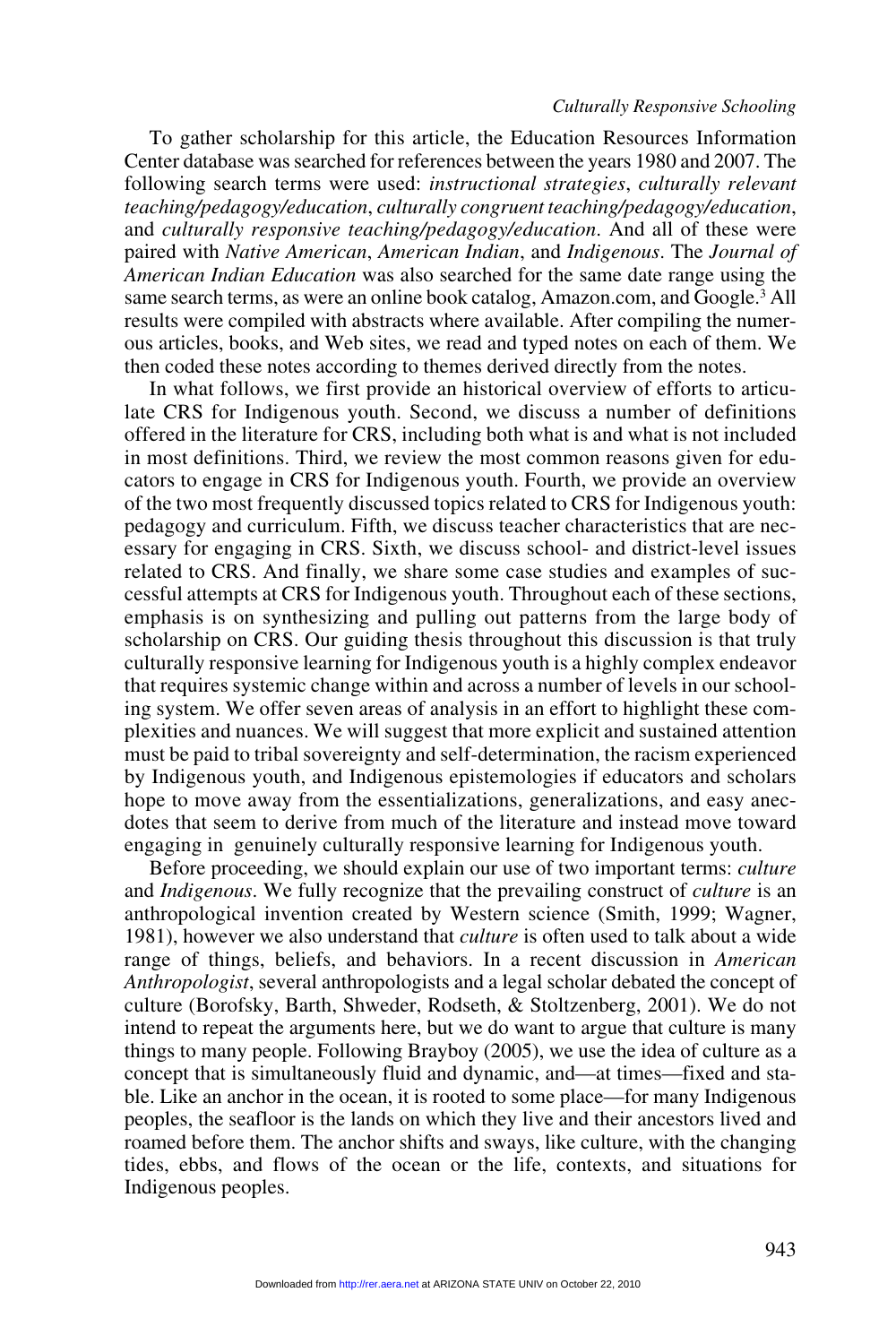To gather scholarship for this article, the Education Resources Information Center database was searched for references between the years 1980 and 2007. The following search terms were used: *instructional strategies*, *culturally relevant teaching/pedagogy/education*, *culturally congruent teaching/pedagogy/education*, and *culturally responsive teaching/pedagogy/education*. And all of these were paired with *Native American*, *American Indian*, and *Indigenous*. The *Journal of American Indian Education* was also searched for the same date range using the same search terms, as were an online book catalog, Amazon.com, and Google.[3] All results were compiled with abstracts where available. After compiling the numerous articles, books, and Web sites, we read and typed notes on each of them. We then coded these notes according to themes derived directly from the notes.

In what follows, we first provide an historical overview of efforts to articulate CRS for Indigenous youth. Second, we discuss a number of definitions offered in the literature for CRS, including both what is and what is not included in most definitions. Third, we review the most common reasons given for educators to engage in CRS for Indigenous youth. Fourth, we provide an overview of the two most frequently discussed topics related to CRS for Indigenous youth: pedagogy and curriculum. Fifth, we discuss teacher characteristics that are necessary for engaging in CRS. Sixth, we discuss school- and district-level issues related to CRS. And finally, we share some case studies and examples of successful attempts at CRS for Indigenous youth. Throughout each of these sections, emphasis is on synthesizing and pulling out patterns from the large body of scholarship on CRS. Our guiding thesis throughout this discussion is that truly culturally responsive learning for Indigenous youth is a highly complex endeavor that requires systemic change within and across a number of levels in our schooling system. We offer seven areas of analysis in an effort to highlight these complexities and nuances. We will suggest that more explicit and sustained attention must be paid to tribal sovereignty and self-determination, the racism experienced by Indigenous youth, and Indigenous epistemologies if educators and scholars hope to move away from the essentializations, generalizations, and easy anecdotes that seem to derive from much of the literature and instead move toward engaging in genuinely culturally responsive learning for Indigenous youth.

Before proceeding, we should explain our use of two important terms: *culture* and *Indigenous*. We fully recognize that the prevailing construct of *culture* is an anthropological invention created by Western science (Smith, 1999; Wagner, 1981), however we also understand that *culture* is often used to talk about a wide range of things, beliefs, and behaviors. In a recent discussion in *American Anthropologist*, several anthropologists and a legal scholar debated the concept of culture (Borofsky, Barth, Shweder, Rodseth, & Stoltzenberg, 2001). We do not intend to repeat the arguments here, but we do want to argue that culture is many things to many people. Following Brayboy (2005), we use the idea of culture as a concept that is simultaneously fluid and dynamic, and—at times—fixed and stable. Like an anchor in the ocean, it is rooted to some place—for many Indigenous peoples, the seafloor is the lands on which they live and their ancestors lived and roamed before them. The anchor shifts and sways, like culture, with the changing tides, ebbs, and flows of the ocean or the life, contexts, and situations for Indigenous peoples.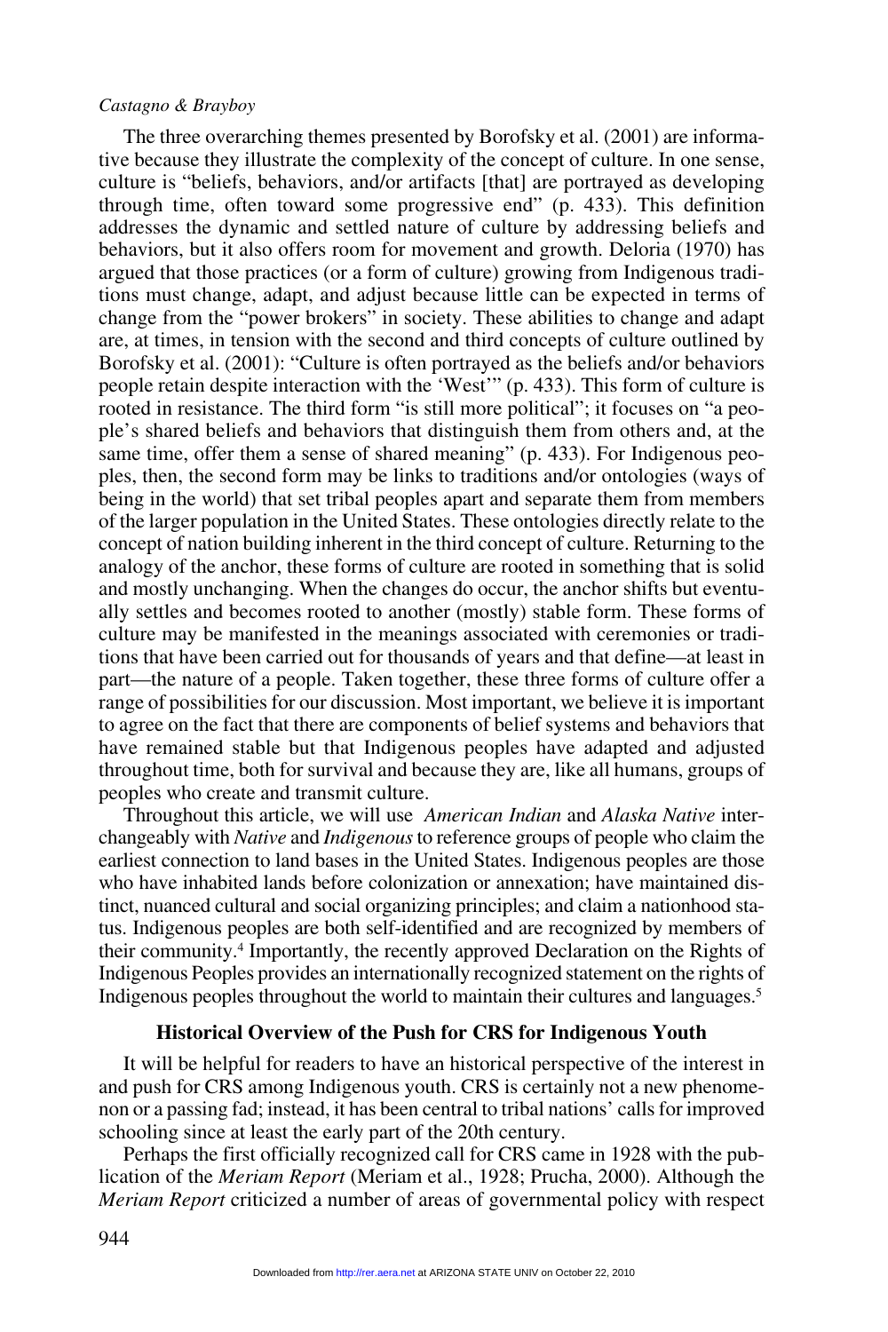The three overarching themes presented by Borofsky et al. (2001) are informative because they illustrate the complexity of the concept of culture. In one sense, culture is "beliefs, behaviors, and/or artifacts [that] are portrayed as developing through time, often toward some progressive end" (p. 433). This definition addresses the dynamic and settled nature of culture by addressing beliefs and behaviors, but it also offers room for movement and growth. Deloria (1970) has argued that those practices (or a form of culture) growing from Indigenous traditions must change, adapt, and adjust because little can be expected in terms of change from the "power brokers" in society. These abilities to change and adapt are, at times, in tension with the second and third concepts of culture outlined by Borofsky et al. (2001): "Culture is often portrayed as the beliefs and/or behaviors people retain despite interaction with the 'West'" (p. 433). This form of culture is rooted in resistance. The third form "is still more political"; it focuses on "a people's shared beliefs and behaviors that distinguish them from others and, at the same time, offer them a sense of shared meaning" (p. 433). For Indigenous peoples, then, the second form may be links to traditions and/or ontologies (ways of being in the world) that set tribal peoples apart and separate them from members of the larger population in the United States. These ontologies directly relate to the concept of nation building inherent in the third concept of culture. Returning to the analogy of the anchor, these forms of culture are rooted in something that is solid and mostly unchanging. When the changes do occur, the anchor shifts but eventually settles and becomes rooted to another (mostly) stable form. These forms of culture may be manifested in the meanings associated with ceremonies or traditions that have been carried out for thousands of years and that define—at least in part—the nature of a people. Taken together, these three forms of culture offer a range of possibilities for our discussion. Most important, we believe it is important to agree on the fact that there are components of belief systems and behaviors that have remained stable but that Indigenous peoples have adapted and adjusted throughout time, both for survival and because they are, like all humans, groups of peoples who create and transmit culture.

Throughout this article, we will use *American Indian* and *Alaska Native* interchangeably with *Native* and *Indigenous* to reference groups of people who claim the earliest connection to land bases in the United States. Indigenous peoples are those who have inhabited lands before colonization or annexation; have maintained distinct, nuanced cultural and social organizing principles; and claim a nationhood status. Indigenous peoples are both self-identified and are recognized by members of their community.[4] Importantly, the recently approved Declaration on the Rights of Indigenous Peoples provides an internationally recognized statement on the rights of Indigenous peoples throughout the world to maintain their cultures and languages.[5]

## Historical Overview of the Push for CRS for Indigenous Youth

It will be helpful for readers to have an historical perspective of the interest in and push for CRS among Indigenous youth. CRS is certainly not a new phenomenon or a passing fad; instead, it has been central to tribal nations' calls for improved schooling since at least the early part of the 20th century.

Perhaps the first officially recognized call for CRS came in 1928 with the publication of the *Meriam Report* (Meriam et al., 1928; Prucha, 2000). Although the *Meriam Report* criticized a number of areas of governmental policy with respect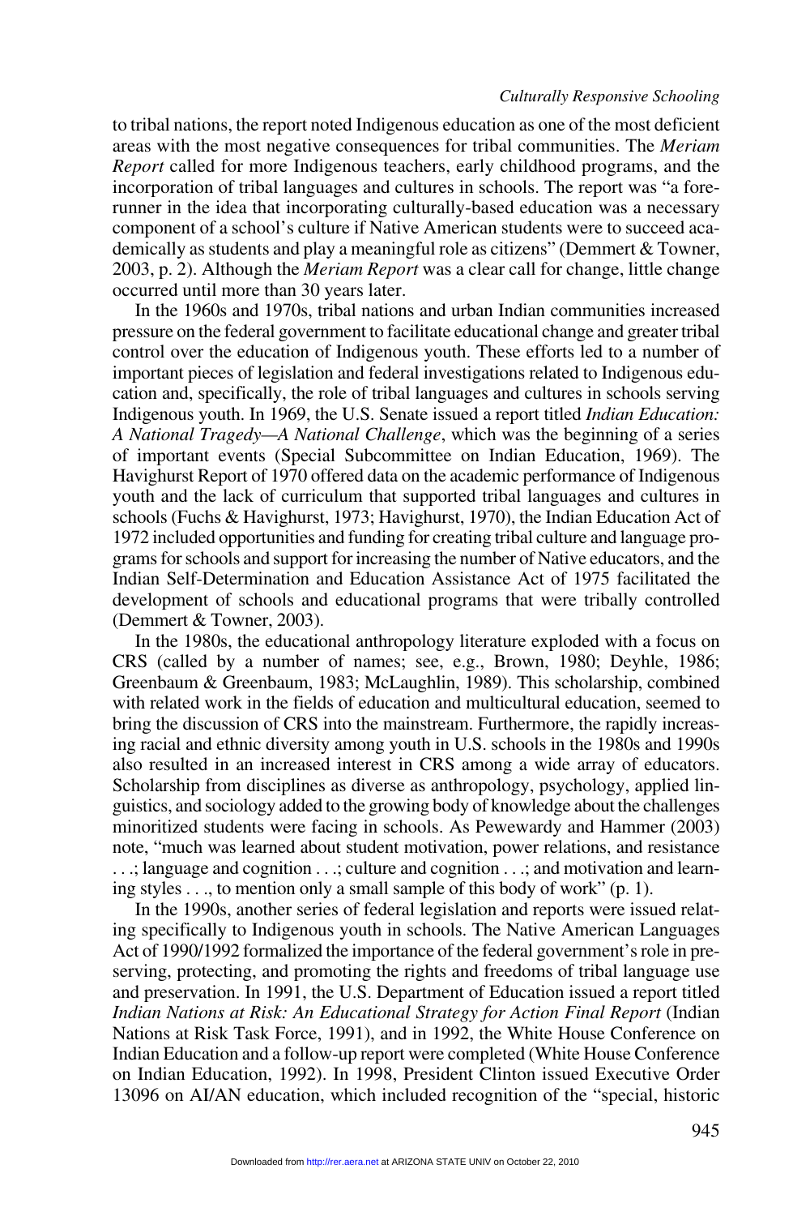to tribal nations, the report noted Indigenous education as one of the most deficient areas with the most negative consequences for tribal communities. The *Meriam Report* called for more Indigenous teachers, early childhood programs, and the incorporation of tribal languages and cultures in schools. The report was "a forerunner in the idea that incorporating culturally-based education was a necessary component of a school's culture if Native American students were to succeed academically as students and play a meaningful role as citizens" (Demmert & Towner, 2003, p. 2). Although the *Meriam Report* was a clear call for change, little change occurred until more than 30 years later.

In the 1960s and 1970s, tribal nations and urban Indian communities increased pressure on the federal government to facilitate educational change and greater tribal control over the education of Indigenous youth. These efforts led to a number of important pieces of legislation and federal investigations related to Indigenous education and, specifically, the role of tribal languages and cultures in schools serving Indigenous youth. In 1969, the U.S. Senate issued a report titled *Indian Education: A National Tragedy—A National Challenge*, which was the beginning of a series of important events (Special Subcommittee on Indian Education, 1969). The Havighurst Report of 1970 offered data on the academic performance of Indigenous youth and the lack of curriculum that supported tribal languages and cultures in schools (Fuchs & Havighurst, 1973; Havighurst, 1970), the Indian Education Act of 1972 included opportunities and funding for creating tribal culture and language programs for schools and support for increasing the number of Native educators, and the Indian Self-Determination and Education Assistance Act of 1975 facilitated the development of schools and educational programs that were tribally controlled (Demmert & Towner, 2003).

In the 1980s, the educational anthropology literature exploded with a focus on CRS (called by a number of names; see, e.g., Brown, 1980; Deyhle, 1986; Greenbaum & Greenbaum, 1983; McLaughlin, 1989). This scholarship, combined with related work in the fields of education and multicultural education, seemed to bring the discussion of CRS into the mainstream. Furthermore, the rapidly increasing racial and ethnic diversity among youth in U.S. schools in the 1980s and 1990s also resulted in an increased interest in CRS among a wide array of educators. Scholarship from disciplines as diverse as anthropology, psychology, applied linguistics, and sociology added to the growing body of knowledge about the challenges minoritized students were facing in schools. As Pewewardy and Hammer (2003) note, "much was learned about student motivation, power relations, and resistance . . .; language and cognition . . .; culture and cognition . . .; and motivation and learning styles . . ., to mention only a small sample of this body of work" (p. 1).

In the 1990s, another series of federal legislation and reports were issued relating specifically to Indigenous youth in schools. The Native American Languages Act of 1990/1992 formalized the importance of the federal government's role in preserving, protecting, and promoting the rights and freedoms of tribal language use and preservation. In 1991, the U.S. Department of Education issued a report titled *Indian Nations at Risk: An Educational Strategy for Action Final Report* (Indian Nations at Risk Task Force, 1991), and in 1992, the White House Conference on Indian Education and a follow-up report were completed (White House Conference on Indian Education, 1992). In 1998, President Clinton issued Executive Order 13096 on AI/AN education, which included recognition of the "special, historic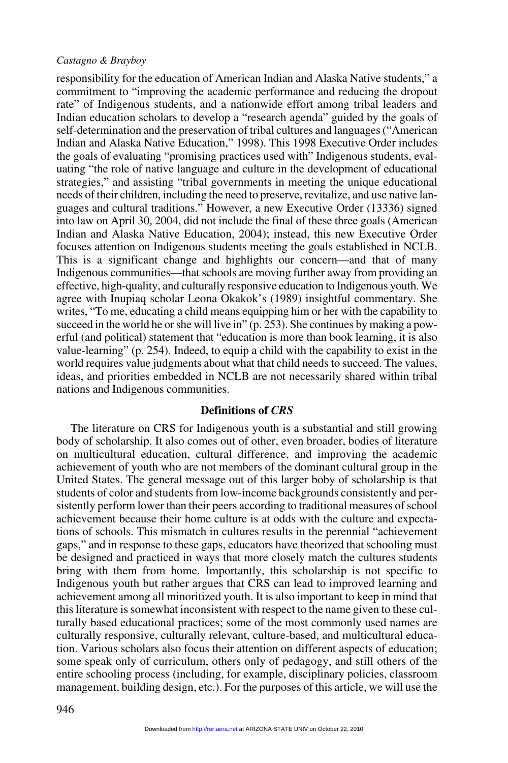responsibility for the education of American Indian and Alaska Native students," a commitment to "improving the academic performance and reducing the dropout rate" of Indigenous students, and a nationwide effort among tribal leaders and Indian education scholars to develop a "research agenda" guided by the goals of self-determination and the preservation of tribal cultures and languages ("American Indian and Alaska Native Education," 1998). This 1998 Executive Order includes the goals of evaluating "promising practices used with" Indigenous students, evaluating "the role of native language and culture in the development of educational strategies," and assisting "tribal governments in meeting the unique educational needs of their children, including the need to preserve, revitalize, and use native languages and cultural traditions." However, a new Executive Order (13336) signed into law on April 30, 2004, did not include the final of these three goals (American Indian and Alaska Native Education, 2004); instead, this new Executive Order focuses attention on Indigenous students meeting the goals established in NCLB. This is a significant change and highlights our concern—and that of many Indigenous communities—that schools are moving further away from providing an effective, high-quality, and culturally responsive education to Indigenous youth. We agree with Inupiaq scholar Leona Okakok's (1989) insightful commentary. She writes, "To me, educating a child means equipping him or her with the capability to succeed in the world he or she will live in" (p. 253). She continues by making a powerful (and political) statement that "education is more than book learning, it is also value-learning" (p. 254). Indeed, to equip a child with the capability to exist in the world requires value judgments about what that child needs to succeed. The values, ideas, and priorities embedded in NCLB are not necessarily shared within tribal nations and Indigenous communities.

## Definitions of *CRS*

The literature on CRS for Indigenous youth is a substantial and still growing body of scholarship. It also comes out of other, even broader, bodies of literature on multicultural education, cultural difference, and improving the academic achievement of youth who are not members of the dominant cultural group in the United States. The general message out of this larger boby of scholarship is that students of color and students from low-income backgrounds consistently and persistently perform lower than their peers according to traditional measures of school achievement because their home culture is at odds with the culture and expectations of schools. This mismatch in cultures results in the perennial "achievement gaps," and in response to these gaps, educators have theorized that schooling must be designed and practiced in ways that more closely match the cultures students bring with them from home. Importantly, this scholarship is not specific to Indigenous youth but rather argues that CRS can lead to improved learning and achievement among all minoritized youth. It is also important to keep in mind that this literature is somewhat inconsistent with respect to the name given to these culturally based educational practices; some of the most commonly used names are culturally responsive, culturally relevant, culture-based, and multicultural education. Various scholars also focus their attention on different aspects of education; some speak only of curriculum, others only of pedagogy, and still others of the entire schooling process (including, for example, disciplinary policies, classroom management, building design, etc.). For the purposes of this article, we will use the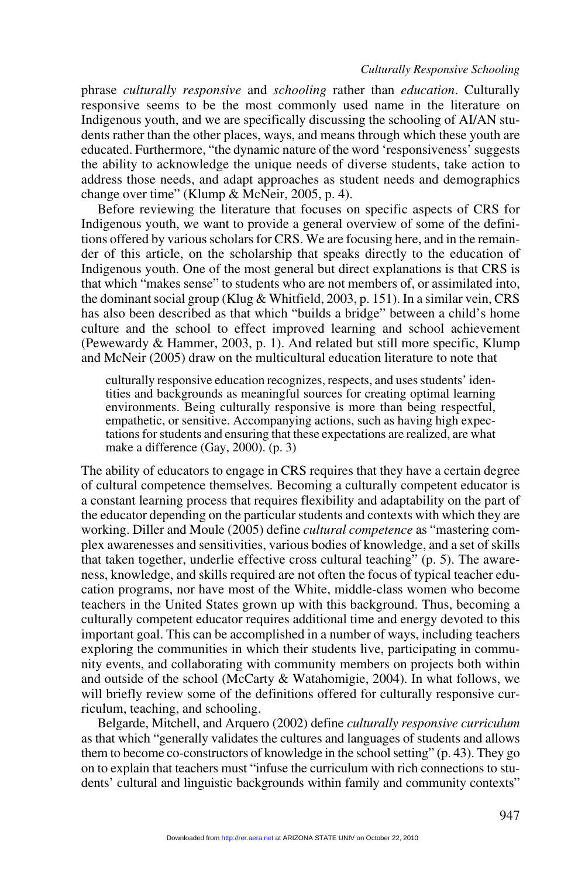phrase *culturally responsive* and *schooling* rather than *education*. Culturally responsive seems to be the most commonly used name in the literature on Indigenous youth, and we are specifically discussing the schooling of AI/AN students rather than the other places, ways, and means through which these youth are educated. Furthermore, "the dynamic nature of the word 'responsiveness' suggests the ability to acknowledge the unique needs of diverse students, take action to address those needs, and adapt approaches as student needs and demographics change over time" (Klump & McNeir, 2005, p. 4).

Before reviewing the literature that focuses on specific aspects of CRS for Indigenous youth, we want to provide a general overview of some of the definitions offered by various scholars for CRS. We are focusing here, and in the remainder of this article, on the scholarship that speaks directly to the education of Indigenous youth. One of the most general but direct explanations is that CRS is that which "makes sense" to students who are not members of, or assimilated into, the dominant social group (Klug & Whitfield, 2003, p. 151). In a similar vein, CRS has also been described as that which "builds a bridge" between a child's home culture and the school to effect improved learning and school achievement (Pewewardy & Hammer, 2003, p. 1). And related but still more specific, Klump and McNeir (2005) draw on the multicultural education literature to note that

> culturally responsive education recognizes, respects, and uses students' identities and backgrounds as meaningful sources for creating optimal learning environments. Being culturally responsive is more than being respectful, empathetic, or sensitive. Accompanying actions, such as having high expectations for students and ensuring that these expectations are realized, are what make a difference (Gay, 2000). (p. 3)

The ability of educators to engage in CRS requires that they have a certain degree of cultural competence themselves. Becoming a culturally competent educator is a constant learning process that requires flexibility and adaptability on the part of the educator depending on the particular students and contexts with which they are working. Diller and Moule (2005) define *cultural competence* as "mastering complex awarenesses and sensitivities, various bodies of knowledge, and a set of skills that taken together, underlie effective cross cultural teaching" (p. 5). The awareness, knowledge, and skills required are not often the focus of typical teacher education programs, nor have most of the White, middle-class women who become teachers in the United States grown up with this background. Thus, becoming a culturally competent educator requires additional time and energy devoted to this important goal. This can be accomplished in a number of ways, including teachers exploring the communities in which their students live, participating in community events, and collaborating with community members on projects both within and outside of the school (McCarty & Watahomigie, 2004). In what follows, we will briefly review some of the definitions offered for culturally responsive curriculum, teaching, and schooling.

Belgarde, Mitchell, and Arquero (2002) define *culturally responsive curriculum* as that which "generally validates the cultures and languages of students and allows them to become co-constructors of knowledge in the school setting" (p. 43). They go on to explain that teachers must "infuse the curriculum with rich connections to students' cultural and linguistic backgrounds within family and community contexts"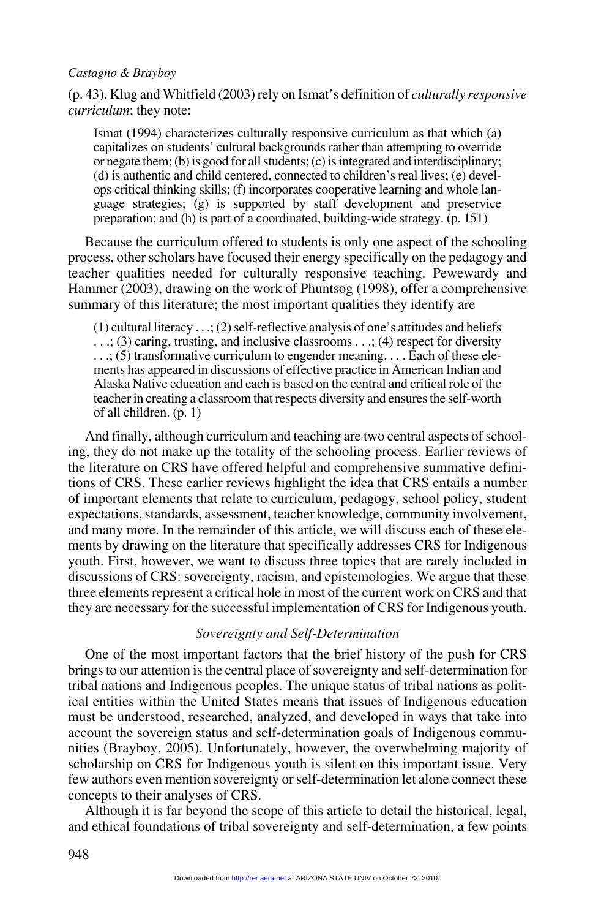(p. 43). Klug and Whitfield (2003) rely on Ismat's definition of *culturally responsive curriculum*; they note:

> Ismat (1994) characterizes culturally responsive curriculum as that which (a) capitalizes on students' cultural backgrounds rather than attempting to override or negate them; (b) is good for all students; (c) is integrated and interdisciplinary; (d) is authentic and child centered, connected to children's real lives; (e) develops critical thinking skills; (f) incorporates cooperative learning and whole language strategies; (g) is supported by staff development and preservice preparation; and (h) is part of a coordinated, building-wide strategy. (p. 151)

Because the curriculum offered to students is only one aspect of the schooling process, other scholars have focused their energy specifically on the pedagogy and teacher qualities needed for culturally responsive teaching. Pewewardy and Hammer (2003), drawing on the work of Phuntsog (1998), offer a comprehensive summary of this literature; the most important qualities they identify are

> (1) cultural literacy . . .; (2) self-reflective analysis of one's attitudes and beliefs . . .; (3) caring, trusting, and inclusive classrooms . . .; (4) respect for diversity . . .; (5) transformative curriculum to engender meaning. . . . Each of these elements has appeared in discussions of effective practice in American Indian and Alaska Native education and each is based on the central and critical role of the teacher in creating a classroom that respects diversity and ensures the self-worth of all children. (p. 1)

And finally, although curriculum and teaching are two central aspects of schooling, they do not make up the totality of the schooling process. Earlier reviews of the literature on CRS have offered helpful and comprehensive summative definitions of CRS. These earlier reviews highlight the idea that CRS entails a number of important elements that relate to curriculum, pedagogy, school policy, student expectations, standards, assessment, teacher knowledge, community involvement, and many more. In the remainder of this article, we will discuss each of these elements by drawing on the literature that specifically addresses CRS for Indigenous youth. First, however, we want to discuss three topics that are rarely included in discussions of CRS: sovereignty, racism, and epistemologies. We argue that these three elements represent a critical hole in most of the current work on CRS and that they are necessary for the successful implementation of CRS for Indigenous youth.

### *Sovereignty and Self-Determination*

One of the most important factors that the brief history of the push for CRS brings to our attention is the central place of sovereignty and self-determination for tribal nations and Indigenous peoples. The unique status of tribal nations as political entities within the United States means that issues of Indigenous education must be understood, researched, analyzed, and developed in ways that take into account the sovereign status and self-determination goals of Indigenous communities (Brayboy, 2005). Unfortunately, however, the overwhelming majority of scholarship on CRS for Indigenous youth is silent on this important issue. Very few authors even mention sovereignty or self-determination let alone connect these concepts to their analyses of CRS.

Although it is far beyond the scope of this article to detail the historical, legal, and ethical foundations of tribal sovereignty and self-determination, a few points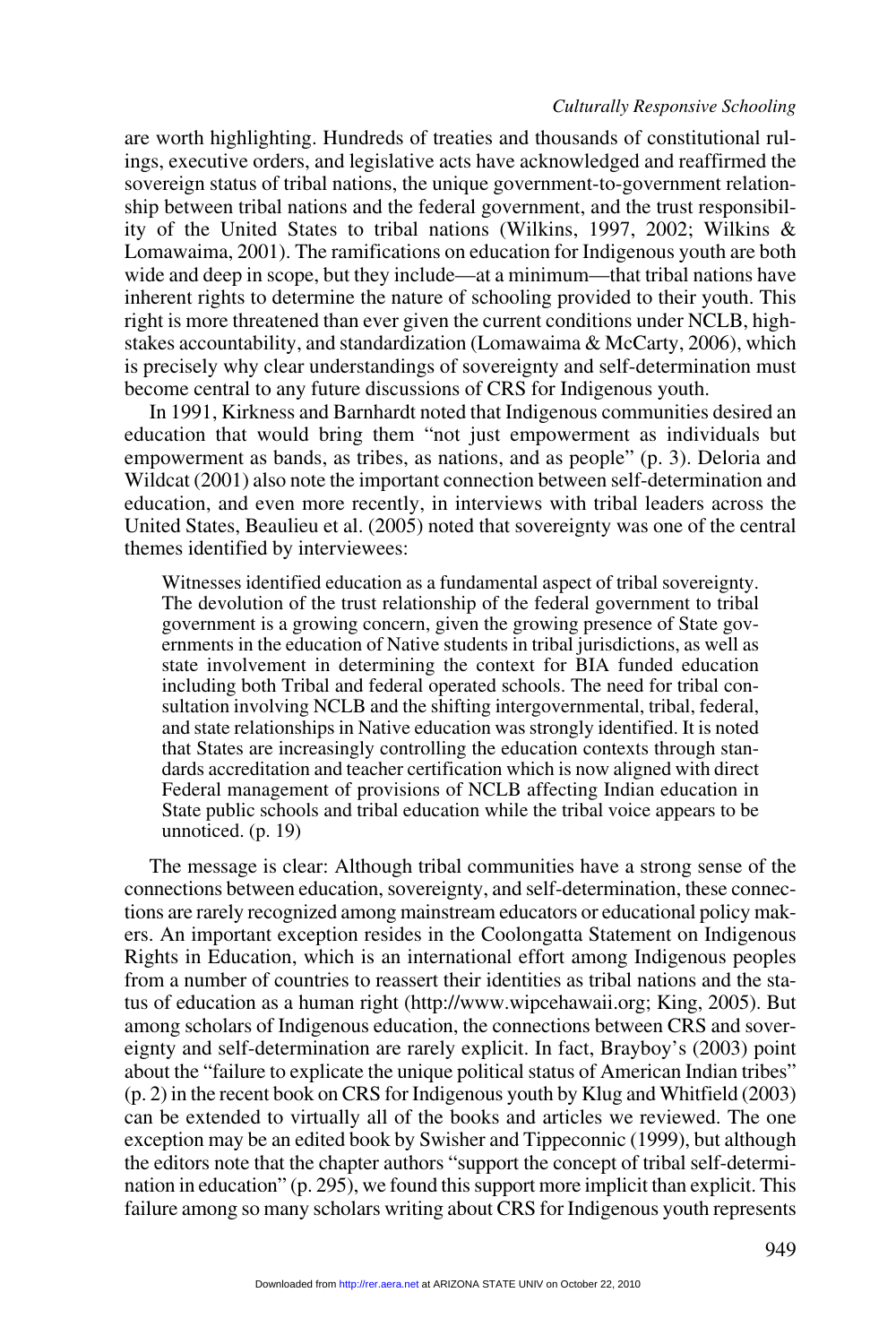are worth highlighting. Hundreds of treaties and thousands of constitutional rulings, executive orders, and legislative acts have acknowledged and reaffirmed the sovereign status of tribal nations, the unique government-to-government relationship between tribal nations and the federal government, and the trust responsibility of the United States to tribal nations (Wilkins, 1997, 2002; Wilkins & Lomawaima, 2001). The ramifications on education for Indigenous youth are both wide and deep in scope, but they include—at a minimum—that tribal nations have inherent rights to determine the nature of schooling provided to their youth. This right is more threatened than ever given the current conditions under NCLB, high-stakes accountability, and standardization (Lomawaima & McCarty, 2006), which is precisely why clear understandings of sovereignty and self-determination must become central to any future discussions of CRS for Indigenous youth.

In 1991, Kirkness and Barnhardt noted that Indigenous communities desired an education that would bring them "not just empowerment as individuals but empowerment as bands, as tribes, as nations, and as people" (p. 3). Deloria and Wildcat (2001) also note the important connection between self-determination and education, and even more recently, in interviews with tribal leaders across the United States, Beaulieu et al. (2005) noted that sovereignty was one of the central themes identified by interviewees:

> Witnesses identified education as a fundamental aspect of tribal sovereignty. The devolution of the trust relationship of the federal government to tribal government is a growing concern, given the growing presence of State governments in the education of Native students in tribal jurisdictions, as well as state involvement in determining the context for BIA funded education including both Tribal and federal operated schools. The need for tribal consultation involving NCLB and the shifting intergovernmental, tribal, federal, and state relationships in Native education was strongly identified. It is noted that States are increasingly controlling the education contexts through standards accreditation and teacher certification which is now aligned with direct Federal management of provisions of NCLB affecting Indian education in State public schools and tribal education while the tribal voice appears to be unnoticed. (p. 19)

The message is clear: Although tribal communities have a strong sense of the connections between education, sovereignty, and self-determination, these connections are rarely recognized among mainstream educators or educational policy makers. An important exception resides in the Coolongatta Statement on Indigenous Rights in Education, which is an international effort among Indigenous peoples from a number of countries to reassert their identities as tribal nations and the status of education as a human right (http://www.wipcehawaii.org; King, 2005). But among scholars of Indigenous education, the connections between CRS and sovereignty and self-determination are rarely explicit. In fact, Brayboy's (2003) point about the "failure to explicate the unique political status of American Indian tribes" (p. 2) in the recent book on CRS for Indigenous youth by Klug and Whitfield (2003) can be extended to virtually all of the books and articles we reviewed. The one exception may be an edited book by Swisher and Tippeconnic (1999), but although the editors note that the chapter authors "support the concept of tribal self-determination in education" (p. 295), we found this support more implicit than explicit. This failure among so many scholars writing about CRS for Indigenous youth represents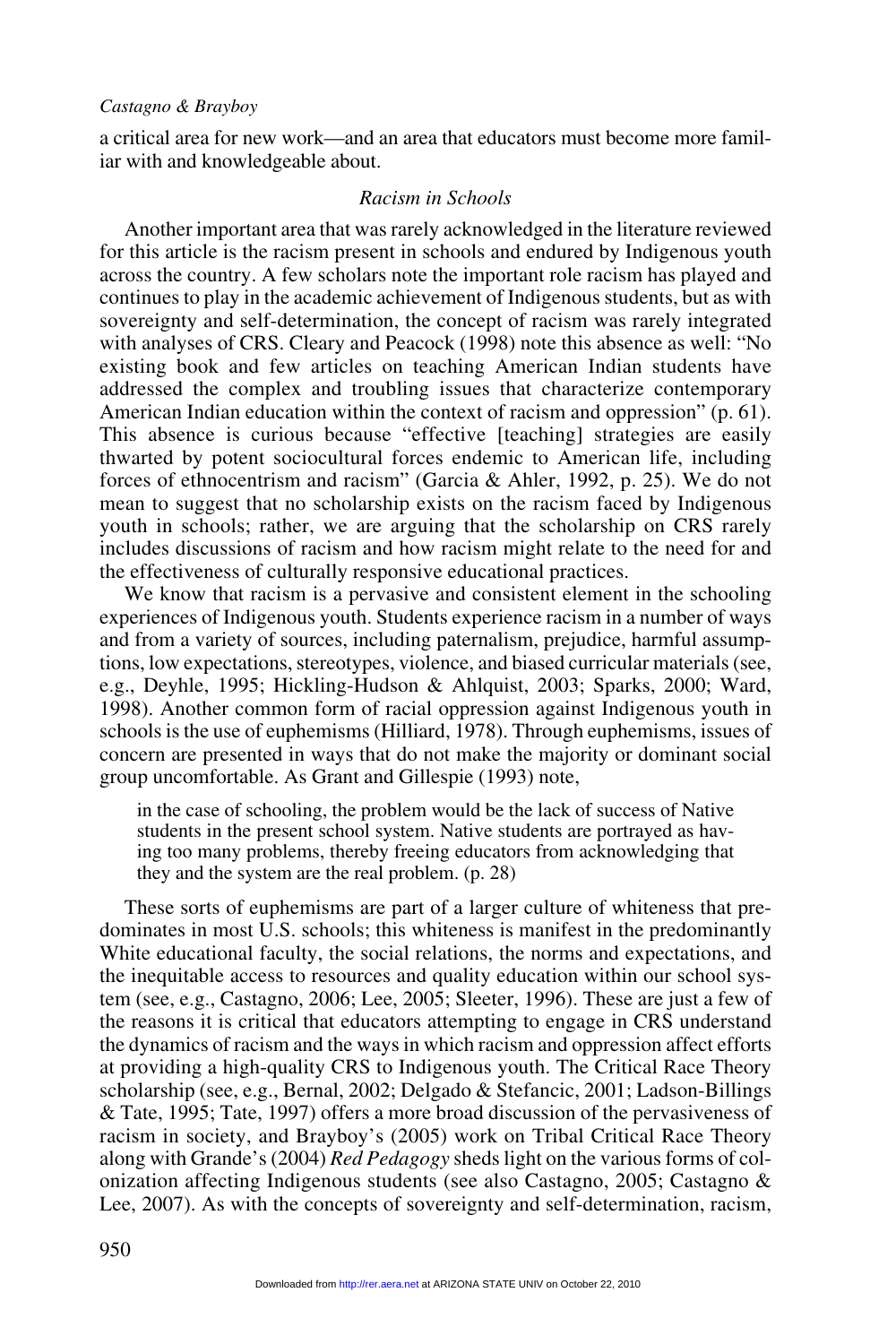a critical area for new work—and an area that educators must become more familiar with and knowledgeable about.

### *Racism in Schools*

Another important area that was rarely acknowledged in the literature reviewed for this article is the racism present in schools and endured by Indigenous youth across the country. A few scholars note the important role racism has played and continues to play in the academic achievement of Indigenous students, but as with sovereignty and self-determination, the concept of racism was rarely integrated with analyses of CRS. Cleary and Peacock (1998) note this absence as well: "No existing book and few articles on teaching American Indian students have addressed the complex and troubling issues that characterize contemporary American Indian education within the context of racism and oppression" (p. 61). This absence is curious because "effective [teaching] strategies are easily thwarted by potent sociocultural forces endemic to American life, including forces of ethnocentrism and racism" (Garcia & Ahler, 1992, p. 25). We do not mean to suggest that no scholarship exists on the racism faced by Indigenous youth in schools; rather, we are arguing that the scholarship on CRS rarely includes discussions of racism and how racism might relate to the need for and the effectiveness of culturally responsive educational practices.

We know that racism is a pervasive and consistent element in the schooling experiences of Indigenous youth. Students experience racism in a number of ways and from a variety of sources, including paternalism, prejudice, harmful assumptions, low expectations, stereotypes, violence, and biased curricular materials (see, e.g., Deyhle, 1995; Hickling-Hudson & Ahlquist, 2003; Sparks, 2000; Ward, 1998). Another common form of racial oppression against Indigenous youth in schools is the use of euphemisms (Hilliard, 1978). Through euphemisms, issues of concern are presented in ways that do not make the majority or dominant social group uncomfortable. As Grant and Gillespie (1993) note,

> in the case of schooling, the problem would be the lack of success of Native students in the present school system. Native students are portrayed as having too many problems, thereby freeing educators from acknowledging that they and the system are the real problem. (p. 28)

These sorts of euphemisms are part of a larger culture of whiteness that predominates in most U.S. schools; this whiteness is manifest in the predominantly White educational faculty, the social relations, the norms and expectations, and the inequitable access to resources and quality education within our school system (see, e.g., Castagno, 2006; Lee, 2005; Sleeter, 1996). These are just a few of the reasons it is critical that educators attempting to engage in CRS understand the dynamics of racism and the ways in which racism and oppression affect efforts at providing a high-quality CRS to Indigenous youth. The Critical Race Theory scholarship (see, e.g., Bernal, 2002; Delgado & Stefancic, 2001; Ladson-Billings & Tate, 1995; Tate, 1997) offers a more broad discussion of the pervasiveness of racism in society, and Brayboy's (2005) work on Tribal Critical Race Theory along with Grande's (2004) *Red Pedagogy* sheds light on the various forms of colonization affecting Indigenous students (see also Castagno, 2005; Castagno & Lee, 2007). As with the concepts of sovereignty and self-determination, racism,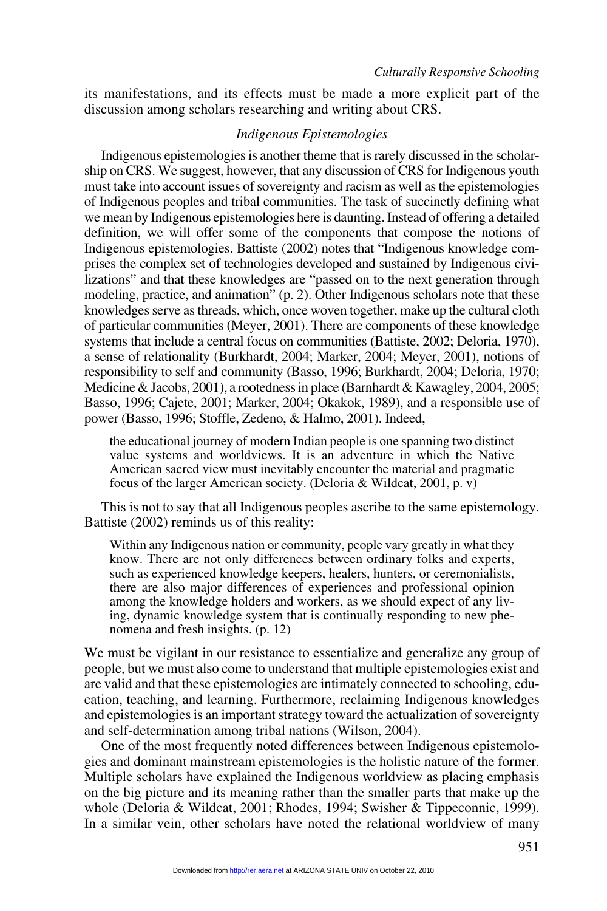its manifestations, and its effects must be made a more explicit part of the discussion among scholars researching and writing about CRS.

### *Indigenous Epistemologies*

Indigenous epistemologies is another theme that is rarely discussed in the scholarship on CRS. We suggest, however, that any discussion of CRS for Indigenous youth must take into account issues of sovereignty and racism as well as the epistemologies of Indigenous peoples and tribal communities. The task of succinctly defining what we mean by Indigenous epistemologies here is daunting. Instead of offering a detailed definition, we will offer some of the components that compose the notions of Indigenous epistemologies. Battiste (2002) notes that "Indigenous knowledge comprises the complex set of technologies developed and sustained by Indigenous civilizations" and that these knowledges are "passed on to the next generation through modeling, practice, and animation" (p. 2). Other Indigenous scholars note that these knowledges serve as threads, which, once woven together, make up the cultural cloth of particular communities (Meyer, 2001). There are components of these knowledge systems that include a central focus on communities (Battiste, 2002; Deloria, 1970), a sense of relationality (Burkhardt, 2004; Marker, 2004; Meyer, 2001), notions of responsibility to self and community (Basso, 1996; Burkhardt, 2004; Deloria, 1970; Medicine & Jacobs, 2001), a rootedness in place (Barnhardt & Kawagley, 2004, 2005; Basso, 1996; Cajete, 2001; Marker, 2004; Okakok, 1989), and a responsible use of power (Basso, 1996; Stoffle, Zedeno, & Halmo, 2001). Indeed,

> the educational journey of modern Indian people is one spanning two distinct value systems and worldviews. It is an adventure in which the Native American sacred view must inevitably encounter the material and pragmatic focus of the larger American society. (Deloria & Wildcat, 2001, p. v)

This is not to say that all Indigenous peoples ascribe to the same epistemology. Battiste (2002) reminds us of this reality:

> Within any Indigenous nation or community, people vary greatly in what they know. There are not only differences between ordinary folks and experts, such as experienced knowledge keepers, healers, hunters, or ceremonialists, there are also major differences of experiences and professional opinion among the knowledge holders and workers, as we should expect of any living, dynamic knowledge system that is continually responding to new phenomena and fresh insights. (p. 12)

We must be vigilant in our resistance to essentialize and generalize any group of people, but we must also come to understand that multiple epistemologies exist and are valid and that these epistemologies are intimately connected to schooling, education, teaching, and learning. Furthermore, reclaiming Indigenous knowledges and epistemologies is an important strategy toward the actualization of sovereignty and self-determination among tribal nations (Wilson, 2004).

One of the most frequently noted differences between Indigenous epistemologies and dominant mainstream epistemologies is the holistic nature of the former. Multiple scholars have explained the Indigenous worldview as placing emphasis on the big picture and its meaning rather than the smaller parts that make up the whole (Deloria & Wildcat, 2001; Rhodes, 1994; Swisher & Tippeconnic, 1999). In a similar vein, other scholars have noted the relational worldview of many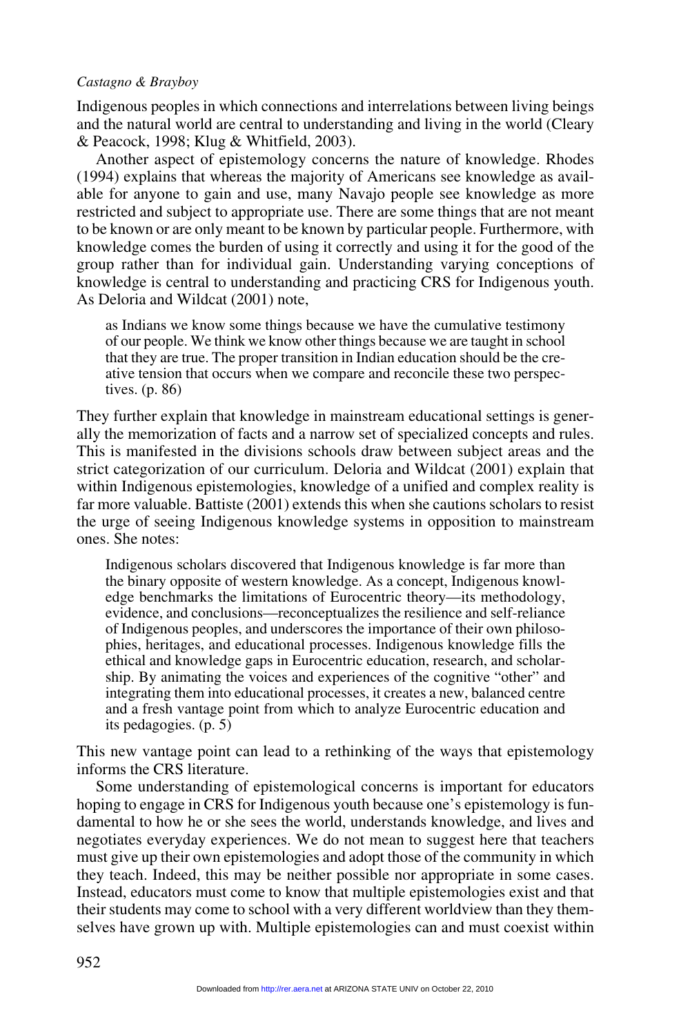Indigenous peoples in which connections and interrelations between living beings and the natural world are central to understanding and living in the world (Cleary & Peacock, 1998; Klug & Whitfield, 2003).

Another aspect of epistemology concerns the nature of knowledge. Rhodes (1994) explains that whereas the majority of Americans see knowledge as available for anyone to gain and use, many Navajo people see knowledge as more restricted and subject to appropriate use. There are some things that are not meant to be known or are only meant to be known by particular people. Furthermore, with knowledge comes the burden of using it correctly and using it for the good of the group rather than for individual gain. Understanding varying conceptions of knowledge is central to understanding and practicing CRS for Indigenous youth. As Deloria and Wildcat (2001) note,

> as Indians we know some things because we have the cumulative testimony of our people. We think we know other things because we are taught in school that they are true. The proper transition in Indian education should be the creative tension that occurs when we compare and reconcile these two perspectives. (p. 86)

They further explain that knowledge in mainstream educational settings is generally the memorization of facts and a narrow set of specialized concepts and rules. This is manifested in the divisions schools draw between subject areas and the strict categorization of our curriculum. Deloria and Wildcat (2001) explain that within Indigenous epistemologies, knowledge of a unified and complex reality is far more valuable. Battiste (2001) extends this when she cautions scholars to resist the urge of seeing Indigenous knowledge systems in opposition to mainstream ones. She notes:

> Indigenous scholars discovered that Indigenous knowledge is far more than the binary opposite of western knowledge. As a concept, Indigenous knowledge benchmarks the limitations of Eurocentric theory—its methodology, evidence, and conclusions—reconceptualizes the resilience and self-reliance of Indigenous peoples, and underscores the importance of their own philosophies, heritages, and educational processes. Indigenous knowledge fills the ethical and knowledge gaps in Eurocentric education, research, and scholarship. By animating the voices and experiences of the cognitive "other" and integrating them into educational processes, it creates a new, balanced centre and a fresh vantage point from which to analyze Eurocentric education and its pedagogies. (p. 5)

This new vantage point can lead to a rethinking of the ways that epistemology informs the CRS literature.

Some understanding of epistemological concerns is important for educators hoping to engage in CRS for Indigenous youth because one's epistemology is fundamental to how he or she sees the world, understands knowledge, and lives and negotiates everyday experiences. We do not mean to suggest here that teachers must give up their own epistemologies and adopt those of the community in which they teach. Indeed, this may be neither possible nor appropriate in some cases. Instead, educators must come to know that multiple epistemologies exist and that their students may come to school with a very different worldview than they themselves have grown up with. Multiple epistemologies can and must coexist within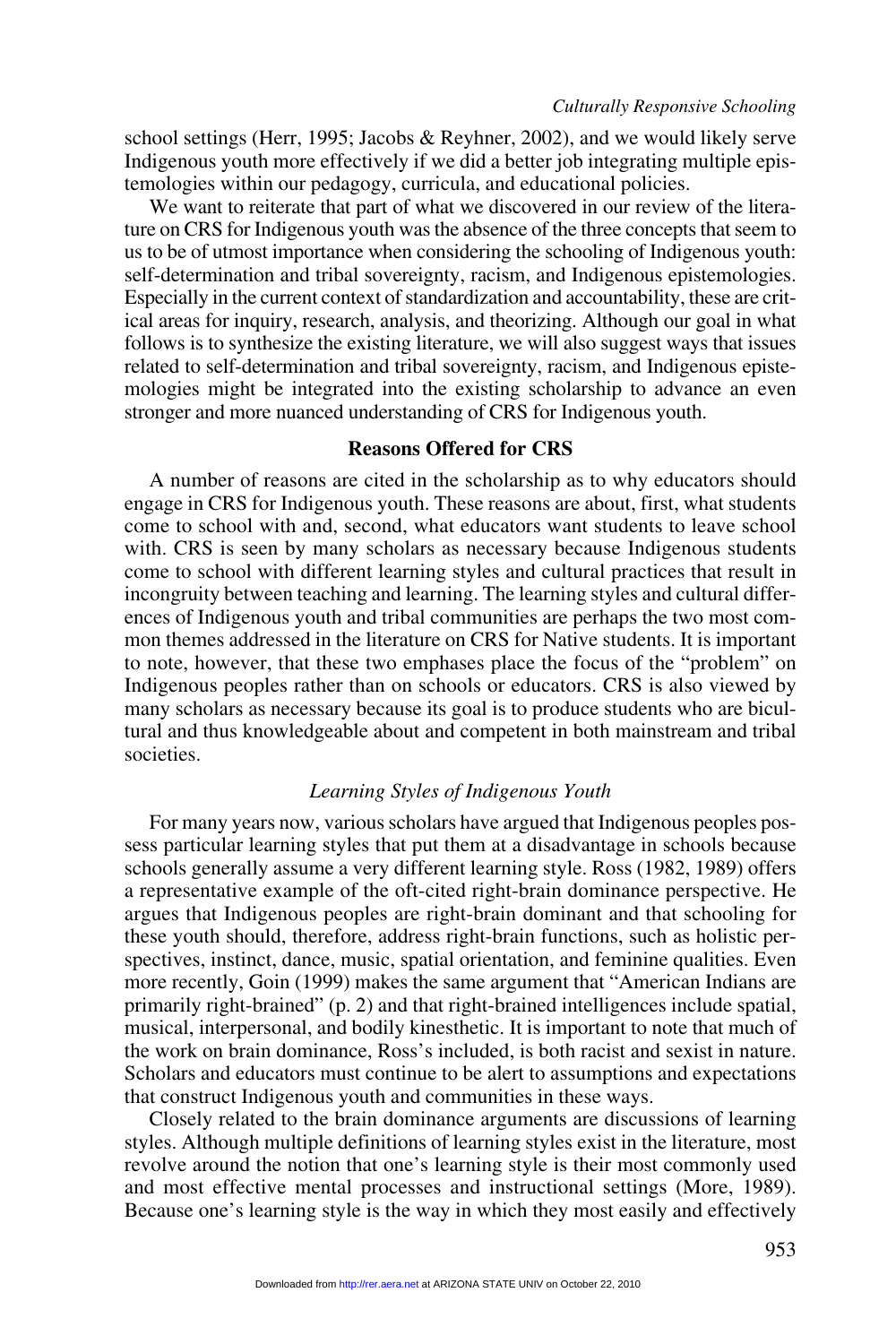school settings (Herr, 1995; Jacobs & Reyhner, 2002), and we would likely serve Indigenous youth more effectively if we did a better job integrating multiple epistemologies within our pedagogy, curricula, and educational policies.

We want to reiterate that part of what we discovered in our review of the literature on CRS for Indigenous youth was the absence of the three concepts that seem to us to be of utmost importance when considering the schooling of Indigenous youth: self-determination and tribal sovereignty, racism, and Indigenous epistemologies. Especially in the current context of standardization and accountability, these are critical areas for inquiry, research, analysis, and theorizing. Although our goal in what follows is to synthesize the existing literature, we will also suggest ways that issues related to self-determination and tribal sovereignty, racism, and Indigenous epistemologies might be integrated into the existing scholarship to advance an even stronger and more nuanced understanding of CRS for Indigenous youth.

## Reasons Offered for CRS

A number of reasons are cited in the scholarship as to why educators should engage in CRS for Indigenous youth. These reasons are about, first, what students come to school with and, second, what educators want students to leave school with. CRS is seen by many scholars as necessary because Indigenous students come to school with different learning styles and cultural practices that result in incongruity between teaching and learning. The learning styles and cultural differences of Indigenous youth and tribal communities are perhaps the two most common themes addressed in the literature on CRS for Native students. It is important to note, however, that these two emphases place the focus of the "problem" on Indigenous peoples rather than on schools or educators. CRS is also viewed by many scholars as necessary because its goal is to produce students who are bicultural and thus knowledgeable about and competent in both mainstream and tribal societies.

### *Learning Styles of Indigenous Youth*

For many years now, various scholars have argued that Indigenous peoples possess particular learning styles that put them at a disadvantage in schools because schools generally assume a very different learning style. Ross (1982, 1989) offers a representative example of the oft-cited right-brain dominance perspective. He argues that Indigenous peoples are right-brain dominant and that schooling for these youth should, therefore, address right-brain functions, such as holistic perspectives, instinct, dance, music, spatial orientation, and feminine qualities. Even more recently, Goin (1999) makes the same argument that "American Indians are primarily right-brained" (p. 2) and that right-brained intelligences include spatial, musical, interpersonal, and bodily kinesthetic. It is important to note that much of the work on brain dominance, Ross's included, is both racist and sexist in nature. Scholars and educators must continue to be alert to assumptions and expectations that construct Indigenous youth and communities in these ways.

Closely related to the brain dominance arguments are discussions of learning styles. Although multiple definitions of learning styles exist in the literature, most revolve around the notion that one's learning style is their most commonly used and most effective mental processes and instructional settings (More, 1989). Because one's learning style is the way in which they most easily and effectively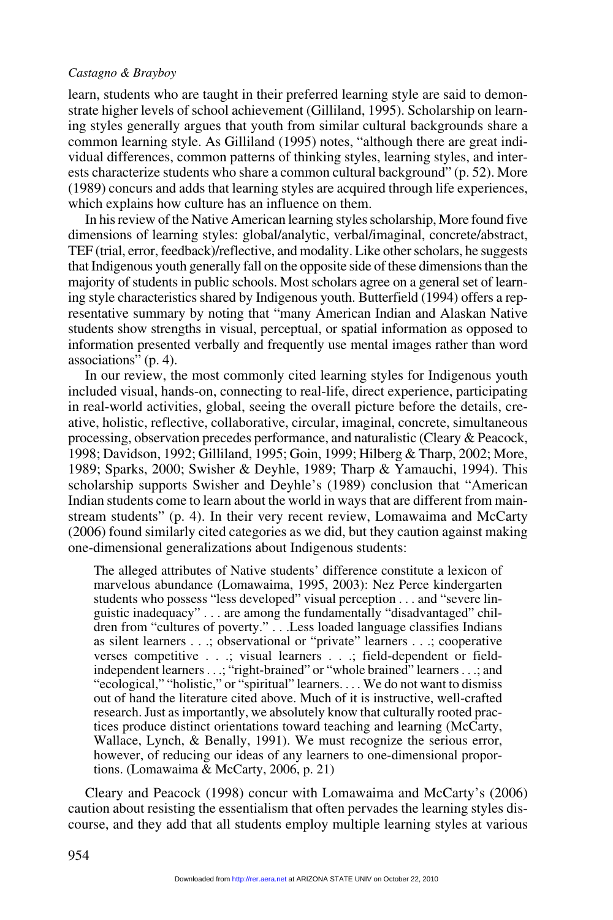learn, students who are taught in their preferred learning style are said to demonstrate higher levels of school achievement (Gilliland, 1995). Scholarship on learning styles generally argues that youth from similar cultural backgrounds share a common learning style. As Gilliland (1995) notes, "although there are great individual differences, common patterns of thinking styles, learning styles, and interests characterize students who share a common cultural background" (p. 52). More (1989) concurs and adds that learning styles are acquired through life experiences, which explains how culture has an influence on them.

In his review of the Native American learning styles scholarship, More found five dimensions of learning styles: global/analytic, verbal/imaginal, concrete/abstract, TEF (trial, error, feedback)/reflective, and modality. Like other scholars, he suggests that Indigenous youth generally fall on the opposite side of these dimensions than the majority of students in public schools. Most scholars agree on a general set of learning style characteristics shared by Indigenous youth. Butterfield (1994) offers a representative summary by noting that "many American Indian and Alaskan Native students show strengths in visual, perceptual, or spatial information as opposed to information presented verbally and frequently use mental images rather than word associations" (p. 4).

In our review, the most commonly cited learning styles for Indigenous youth included visual, hands-on, connecting to real-life, direct experience, participating in real-world activities, global, seeing the overall picture before the details, creative, holistic, reflective, collaborative, circular, imaginal, concrete, simultaneous processing, observation precedes performance, and naturalistic (Cleary & Peacock, 1998; Davidson, 1992; Gilliland, 1995; Goin, 1999; Hilberg & Tharp, 2002; More, 1989; Sparks, 2000; Swisher & Deyhle, 1989; Tharp & Yamauchi, 1994). This scholarship supports Swisher and Deyhle's (1989) conclusion that "American Indian students come to learn about the world in ways that are different from mainstream students" (p. 4). In their very recent review, Lomawaima and McCarty (2006) found similarly cited categories as we did, but they caution against making one-dimensional generalizations about Indigenous students:

> The alleged attributes of Native students' difference constitute a lexicon of marvelous abundance (Lomawaima, 1995, 2003): Nez Perce kindergarten students who possess "less developed" visual perception . . . and "severe linguistic inadequacy" . . . are among the fundamentally "disadvantaged" children from "cultures of poverty." . . .Less loaded language classifies Indians as silent learners . . .; observational or "private" learners . . .; cooperative verses competitive . . .; visual learners . . .; field-dependent or field-independent learners . . .; "right-brained" or "whole brained" learners . . .; and "ecological," "holistic," or "spiritual" learners. . . . We do not want to dismiss out of hand the literature cited above. Much of it is instructive, well-crafted research. Just as importantly, we absolutely know that culturally rooted practices produce distinct orientations toward teaching and learning (McCarty, Wallace, Lynch, & Benally, 1991). We must recognize the serious error, however, of reducing our ideas of any learners to one-dimensional proportions. (Lomawaima & McCarty, 2006, p. 21)

Cleary and Peacock (1998) concur with Lomawaima and McCarty's (2006) caution about resisting the essentialism that often pervades the learning styles discourse, and they add that all students employ multiple learning styles at various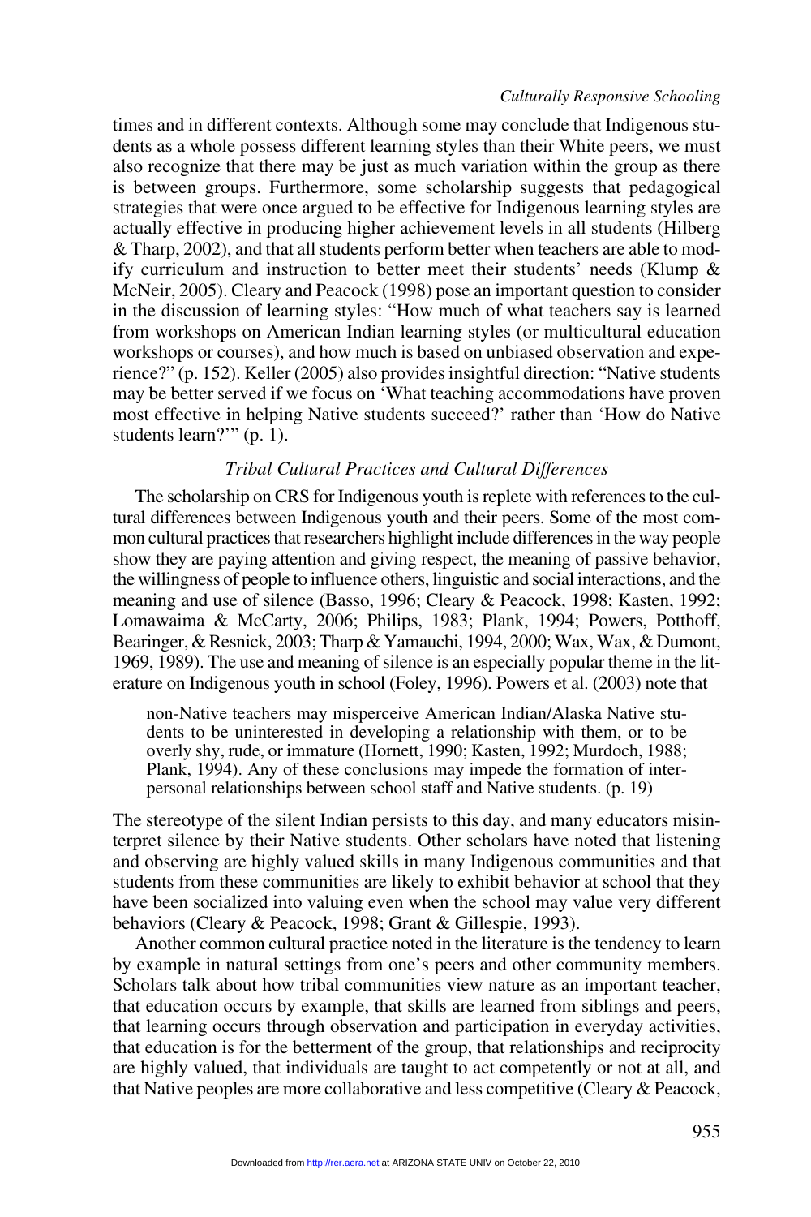times and in different contexts. Although some may conclude that Indigenous students as a whole possess different learning styles than their White peers, we must also recognize that there may be just as much variation within the group as there is between groups. Furthermore, some scholarship suggests that pedagogical strategies that were once argued to be effective for Indigenous learning styles are actually effective in producing higher achievement levels in all students (Hilberg & Tharp, 2002), and that all students perform better when teachers are able to modify curriculum and instruction to better meet their students' needs (Klump & McNeir, 2005). Cleary and Peacock (1998) pose an important question to consider in the discussion of learning styles: "How much of what teachers say is learned from workshops on American Indian learning styles (or multicultural education workshops or courses), and how much is based on unbiased observation and experience?" (p. 152). Keller (2005) also provides insightful direction: "Native students may be better served if we focus on 'What teaching accommodations have proven most effective in helping Native students succeed?' rather than 'How do Native students learn?'" (p. 1).

### *Tribal Cultural Practices and Cultural Differences*

The scholarship on CRS for Indigenous youth is replete with references to the cultural differences between Indigenous youth and their peers. Some of the most common cultural practices that researchers highlight include differences in the way people show they are paying attention and giving respect, the meaning of passive behavior, the willingness of people to influence others, linguistic and social interactions, and the meaning and use of silence (Basso, 1996; Cleary & Peacock, 1998; Kasten, 1992; Lomawaima & McCarty, 2006; Philips, 1983; Plank, 1994; Powers, Potthoff, Bearinger, & Resnick, 2003; Tharp & Yamauchi, 1994, 2000; Wax, Wax, & Dumont, 1969, 1989). The use and meaning of silence is an especially popular theme in the literature on Indigenous youth in school (Foley, 1996). Powers et al. (2003) note that

> non-Native teachers may misperceive American Indian/Alaska Native students to be uninterested in developing a relationship with them, or to be overly shy, rude, or immature (Hornett, 1990; Kasten, 1992; Murdoch, 1988; Plank, 1994). Any of these conclusions may impede the formation of interpersonal relationships between school staff and Native students. (p. 19)

The stereotype of the silent Indian persists to this day, and many educators misinterpret silence by their Native students. Other scholars have noted that listening and observing are highly valued skills in many Indigenous communities and that students from these communities are likely to exhibit behavior at school that they have been socialized into valuing even when the school may value very different behaviors (Cleary & Peacock, 1998; Grant & Gillespie, 1993).

Another common cultural practice noted in the literature is the tendency to learn by example in natural settings from one's peers and other community members. Scholars talk about how tribal communities view nature as an important teacher, that education occurs by example, that skills are learned from siblings and peers, that learning occurs through observation and participation in everyday activities, that education is for the betterment of the group, that relationships and reciprocity are highly valued, that individuals are taught to act competently or not at all, and that Native peoples are more collaborative and less competitive (Cleary & Peacock,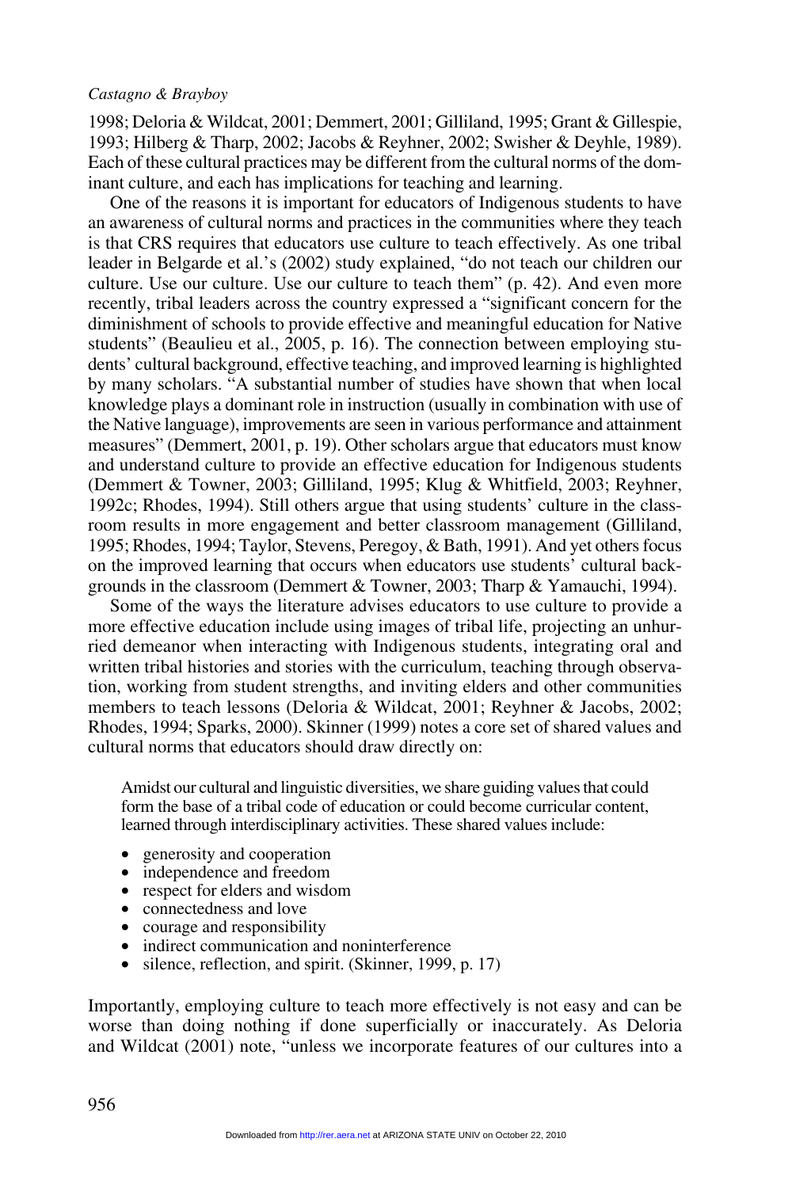1998; Deloria & Wildcat, 2001; Demmert, 2001; Gilliland, 1995; Grant & Gillespie, 1993; Hilberg & Tharp, 2002; Jacobs & Reyhner, 2002; Swisher & Deyhle, 1989). Each of these cultural practices may be different from the cultural norms of the dominant culture, and each has implications for teaching and learning.

One of the reasons it is important for educators of Indigenous students to have an awareness of cultural norms and practices in the communities where they teach is that CRS requires that educators use culture to teach effectively. As one tribal leader in Belgarde et al.'s (2002) study explained, "do not teach our children our culture. Use our culture. Use our culture to teach them" (p. 42). And even more recently, tribal leaders across the country expressed a "significant concern for the diminishment of schools to provide effective and meaningful education for Native students" (Beaulieu et al., 2005, p. 16). The connection between employing students' cultural background, effective teaching, and improved learning is highlighted by many scholars. "A substantial number of studies have shown that when local knowledge plays a dominant role in instruction (usually in combination with use of the Native language), improvements are seen in various performance and attainment measures" (Demmert, 2001, p. 19). Other scholars argue that educators must know and understand culture to provide an effective education for Indigenous students (Demmert & Towner, 2003; Gilliland, 1995; Klug & Whitfield, 2003; Reyhner, 1992c; Rhodes, 1994). Still others argue that using students' culture in the classroom results in more engagement and better classroom management (Gilliland, 1995; Rhodes, 1994; Taylor, Stevens, Peregoy, & Bath, 1991). And yet others focus on the improved learning that occurs when educators use students' cultural backgrounds in the classroom (Demmert & Towner, 2003; Tharp & Yamauchi, 1994).

Some of the ways the literature advises educators to use culture to provide a more effective education include using images of tribal life, projecting an unhurried demeanor when interacting with Indigenous students, integrating oral and written tribal histories and stories with the curriculum, teaching through observation, working from student strengths, and inviting elders and other communities members to teach lessons (Deloria & Wildcat, 2001; Reyhner & Jacobs, 2002; Rhodes, 1994; Sparks, 2000). Skinner (1999) notes a core set of shared values and cultural norms that educators should draw directly on:

> Amidst our cultural and linguistic diversities, we share guiding values that could form the base of a tribal code of education or could become curricular content, learned through interdisciplinary activities. These shared values include:
>
> - generosity and cooperation
> - independence and freedom
> - respect for elders and wisdom
> - connectedness and love
> - courage and responsibility
> - indirect communication and noninterference
> - silence, reflection, and spirit. (Skinner, 1999, p. 17)

Importantly, employing culture to teach more effectively is not easy and can be worse than doing nothing if done superficially or inaccurately. As Deloria and Wildcat (2001) note, "unless we incorporate features of our cultures into a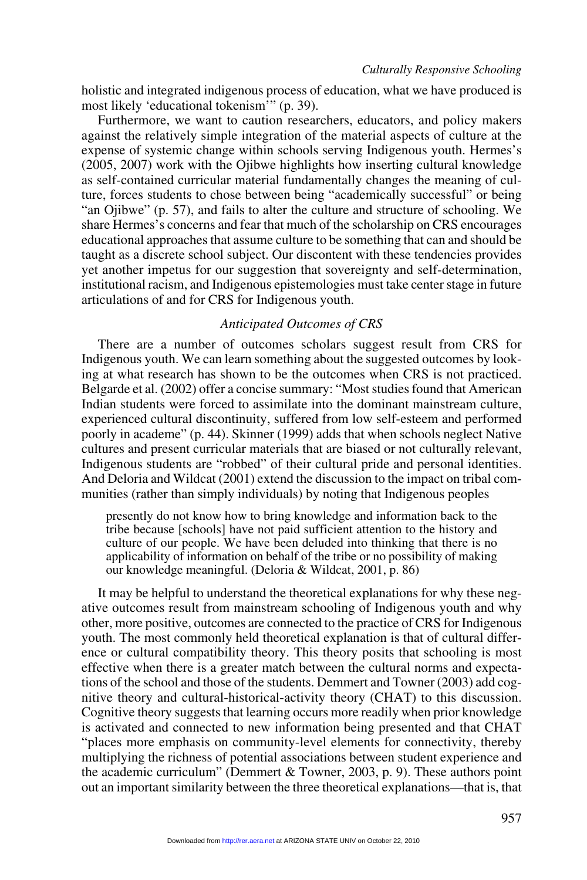holistic and integrated indigenous process of education, what we have produced is most likely 'educational tokenism'" (p. 39).

Furthermore, we want to caution researchers, educators, and policy makers against the relatively simple integration of the material aspects of culture at the expense of systemic change within schools serving Indigenous youth. Hermes's (2005, 2007) work with the Ojibwe highlights how inserting cultural knowledge as self-contained curricular material fundamentally changes the meaning of culture, forces students to chose between being "academically successful" or being "an Ojibwe" (p. 57), and fails to alter the culture and structure of schooling. We share Hermes's concerns and fear that much of the scholarship on CRS encourages educational approaches that assume culture to be something that can and should be taught as a discrete school subject. Our discontent with these tendencies provides yet another impetus for our suggestion that sovereignty and self-determination, institutional racism, and Indigenous epistemologies must take center stage in future articulations of and for CRS for Indigenous youth.

### *Anticipated Outcomes of CRS*

There are a number of outcomes scholars suggest result from CRS for Indigenous youth. We can learn something about the suggested outcomes by looking at what research has shown to be the outcomes when CRS is not practiced. Belgarde et al. (2002) offer a concise summary: "Most studies found that American Indian students were forced to assimilate into the dominant mainstream culture, experienced cultural discontinuity, suffered from low self-esteem and performed poorly in academe" (p. 44). Skinner (1999) adds that when schools neglect Native cultures and present curricular materials that are biased or not culturally relevant, Indigenous students are "robbed" of their cultural pride and personal identities. And Deloria and Wildcat (2001) extend the discussion to the impact on tribal communities (rather than simply individuals) by noting that Indigenous peoples

> presently do not know how to bring knowledge and information back to the tribe because [schools] have not paid sufficient attention to the history and culture of our people. We have been deluded into thinking that there is no applicability of information on behalf of the tribe or no possibility of making our knowledge meaningful. (Deloria & Wildcat, 2001, p. 86)

It may be helpful to understand the theoretical explanations for why these negative outcomes result from mainstream schooling of Indigenous youth and why other, more positive, outcomes are connected to the practice of CRS for Indigenous youth. The most commonly held theoretical explanation is that of cultural difference or cultural compatibility theory. This theory posits that schooling is most effective when there is a greater match between the cultural norms and expectations of the school and those of the students. Demmert and Towner (2003) add cognitive theory and cultural-historical-activity theory (CHAT) to this discussion. Cognitive theory suggests that learning occurs more readily when prior knowledge is activated and connected to new information being presented and that CHAT "places more emphasis on community-level elements for connectivity, thereby multiplying the richness of potential associations between student experience and the academic curriculum" (Demmert & Towner, 2003, p. 9). These authors point out an important similarity between the three theoretical explanations—that is, that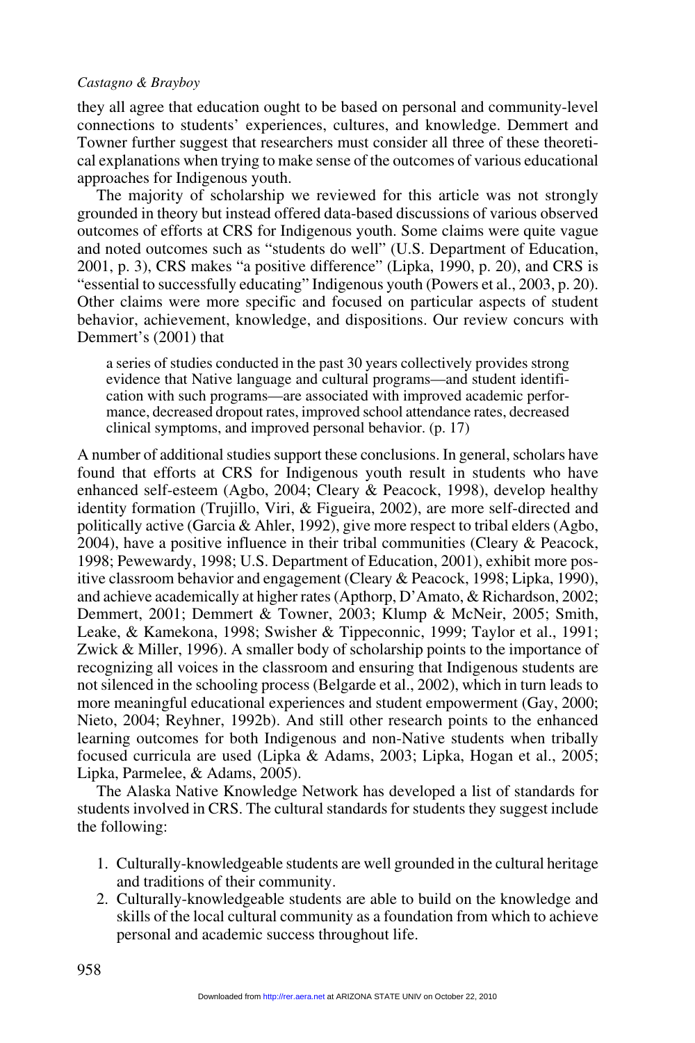they all agree that education ought to be based on personal and community-level connections to students' experiences, cultures, and knowledge. Demmert and Towner further suggest that researchers must consider all three of these theoretical explanations when trying to make sense of the outcomes of various educational approaches for Indigenous youth.

The majority of scholarship we reviewed for this article was not strongly grounded in theory but instead offered data-based discussions of various observed outcomes of efforts at CRS for Indigenous youth. Some claims were quite vague and noted outcomes such as "students do well" (U.S. Department of Education, 2001, p. 3), CRS makes "a positive difference" (Lipka, 1990, p. 20), and CRS is "essential to successfully educating" Indigenous youth (Powers et al., 2003, p. 20). Other claims were more specific and focused on particular aspects of student behavior, achievement, knowledge, and dispositions. Our review concurs with Demmert's (2001) that

> a series of studies conducted in the past 30 years collectively provides strong evidence that Native language and cultural programs—and student identification with such programs—are associated with improved academic performance, decreased dropout rates, improved school attendance rates, decreased clinical symptoms, and improved personal behavior. (p. 17)

A number of additional studies support these conclusions. In general, scholars have found that efforts at CRS for Indigenous youth result in students who have enhanced self-esteem (Agbo, 2004; Cleary & Peacock, 1998), develop healthy identity formation (Trujillo, Viri, & Figueira, 2002), are more self-directed and politically active (Garcia & Ahler, 1992), give more respect to tribal elders (Agbo, 2004), have a positive influence in their tribal communities (Cleary & Peacock, 1998; Pewewardy, 1998; U.S. Department of Education, 2001), exhibit more positive classroom behavior and engagement (Cleary & Peacock, 1998; Lipka, 1990), and achieve academically at higher rates (Apthorp, D'Amato, & Richardson, 2002; Demmert, 2001; Demmert & Towner, 2003; Klump & McNeir, 2005; Smith, Leake, & Kamekona, 1998; Swisher & Tippeconnic, 1999; Taylor et al., 1991; Zwick & Miller, 1996). A smaller body of scholarship points to the importance of recognizing all voices in the classroom and ensuring that Indigenous students are not silenced in the schooling process (Belgarde et al., 2002), which in turn leads to more meaningful educational experiences and student empowerment (Gay, 2000; Nieto, 2004; Reyhner, 1992b). And still other research points to the enhanced learning outcomes for both Indigenous and non-Native students when tribally focused curricula are used (Lipka & Adams, 2003; Lipka, Hogan et al., 2005; Lipka, Parmelee, & Adams, 2005).

The Alaska Native Knowledge Network has developed a list of standards for students involved in CRS. The cultural standards for students they suggest include the following:

1. Culturally-knowledgeable students are well grounded in the cultural heritage and traditions of their community.
2. Culturally-knowledgeable students are able to build on the knowledge and skills of the local cultural community as a foundation from which to achieve personal and academic success throughout life.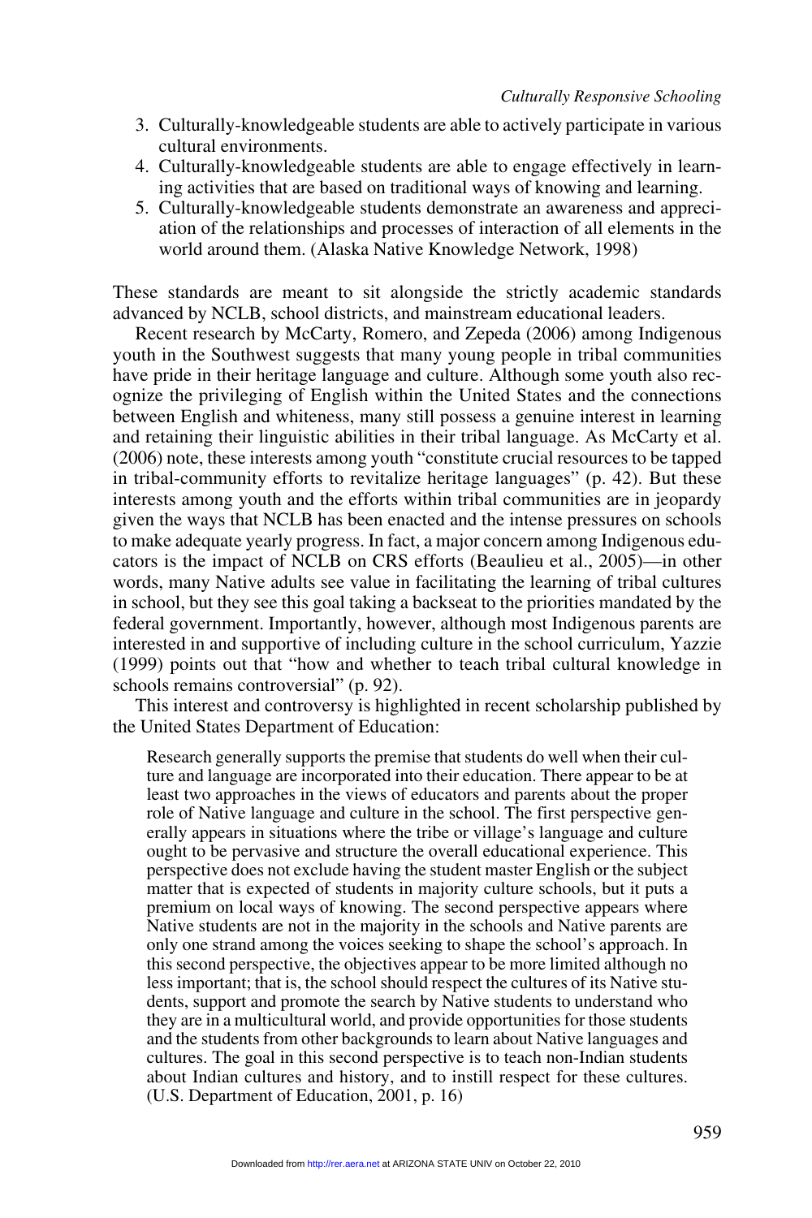3. Culturally-knowledgeable students are able to actively participate in various cultural environments.
4. Culturally-knowledgeable students are able to engage effectively in learning activities that are based on traditional ways of knowing and learning.
5. Culturally-knowledgeable students demonstrate an awareness and appreciation of the relationships and processes of interaction of all elements in the world around them. (Alaska Native Knowledge Network, 1998)

These standards are meant to sit alongside the strictly academic standards advanced by NCLB, school districts, and mainstream educational leaders.

Recent research by McCarty, Romero, and Zepeda (2006) among Indigenous youth in the Southwest suggests that many young people in tribal communities have pride in their heritage language and culture. Although some youth also recognize the privileging of English within the United States and the connections between English and whiteness, many still possess a genuine interest in learning and retaining their linguistic abilities in their tribal language. As McCarty et al. (2006) note, these interests among youth "constitute crucial resources to be tapped in tribal-community efforts to revitalize heritage languages" (p. 42). But these interests among youth and the efforts within tribal communities are in jeopardy given the ways that NCLB has been enacted and the intense pressures on schools to make adequate yearly progress. In fact, a major concern among Indigenous educators is the impact of NCLB on CRS efforts (Beaulieu et al., 2005)—in other words, many Native adults see value in facilitating the learning of tribal cultures in school, but they see this goal taking a backseat to the priorities mandated by the federal government. Importantly, however, although most Indigenous parents are interested in and supportive of including culture in the school curriculum, Yazzie (1999) points out that "how and whether to teach tribal cultural knowledge in schools remains controversial" (p. 92).

This interest and controversy is highlighted in recent scholarship published by the United States Department of Education:

> Research generally supports the premise that students do well when their culture and language are incorporated into their education. There appear to be at least two approaches in the views of educators and parents about the proper role of Native language and culture in the school. The first perspective generally appears in situations where the tribe or village's language and culture ought to be pervasive and structure the overall educational experience. This perspective does not exclude having the student master English or the subject matter that is expected of students in majority culture schools, but it puts a premium on local ways of knowing. The second perspective appears where Native students are not in the majority in the schools and Native parents are only one strand among the voices seeking to shape the school's approach. In this second perspective, the objectives appear to be more limited although no less important; that is, the school should respect the cultures of its Native students, support and promote the search by Native students to understand who they are in a multicultural world, and provide opportunities for those students and the students from other backgrounds to learn about Native languages and cultures. The goal in this second perspective is to teach non-Indian students about Indian cultures and history, and to instill respect for these cultures. (U.S. Department of Education, 2001, p. 16)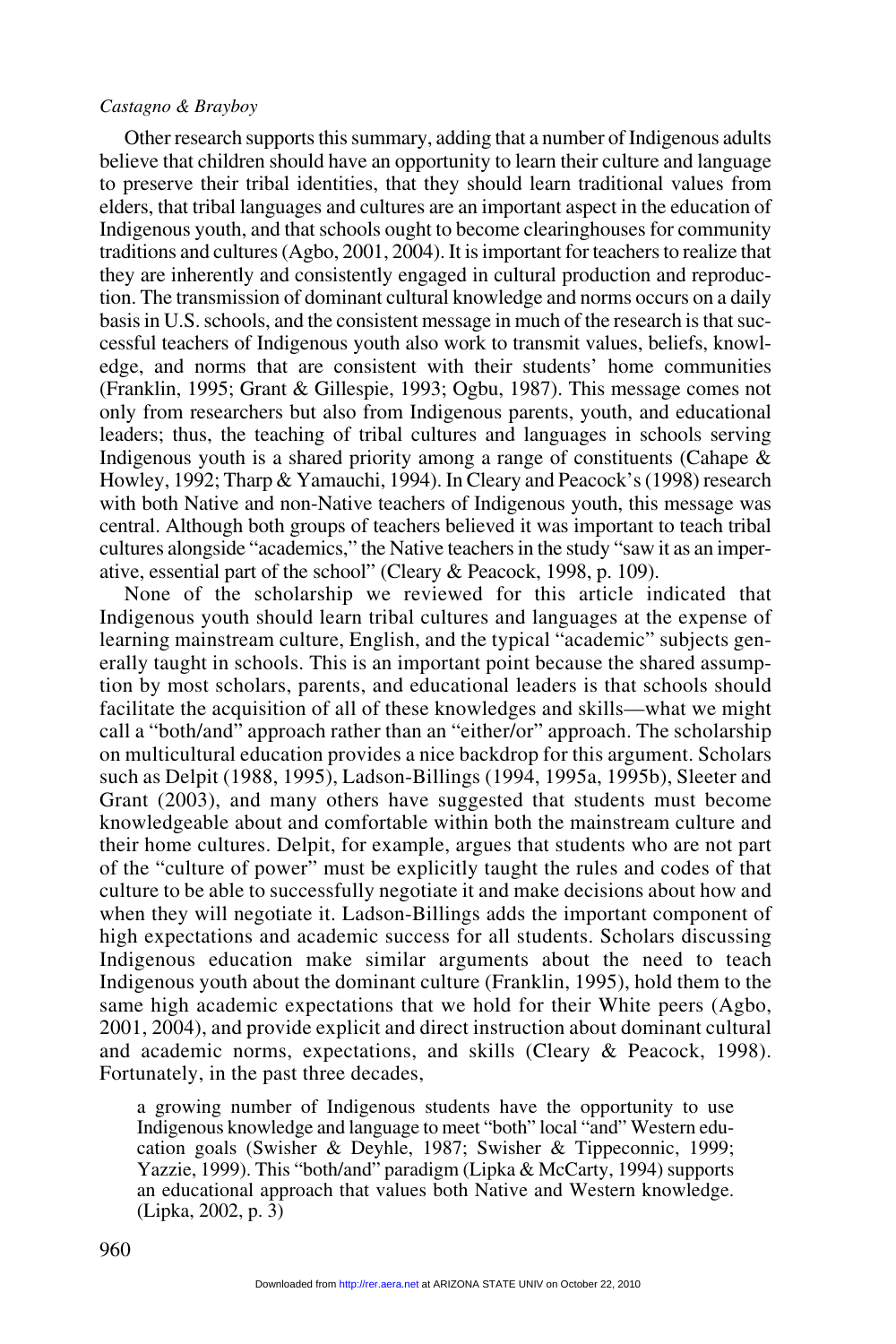Other research supports this summary, adding that a number of Indigenous adults believe that children should have an opportunity to learn their culture and language to preserve their tribal identities, that they should learn traditional values from elders, that tribal languages and cultures are an important aspect in the education of Indigenous youth, and that schools ought to become clearinghouses for community traditions and cultures (Agbo, 2001, 2004). It is important for teachers to realize that they are inherently and consistently engaged in cultural production and reproduction. The transmission of dominant cultural knowledge and norms occurs on a daily basis in U.S. schools, and the consistent message in much of the research is that successful teachers of Indigenous youth also work to transmit values, beliefs, knowledge, and norms that are consistent with their students' home communities (Franklin, 1995; Grant & Gillespie, 1993; Ogbu, 1987). This message comes not only from researchers but also from Indigenous parents, youth, and educational leaders; thus, the teaching of tribal cultures and languages in schools serving Indigenous youth is a shared priority among a range of constituents (Cahape & Howley, 1992; Tharp & Yamauchi, 1994). In Cleary and Peacock's (1998) research with both Native and non-Native teachers of Indigenous youth, this message was central. Although both groups of teachers believed it was important to teach tribal cultures alongside "academics," the Native teachers in the study "saw it as an imperative, essential part of the school" (Cleary & Peacock, 1998, p. 109).

None of the scholarship we reviewed for this article indicated that Indigenous youth should learn tribal cultures and languages at the expense of learning mainstream culture, English, and the typical "academic" subjects generally taught in schools. This is an important point because the shared assumption by most scholars, parents, and educational leaders is that schools should facilitate the acquisition of all of these knowledges and skills—what we might call a "both/and" approach rather than an "either/or" approach. The scholarship on multicultural education provides a nice backdrop for this argument. Scholars such as Delpit (1988, 1995), Ladson-Billings (1994, 1995a, 1995b), Sleeter and Grant (2003), and many others have suggested that students must become knowledgeable about and comfortable within both the mainstream culture and their home cultures. Delpit, for example, argues that students who are not part of the "culture of power" must be explicitly taught the rules and codes of that culture to be able to successfully negotiate it and make decisions about how and when they will negotiate it. Ladson-Billings adds the important component of high expectations and academic success for all students. Scholars discussing Indigenous education make similar arguments about the need to teach Indigenous youth about the dominant culture (Franklin, 1995), hold them to the same high academic expectations that we hold for their White peers (Agbo, 2001, 2004), and provide explicit and direct instruction about dominant cultural and academic norms, expectations, and skills (Cleary & Peacock, 1998). Fortunately, in the past three decades,

> a growing number of Indigenous students have the opportunity to use Indigenous knowledge and language to meet "both" local "and" Western education goals (Swisher & Deyhle, 1987; Swisher & Tippeconnic, 1999; Yazzie, 1999). This "both/and" paradigm (Lipka & McCarty, 1994) supports an educational approach that values both Native and Western knowledge. (Lipka, 2002, p. 3)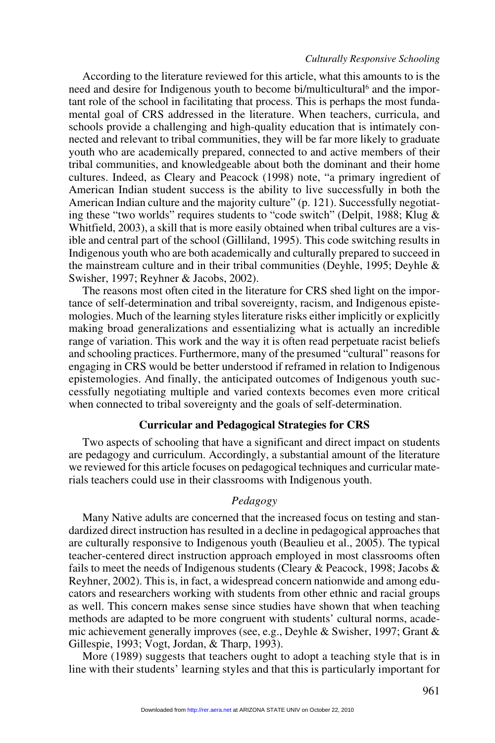According to the literature reviewed for this article, what this amounts to is the need and desire for Indigenous youth to become bi/multicultural[6] and the important role of the school in facilitating that process. This is perhaps the most fundamental goal of CRS addressed in the literature. When teachers, curricula, and schools provide a challenging and high-quality education that is intimately connected and relevant to tribal communities, they will be far more likely to graduate youth who are academically prepared, connected to and active members of their tribal communities, and knowledgeable about both the dominant and their home cultures. Indeed, as Cleary and Peacock (1998) note, "a primary ingredient of American Indian student success is the ability to live successfully in both the American Indian culture and the majority culture" (p. 121). Successfully negotiating these "two worlds" requires students to "code switch" (Delpit, 1988; Klug & Whitfield, 2003), a skill that is more easily obtained when tribal cultures are a visible and central part of the school (Gilliland, 1995). This code switching results in Indigenous youth who are both academically and culturally prepared to succeed in the mainstream culture and in their tribal communities (Deyhle, 1995; Deyhle & Swisher, 1997; Reyhner & Jacobs, 2002).

The reasons most often cited in the literature for CRS shed light on the importance of self-determination and tribal sovereignty, racism, and Indigenous epistemologies. Much of the learning styles literature risks either implicitly or explicitly making broad generalizations and essentializing what is actually an incredible range of variation. This work and the way it is often read perpetuate racist beliefs and schooling practices. Furthermore, many of the presumed "cultural" reasons for engaging in CRS would be better understood if reframed in relation to Indigenous epistemologies. And finally, the anticipated outcomes of Indigenous youth successfully negotiating multiple and varied contexts becomes even more critical when connected to tribal sovereignty and the goals of self-determination.

## Curricular and Pedagogical Strategies for CRS

Two aspects of schooling that have a significant and direct impact on students are pedagogy and curriculum. Accordingly, a substantial amount of the literature we reviewed for this article focuses on pedagogical techniques and curricular materials teachers could use in their classrooms with Indigenous youth.

### *Pedagogy*

Many Native adults are concerned that the increased focus on testing and standardized direct instruction has resulted in a decline in pedagogical approaches that are culturally responsive to Indigenous youth (Beaulieu et al., 2005). The typical teacher-centered direct instruction approach employed in most classrooms often fails to meet the needs of Indigenous students (Cleary & Peacock, 1998; Jacobs & Reyhner, 2002). This is, in fact, a widespread concern nationwide and among educators and researchers working with students from other ethnic and racial groups as well. This concern makes sense since studies have shown that when teaching methods are adapted to be more congruent with students' cultural norms, academic achievement generally improves (see, e.g., Deyhle & Swisher, 1997; Grant & Gillespie, 1993; Vogt, Jordan, & Tharp, 1993).

More (1989) suggests that teachers ought to adopt a teaching style that is in line with their students' learning styles and that this is particularly important for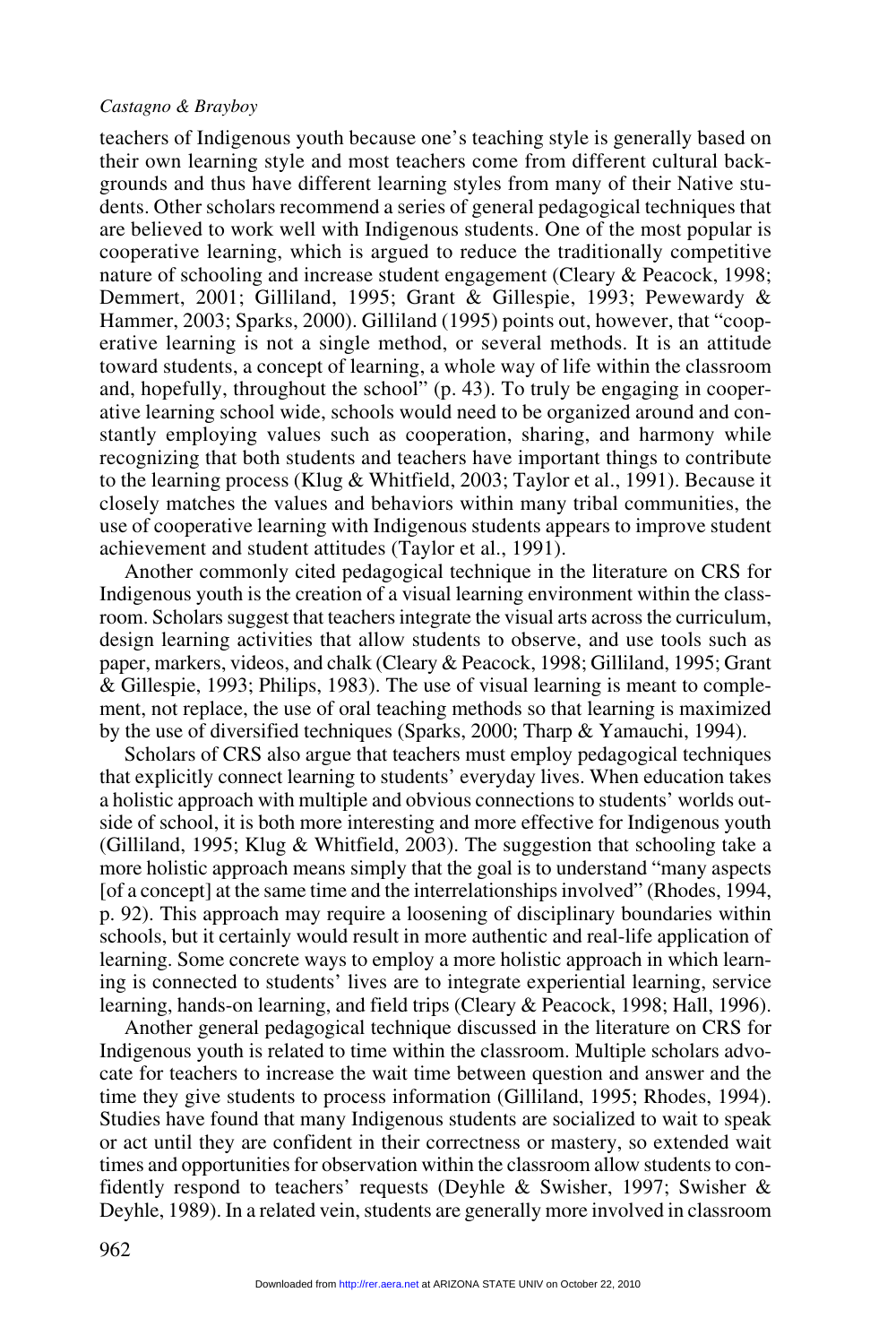teachers of Indigenous youth because one's teaching style is generally based on their own learning style and most teachers come from different cultural backgrounds and thus have different learning styles from many of their Native students. Other scholars recommend a series of general pedagogical techniques that are believed to work well with Indigenous students. One of the most popular is cooperative learning, which is argued to reduce the traditionally competitive nature of schooling and increase student engagement (Cleary & Peacock, 1998; Demmert, 2001; Gilliland, 1995; Grant & Gillespie, 1993; Pewewardy & Hammer, 2003; Sparks, 2000). Gilliland (1995) points out, however, that "cooperative learning is not a single method, or several methods. It is an attitude toward students, a concept of learning, a whole way of life within the classroom and, hopefully, throughout the school" (p. 43). To truly be engaging in cooperative learning school wide, schools would need to be organized around and constantly employing values such as cooperation, sharing, and harmony while recognizing that both students and teachers have important things to contribute to the learning process (Klug & Whitfield, 2003; Taylor et al., 1991). Because it closely matches the values and behaviors within many tribal communities, the use of cooperative learning with Indigenous students appears to improve student achievement and student attitudes (Taylor et al., 1991).

Another commonly cited pedagogical technique in the literature on CRS for Indigenous youth is the creation of a visual learning environment within the classroom. Scholars suggest that teachers integrate the visual arts across the curriculum, design learning activities that allow students to observe, and use tools such as paper, markers, videos, and chalk (Cleary & Peacock, 1998; Gilliland, 1995; Grant & Gillespie, 1993; Philips, 1983). The use of visual learning is meant to complement, not replace, the use of oral teaching methods so that learning is maximized by the use of diversified techniques (Sparks, 2000; Tharp & Yamauchi, 1994).

Scholars of CRS also argue that teachers must employ pedagogical techniques that explicitly connect learning to students' everyday lives. When education takes a holistic approach with multiple and obvious connections to students' worlds outside of school, it is both more interesting and more effective for Indigenous youth (Gilliland, 1995; Klug & Whitfield, 2003). The suggestion that schooling take a more holistic approach means simply that the goal is to understand "many aspects [of a concept] at the same time and the interrelationships involved" (Rhodes, 1994, p. 92). This approach may require a loosening of disciplinary boundaries within schools, but it certainly would result in more authentic and real-life application of learning. Some concrete ways to employ a more holistic approach in which learning is connected to students' lives are to integrate experiential learning, service learning, hands-on learning, and field trips (Cleary & Peacock, 1998; Hall, 1996).

Another general pedagogical technique discussed in the literature on CRS for Indigenous youth is related to time within the classroom. Multiple scholars advocate for teachers to increase the wait time between question and answer and the time they give students to process information (Gilliland, 1995; Rhodes, 1994). Studies have found that many Indigenous students are socialized to wait to speak or act until they are confident in their correctness or mastery, so extended wait times and opportunities for observation within the classroom allow students to confidently respond to teachers' requests (Deyhle & Swisher, 1997; Swisher & Deyhle, 1989). In a related vein, students are generally more involved in classroom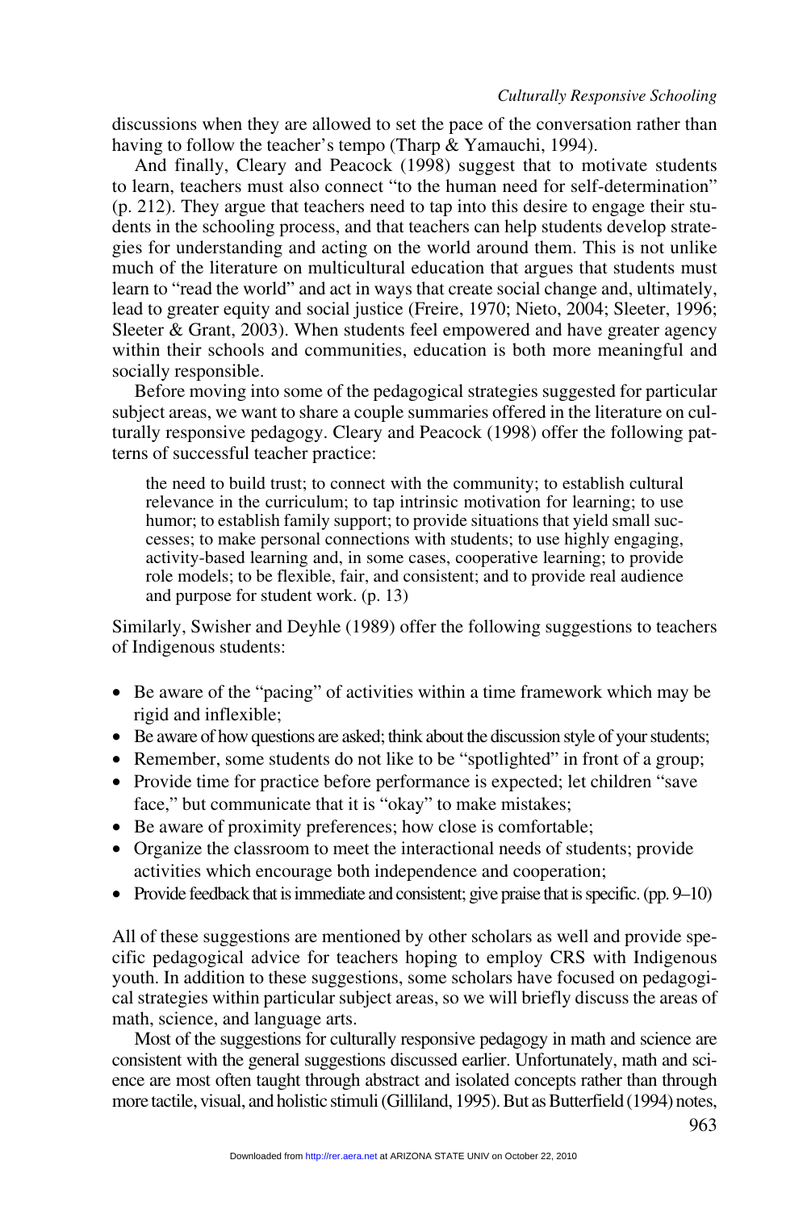discussions when they are allowed to set the pace of the conversation rather than having to follow the teacher's tempo (Tharp & Yamauchi, 1994).

And finally, Cleary and Peacock (1998) suggest that to motivate students to learn, teachers must also connect "to the human need for self-determination" (p. 212). They argue that teachers need to tap into this desire to engage their students in the schooling process, and that teachers can help students develop strategies for understanding and acting on the world around them. This is not unlike much of the literature on multicultural education that argues that students must learn to "read the world" and act in ways that create social change and, ultimately, lead to greater equity and social justice (Freire, 1970; Nieto, 2004; Sleeter, 1996; Sleeter & Grant, 2003). When students feel empowered and have greater agency within their schools and communities, education is both more meaningful and socially responsible.

Before moving into some of the pedagogical strategies suggested for particular subject areas, we want to share a couple summaries offered in the literature on culturally responsive pedagogy. Cleary and Peacock (1998) offer the following patterns of successful teacher practice:

> the need to build trust; to connect with the community; to establish cultural relevance in the curriculum; to tap intrinsic motivation for learning; to use humor; to establish family support; to provide situations that yield small successes; to make personal connections with students; to use highly engaging, activity-based learning and, in some cases, cooperative learning; to provide role models; to be flexible, fair, and consistent; and to provide real audience and purpose for student work. (p. 13)

Similarly, Swisher and Deyhle (1989) offer the following suggestions to teachers of Indigenous students:

- Be aware of the "pacing" of activities within a time framework which may be rigid and inflexible;
- Be aware of how questions are asked; think about the discussion style of your students;
- Remember, some students do not like to be "spotlighted" in front of a group;
- Provide time for practice before performance is expected; let children "save face," but communicate that it is "okay" to make mistakes;
- Be aware of proximity preferences; how close is comfortable;
- Organize the classroom to meet the interactional needs of students; provide activities which encourage both independence and cooperation;
- Provide feedback that is immediate and consistent; give praise that is specific. (pp. 9–10)

All of these suggestions are mentioned by other scholars as well and provide specific pedagogical advice for teachers hoping to employ CRS with Indigenous youth. In addition to these suggestions, some scholars have focused on pedagogical strategies within particular subject areas, so we will briefly discuss the areas of math, science, and language arts.

Most of the suggestions for culturally responsive pedagogy in math and science are consistent with the general suggestions discussed earlier. Unfortunately, math and science are most often taught through abstract and isolated concepts rather than through more tactile, visual, and holistic stimuli (Gilliland, 1995). But as Butterfield (1994) notes,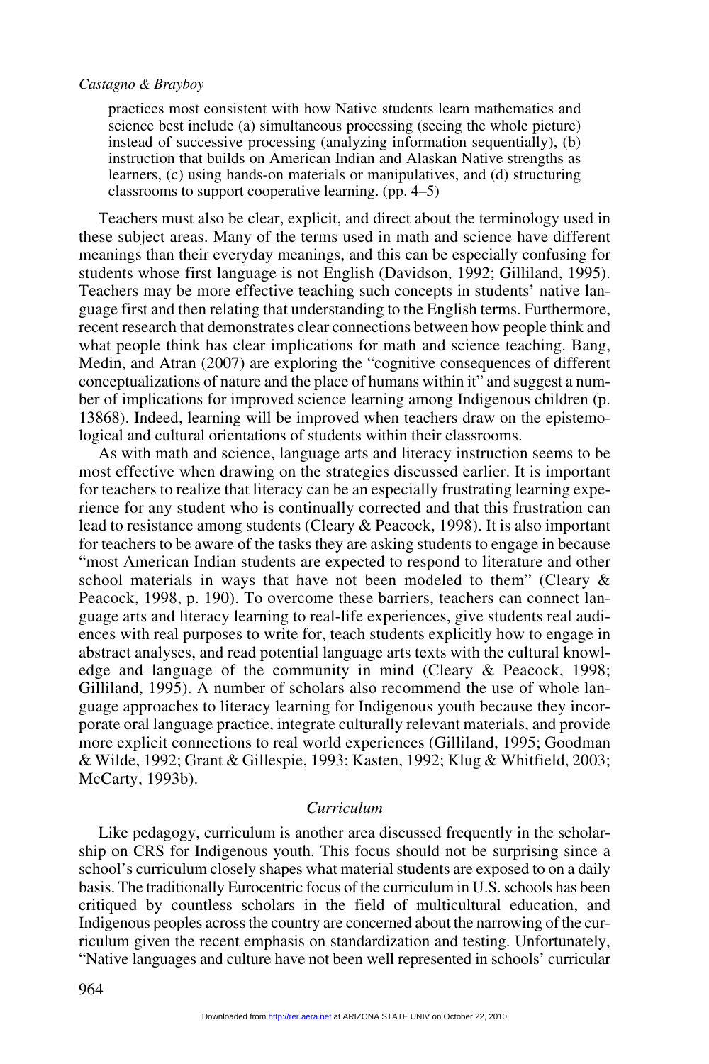practices most consistent with how Native students learn mathematics and science best include (a) simultaneous processing (seeing the whole picture) instead of successive processing (analyzing information sequentially), (b) instruction that builds on American Indian and Alaskan Native strengths as learners, (c) using hands-on materials or manipulatives, and (d) structuring classrooms to support cooperative learning. (pp. 4–5)

Teachers must also be clear, explicit, and direct about the terminology used in these subject areas. Many of the terms used in math and science have different meanings than their everyday meanings, and this can be especially confusing for students whose first language is not English (Davidson, 1992; Gilliland, 1995). Teachers may be more effective teaching such concepts in students' native language first and then relating that understanding to the English terms. Furthermore, recent research that demonstrates clear connections between how people think and what people think has clear implications for math and science teaching. Bang, Medin, and Atran (2007) are exploring the "cognitive consequences of different conceptualizations of nature and the place of humans within it" and suggest a number of implications for improved science learning among Indigenous children (p. 13868). Indeed, learning will be improved when teachers draw on the epistemological and cultural orientations of students within their classrooms.

As with math and science, language arts and literacy instruction seems to be most effective when drawing on the strategies discussed earlier. It is important for teachers to realize that literacy can be an especially frustrating learning experience for any student who is continually corrected and that this frustration can lead to resistance among students (Cleary & Peacock, 1998). It is also important for teachers to be aware of the tasks they are asking students to engage in because "most American Indian students are expected to respond to literature and other school materials in ways that have not been modeled to them" (Cleary & Peacock, 1998, p. 190). To overcome these barriers, teachers can connect language arts and literacy learning to real-life experiences, give students real audiences with real purposes to write for, teach students explicitly how to engage in abstract analyses, and read potential language arts texts with the cultural knowledge and language of the community in mind (Cleary & Peacock, 1998; Gilliland, 1995). A number of scholars also recommend the use of whole language approaches to literacy learning for Indigenous youth because they incorporate oral language practice, integrate culturally relevant materials, and provide more explicit connections to real world experiences (Gilliland, 1995; Goodman & Wilde, 1992; Grant & Gillespie, 1993; Kasten, 1992; Klug & Whitfield, 2003; McCarty, 1993b).

### *Curriculum*

Like pedagogy, curriculum is another area discussed frequently in the scholarship on CRS for Indigenous youth. This focus should not be surprising since a school's curriculum closely shapes what material students are exposed to on a daily basis. The traditionally Eurocentric focus of the curriculum in U.S. schools has been critiqued by countless scholars in the field of multicultural education, and Indigenous peoples across the country are concerned about the narrowing of the curriculum given the recent emphasis on standardization and testing. Unfortunately, "Native languages and culture have not been well represented in schools' curricular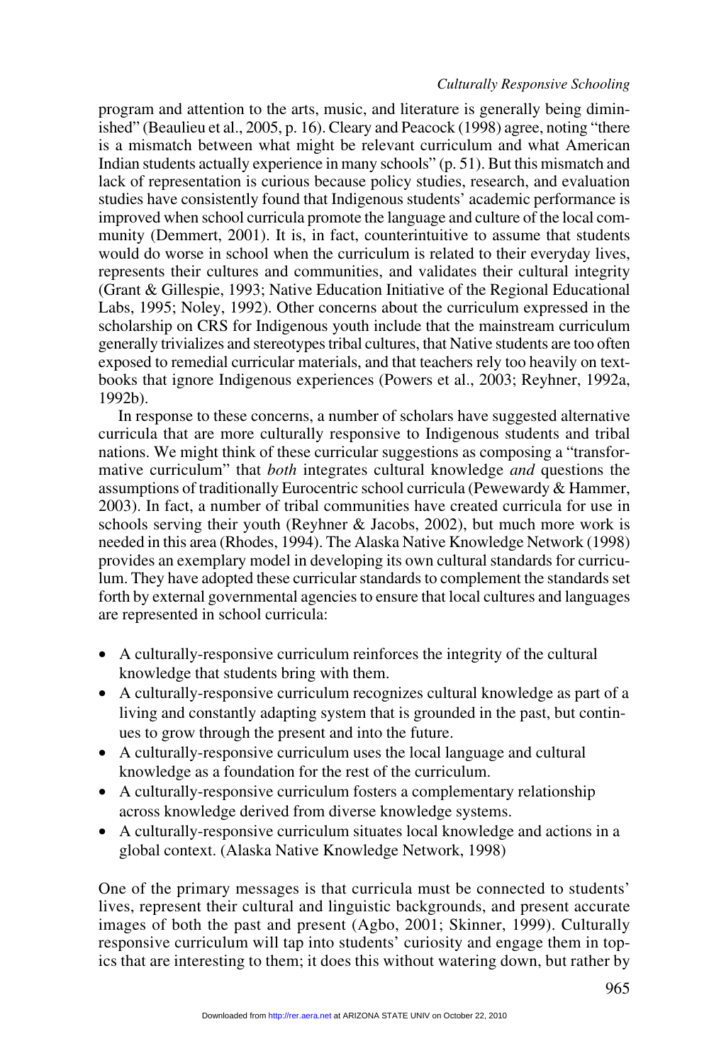program and attention to the arts, music, and literature is generally being diminished" (Beaulieu et al., 2005, p. 16). Cleary and Peacock (1998) agree, noting "there is a mismatch between what might be relevant curriculum and what American Indian students actually experience in many schools" (p. 51). But this mismatch and lack of representation is curious because policy studies, research, and evaluation studies have consistently found that Indigenous students' academic performance is improved when school curricula promote the language and culture of the local community (Demmert, 2001). It is, in fact, counterintuitive to assume that students would do worse in school when the curriculum is related to their everyday lives, represents their cultures and communities, and validates their cultural integrity (Grant & Gillespie, 1993; Native Education Initiative of the Regional Educational Labs, 1995; Noley, 1992). Other concerns about the curriculum expressed in the scholarship on CRS for Indigenous youth include that the mainstream curriculum generally trivializes and stereotypes tribal cultures, that Native students are too often exposed to remedial curricular materials, and that teachers rely too heavily on textbooks that ignore Indigenous experiences (Powers et al., 2003; Reyhner, 1992a, 1992b).

In response to these concerns, a number of scholars have suggested alternative curricula that are more culturally responsive to Indigenous students and tribal nations. We might think of these curricular suggestions as composing a "transformative curriculum" that *both* integrates cultural knowledge *and* questions the assumptions of traditionally Eurocentric school curricula (Pewewardy & Hammer, 2003). In fact, a number of tribal communities have created curricula for use in schools serving their youth (Reyhner & Jacobs, 2002), but much more work is needed in this area (Rhodes, 1994). The Alaska Native Knowledge Network (1998) provides an exemplary model in developing its own cultural standards for curriculum. They have adopted these curricular standards to complement the standards set forth by external governmental agencies to ensure that local cultures and languages are represented in school curricula:

- A culturally-responsive curriculum reinforces the integrity of the cultural knowledge that students bring with them.
- A culturally-responsive curriculum recognizes cultural knowledge as part of a living and constantly adapting system that is grounded in the past, but continues to grow through the present and into the future.
- A culturally-responsive curriculum uses the local language and cultural knowledge as a foundation for the rest of the curriculum.
- A culturally-responsive curriculum fosters a complementary relationship across knowledge derived from diverse knowledge systems.
- A culturally-responsive curriculum situates local knowledge and actions in a global context. (Alaska Native Knowledge Network, 1998)

One of the primary messages is that curricula must be connected to students' lives, represent their cultural and linguistic backgrounds, and present accurate images of both the past and present (Agbo, 2001; Skinner, 1999). Culturally responsive curriculum will tap into students' curiosity and engage them in topics that are interesting to them; it does this without watering down, but rather by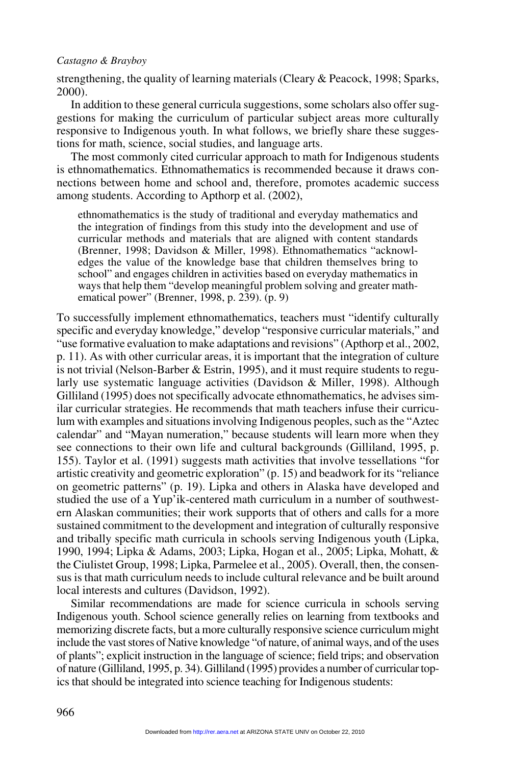strengthening, the quality of learning materials (Cleary & Peacock, 1998; Sparks, 2000).

In addition to these general curricula suggestions, some scholars also offer suggestions for making the curriculum of particular subject areas more culturally responsive to Indigenous youth. In what follows, we briefly share these suggestions for math, science, social studies, and language arts.

The most commonly cited curricular approach to math for Indigenous students is ethnomathematics. Ethnomathematics is recommended because it draws connections between home and school and, therefore, promotes academic success among students. According to Apthorp et al. (2002),

> ethnomathematics is the study of traditional and everyday mathematics and the integration of findings from this study into the development and use of curricular methods and materials that are aligned with content standards (Brenner, 1998; Davidson & Miller, 1998). Ethnomathematics "acknowledges the value of the knowledge base that children themselves bring to school" and engages children in activities based on everyday mathematics in ways that help them "develop meaningful problem solving and greater mathematical power" (Brenner, 1998, p. 239). (p. 9)

To successfully implement ethnomathematics, teachers must "identify culturally specific and everyday knowledge," develop "responsive curricular materials," and "use formative evaluation to make adaptations and revisions" (Apthorp et al., 2002, p. 11). As with other curricular areas, it is important that the integration of culture is not trivial (Nelson-Barber & Estrin, 1995), and it must require students to regularly use systematic language activities (Davidson & Miller, 1998). Although Gilliland (1995) does not specifically advocate ethnomathematics, he advises similar curricular strategies. He recommends that math teachers infuse their curriculum with examples and situations involving Indigenous peoples, such as the "Aztec calendar" and "Mayan numeration," because students will learn more when they see connections to their own life and cultural backgrounds (Gilliland, 1995, p. 155). Taylor et al. (1991) suggests math activities that involve tessellations "for artistic creativity and geometric exploration" (p. 15) and beadwork for its "reliance on geometric patterns" (p. 19). Lipka and others in Alaska have developed and studied the use of a Yup'ik-centered math curriculum in a number of southwestern Alaskan communities; their work supports that of others and calls for a more sustained commitment to the development and integration of culturally responsive and tribally specific math curricula in schools serving Indigenous youth (Lipka, 1990, 1994; Lipka & Adams, 2003; Lipka, Hogan et al., 2005; Lipka, Mohatt, & the Ciulistet Group, 1998; Lipka, Parmelee et al., 2005). Overall, then, the consensus is that math curriculum needs to include cultural relevance and be built around local interests and cultures (Davidson, 1992).

Similar recommendations are made for science curricula in schools serving Indigenous youth. School science generally relies on learning from textbooks and memorizing discrete facts, but a more culturally responsive science curriculum might include the vast stores of Native knowledge "of nature, of animal ways, and of the uses of plants"; explicit instruction in the language of science; field trips; and observation of nature (Gilliland, 1995, p. 34). Gilliland (1995) provides a number of curricular topics that should be integrated into science teaching for Indigenous students: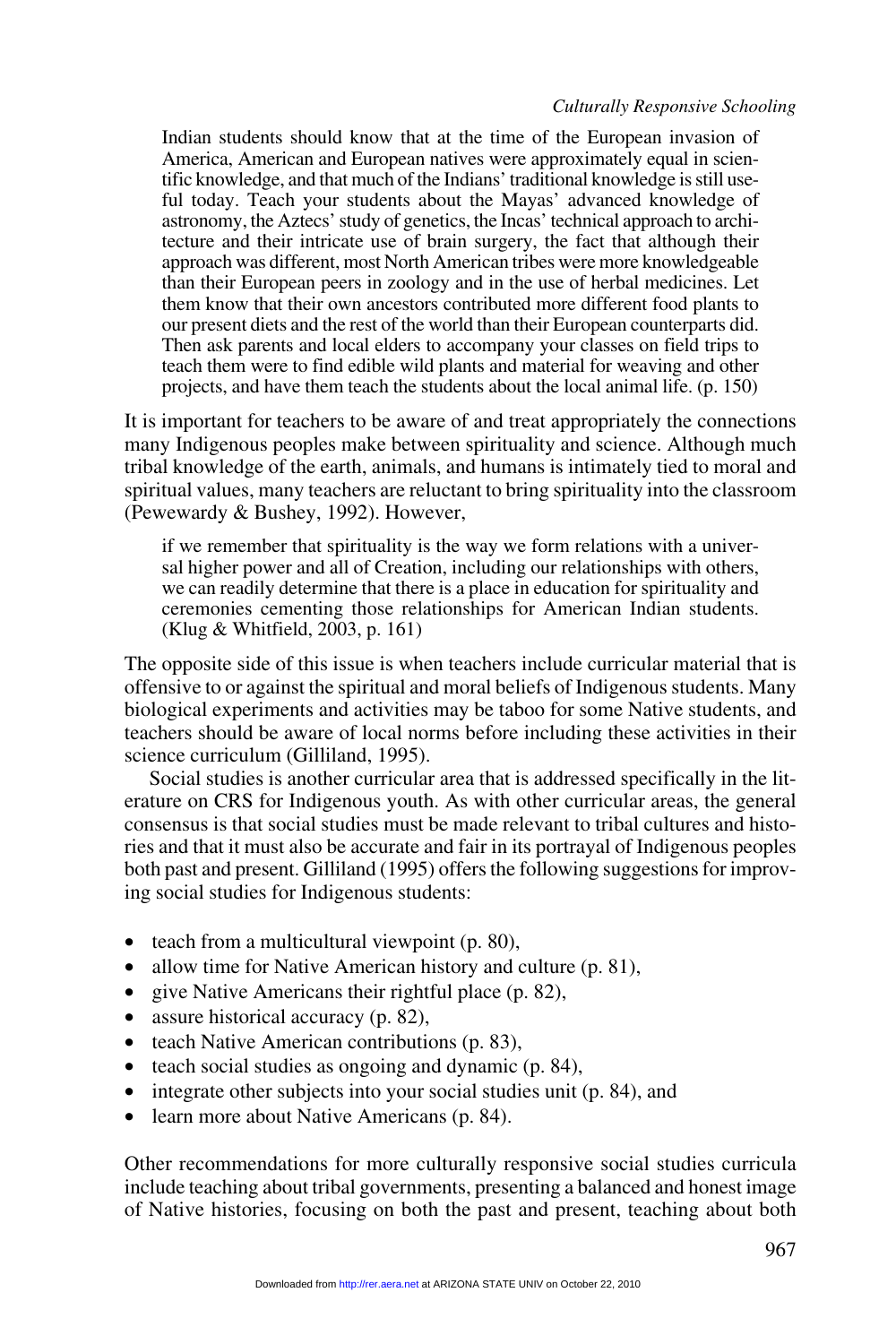> Indian students should know that at the time of the European invasion of America, American and European natives were approximately equal in scientific knowledge, and that much of the Indians' traditional knowledge is still useful today. Teach your students about the Mayas' advanced knowledge of astronomy, the Aztecs' study of genetics, the Incas' technical approach to architecture and their intricate use of brain surgery, the fact that although their approach was different, most North American tribes were more knowledgeable than their European peers in zoology and in the use of herbal medicines. Let them know that their own ancestors contributed more different food plants to our present diets and the rest of the world than their European counterparts did. Then ask parents and local elders to accompany your classes on field trips to teach them were to find edible wild plants and material for weaving and other projects, and have them teach the students about the local animal life. (p. 150)

It is important for teachers to be aware of and treat appropriately the connections many Indigenous peoples make between spirituality and science. Although much tribal knowledge of the earth, animals, and humans is intimately tied to moral and spiritual values, many teachers are reluctant to bring spirituality into the classroom (Pewewardy & Bushey, 1992). However,

> if we remember that spirituality is the way we form relations with a universal higher power and all of Creation, including our relationships with others, we can readily determine that there is a place in education for spirituality and ceremonies cementing those relationships for American Indian students. (Klug & Whitfield, 2003, p. 161)

The opposite side of this issue is when teachers include curricular material that is offensive to or against the spiritual and moral beliefs of Indigenous students. Many biological experiments and activities may be taboo for some Native students, and teachers should be aware of local norms before including these activities in their science curriculum (Gilliland, 1995).

Social studies is another curricular area that is addressed specifically in the literature on CRS for Indigenous youth. As with other curricular areas, the general consensus is that social studies must be made relevant to tribal cultures and histories and that it must also be accurate and fair in its portrayal of Indigenous peoples both past and present. Gilliland (1995) offers the following suggestions for improving social studies for Indigenous students:

- teach from a multicultural viewpoint (p. 80),
- allow time for Native American history and culture (p. 81),
- give Native Americans their rightful place (p. 82),
- assure historical accuracy (p. 82),
- teach Native American contributions (p. 83),
- teach social studies as ongoing and dynamic (p. 84),
- integrate other subjects into your social studies unit (p. 84), and
- learn more about Native Americans (p. 84).

Other recommendations for more culturally responsive social studies curricula include teaching about tribal governments, presenting a balanced and honest image of Native histories, focusing on both the past and present, teaching about both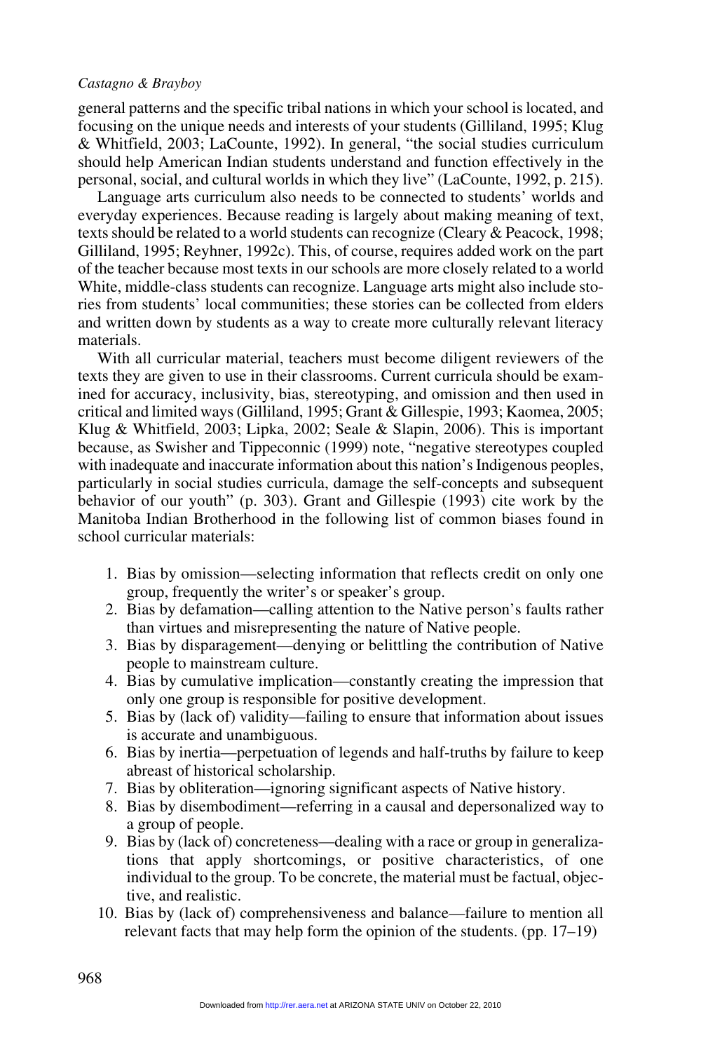general patterns and the specific tribal nations in which your school is located, and focusing on the unique needs and interests of your students (Gilliland, 1995; Klug & Whitfield, 2003; LaCounte, 1992). In general, "the social studies curriculum should help American Indian students understand and function effectively in the personal, social, and cultural worlds in which they live" (LaCounte, 1992, p. 215).

Language arts curriculum also needs to be connected to students' worlds and everyday experiences. Because reading is largely about making meaning of text, texts should be related to a world students can recognize (Cleary & Peacock, 1998; Gilliland, 1995; Reyhner, 1992c). This, of course, requires added work on the part of the teacher because most texts in our schools are more closely related to a world White, middle-class students can recognize. Language arts might also include stories from students' local communities; these stories can be collected from elders and written down by students as a way to create more culturally relevant literacy materials.

With all curricular material, teachers must become diligent reviewers of the texts they are given to use in their classrooms. Current curricula should be examined for accuracy, inclusivity, bias, stereotyping, and omission and then used in critical and limited ways (Gilliland, 1995; Grant & Gillespie, 1993; Kaomea, 2005; Klug & Whitfield, 2003; Lipka, 2002; Seale & Slapin, 2006). This is important because, as Swisher and Tippeconnic (1999) note, "negative stereotypes coupled with inadequate and inaccurate information about this nation's Indigenous peoples, particularly in social studies curricula, damage the self-concepts and subsequent behavior of our youth" (p. 303). Grant and Gillespie (1993) cite work by the Manitoba Indian Brotherhood in the following list of common biases found in school curricular materials:

1. Bias by omission—selecting information that reflects credit on only one group, frequently the writer's or speaker's group.
2. Bias by defamation—calling attention to the Native person's faults rather than virtues and misrepresenting the nature of Native people.
3. Bias by disparagement—denying or belittling the contribution of Native people to mainstream culture.
4. Bias by cumulative implication—constantly creating the impression that only one group is responsible for positive development.
5. Bias by (lack of) validity—failing to ensure that information about issues is accurate and unambiguous.
6. Bias by inertia—perpetuation of legends and half-truths by failure to keep abreast of historical scholarship.
7. Bias by obliteration—ignoring significant aspects of Native history.
8. Bias by disembodiment—referring in a causal and depersonalized way to a group of people.
9. Bias by (lack of) concreteness—dealing with a race or group in generalizations that apply shortcomings, or positive characteristics, of one individual to the group. To be concrete, the material must be factual, objective, and realistic.
10. Bias by (lack of) comprehensiveness and balance—failure to mention all relevant facts that may help form the opinion of the students. (pp. 17–19)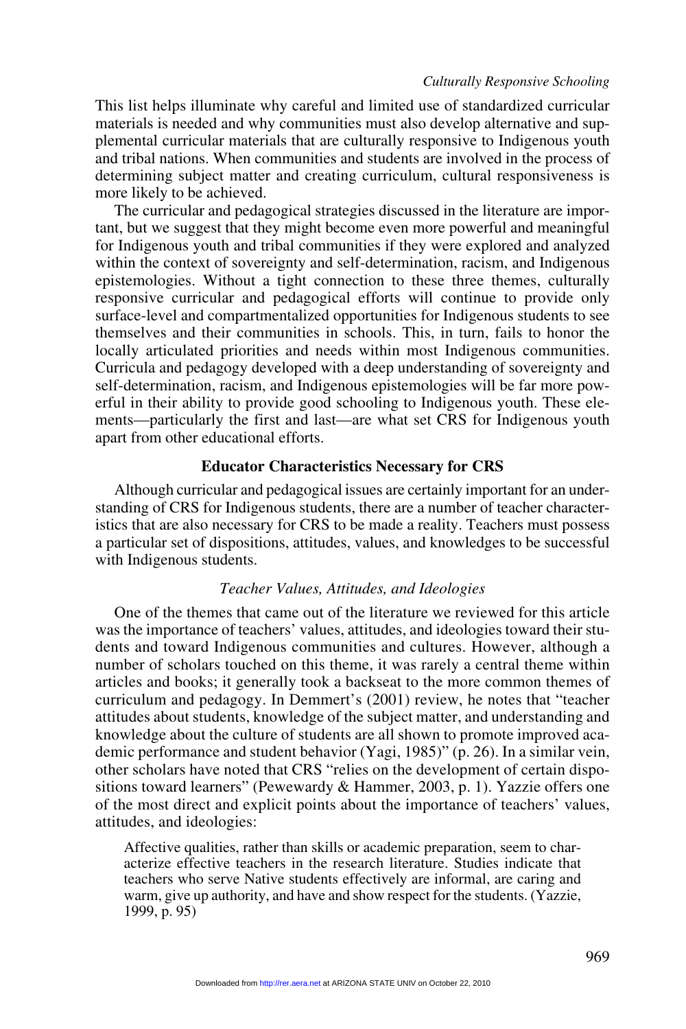This list helps illuminate why careful and limited use of standardized curricular materials is needed and why communities must also develop alternative and supplemental curricular materials that are culturally responsive to Indigenous youth and tribal nations. When communities and students are involved in the process of determining subject matter and creating curriculum, cultural responsiveness is more likely to be achieved.

The curricular and pedagogical strategies discussed in the literature are important, but we suggest that they might become even more powerful and meaningful for Indigenous youth and tribal communities if they were explored and analyzed within the context of sovereignty and self-determination, racism, and Indigenous epistemologies. Without a tight connection to these three themes, culturally responsive curricular and pedagogical efforts will continue to provide only surface-level and compartmentalized opportunities for Indigenous students to see themselves and their communities in schools. This, in turn, fails to honor the locally articulated priorities and needs within most Indigenous communities. Curricula and pedagogy developed with a deep understanding of sovereignty and self-determination, racism, and Indigenous epistemologies will be far more powerful in their ability to provide good schooling to Indigenous youth. These elements—particularly the first and last—are what set CRS for Indigenous youth apart from other educational efforts.

## Educator Characteristics Necessary for CRS

Although curricular and pedagogical issues are certainly important for an understanding of CRS for Indigenous students, there are a number of teacher characteristics that are also necessary for CRS to be made a reality. Teachers must possess a particular set of dispositions, attitudes, values, and knowledges to be successful with Indigenous students.

### *Teacher Values, Attitudes, and Ideologies*

One of the themes that came out of the literature we reviewed for this article was the importance of teachers' values, attitudes, and ideologies toward their students and toward Indigenous communities and cultures. However, although a number of scholars touched on this theme, it was rarely a central theme within articles and books; it generally took a backseat to the more common themes of curriculum and pedagogy. In Demmert's (2001) review, he notes that "teacher attitudes about students, knowledge of the subject matter, and understanding and knowledge about the culture of students are all shown to promote improved academic performance and student behavior (Yagi, 1985)" (p. 26). In a similar vein, other scholars have noted that CRS "relies on the development of certain dispositions toward learners" (Pewewardy & Hammer, 2003, p. 1). Yazzie offers one of the most direct and explicit points about the importance of teachers' values, attitudes, and ideologies:

> Affective qualities, rather than skills or academic preparation, seem to characterize effective teachers in the research literature. Studies indicate that teachers who serve Native students effectively are informal, are caring and warm, give up authority, and have and show respect for the students. (Yazzie, 1999, p. 95)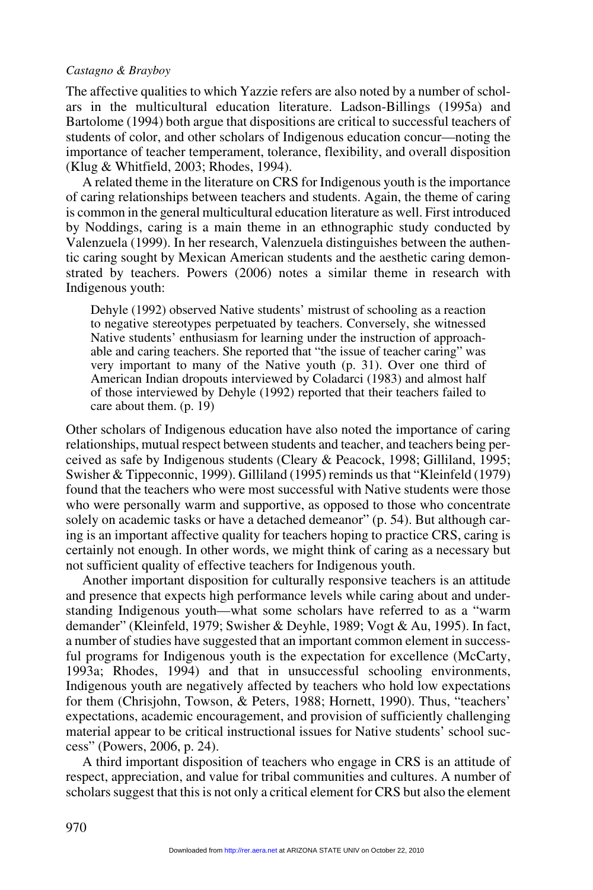The affective qualities to which Yazzie refers are also noted by a number of scholars in the multicultural education literature. Ladson-Billings (1995a) and Bartolome (1994) both argue that dispositions are critical to successful teachers of students of color, and other scholars of Indigenous education concur—noting the importance of teacher temperament, tolerance, flexibility, and overall disposition (Klug & Whitfield, 2003; Rhodes, 1994).

A related theme in the literature on CRS for Indigenous youth is the importance of caring relationships between teachers and students. Again, the theme of caring is common in the general multicultural education literature as well. First introduced by Noddings, caring is a main theme in an ethnographic study conducted by Valenzuela (1999). In her research, Valenzuela distinguishes between the authentic caring sought by Mexican American students and the aesthetic caring demonstrated by teachers. Powers (2006) notes a similar theme in research with Indigenous youth:

> Dehyle (1992) observed Native students' mistrust of schooling as a reaction to negative stereotypes perpetuated by teachers. Conversely, she witnessed Native students' enthusiasm for learning under the instruction of approachable and caring teachers. She reported that "the issue of teacher caring" was very important to many of the Native youth (p. 31). Over one third of American Indian dropouts interviewed by Coladarci (1983) and almost half of those interviewed by Dehyle (1992) reported that their teachers failed to care about them. (p. 19)

Other scholars of Indigenous education have also noted the importance of caring relationships, mutual respect between students and teacher, and teachers being perceived as safe by Indigenous students (Cleary & Peacock, 1998; Gilliland, 1995; Swisher & Tippeconnic, 1999). Gilliland (1995) reminds us that "Kleinfeld (1979) found that the teachers who were most successful with Native students were those who were personally warm and supportive, as opposed to those who concentrate solely on academic tasks or have a detached demeanor" (p. 54). But although caring is an important affective quality for teachers hoping to practice CRS, caring is certainly not enough. In other words, we might think of caring as a necessary but not sufficient quality of effective teachers for Indigenous youth.

Another important disposition for culturally responsive teachers is an attitude and presence that expects high performance levels while caring about and understanding Indigenous youth—what some scholars have referred to as a "warm demander" (Kleinfeld, 1979; Swisher & Deyhle, 1989; Vogt & Au, 1995). In fact, a number of studies have suggested that an important common element in successful programs for Indigenous youth is the expectation for excellence (McCarty, 1993a; Rhodes, 1994) and that in unsuccessful schooling environments, Indigenous youth are negatively affected by teachers who hold low expectations for them (Chrisjohn, Towson, & Peters, 1988; Hornett, 1990). Thus, "teachers' expectations, academic encouragement, and provision of sufficiently challenging material appear to be critical instructional issues for Native students' school success" (Powers, 2006, p. 24).

A third important disposition of teachers who engage in CRS is an attitude of respect, appreciation, and value for tribal communities and cultures. A number of scholars suggest that this is not only a critical element for CRS but also the element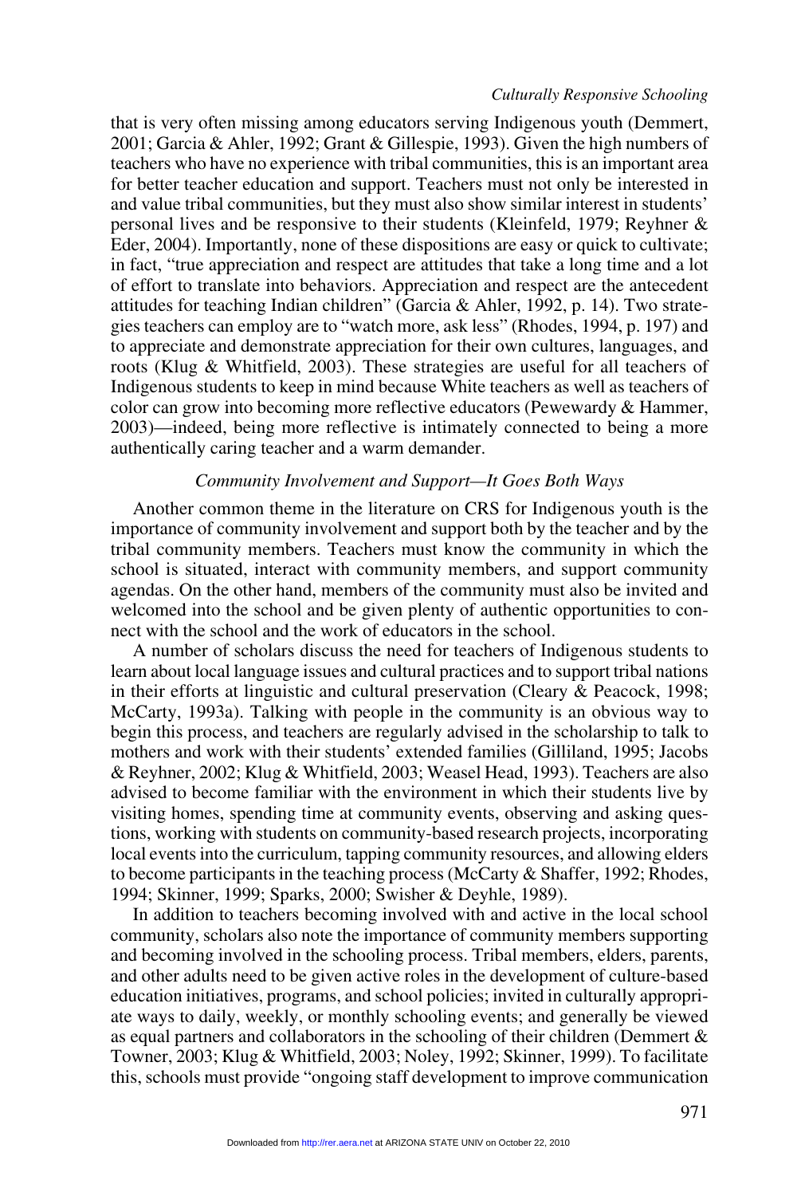that is very often missing among educators serving Indigenous youth (Demmert, 2001; Garcia & Ahler, 1992; Grant & Gillespie, 1993). Given the high numbers of teachers who have no experience with tribal communities, this is an important area for better teacher education and support. Teachers must not only be interested in and value tribal communities, but they must also show similar interest in students' personal lives and be responsive to their students (Kleinfeld, 1979; Reyhner & Eder, 2004). Importantly, none of these dispositions are easy or quick to cultivate; in fact, "true appreciation and respect are attitudes that take a long time and a lot of effort to translate into behaviors. Appreciation and respect are the antecedent attitudes for teaching Indian children" (Garcia & Ahler, 1992, p. 14). Two strategies teachers can employ are to "watch more, ask less" (Rhodes, 1994, p. 197) and to appreciate and demonstrate appreciation for their own cultures, languages, and roots (Klug & Whitfield, 2003). These strategies are useful for all teachers of Indigenous students to keep in mind because White teachers as well as teachers of color can grow into becoming more reflective educators (Pewewardy & Hammer, 2003)—indeed, being more reflective is intimately connected to being a more authentically caring teacher and a warm demander.

### *Community Involvement and Support—It Goes Both Ways*

Another common theme in the literature on CRS for Indigenous youth is the importance of community involvement and support both by the teacher and by the tribal community members. Teachers must know the community in which the school is situated, interact with community members, and support community agendas. On the other hand, members of the community must also be invited and welcomed into the school and be given plenty of authentic opportunities to connect with the school and the work of educators in the school.

A number of scholars discuss the need for teachers of Indigenous students to learn about local language issues and cultural practices and to support tribal nations in their efforts at linguistic and cultural preservation (Cleary & Peacock, 1998; McCarty, 1993a). Talking with people in the community is an obvious way to begin this process, and teachers are regularly advised in the scholarship to talk to mothers and work with their students' extended families (Gilliland, 1995; Jacobs & Reyhner, 2002; Klug & Whitfield, 2003; Weasel Head, 1993). Teachers are also advised to become familiar with the environment in which their students live by visiting homes, spending time at community events, observing and asking questions, working with students on community-based research projects, incorporating local events into the curriculum, tapping community resources, and allowing elders to become participants in the teaching process (McCarty & Shaffer, 1992; Rhodes, 1994; Skinner, 1999; Sparks, 2000; Swisher & Deyhle, 1989).

In addition to teachers becoming involved with and active in the local school community, scholars also note the importance of community members supporting and becoming involved in the schooling process. Tribal members, elders, parents, and other adults need to be given active roles in the development of culture-based education initiatives, programs, and school policies; invited in culturally appropriate ways to daily, weekly, or monthly schooling events; and generally be viewed as equal partners and collaborators in the schooling of their children (Demmert & Towner, 2003; Klug & Whitfield, 2003; Noley, 1992; Skinner, 1999). To facilitate this, schools must provide "ongoing staff development to improve communication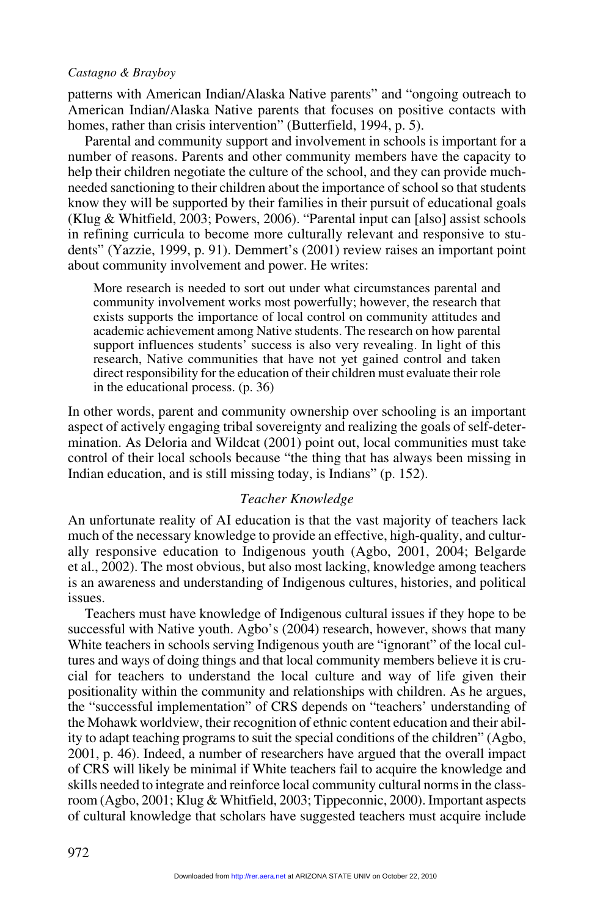patterns with American Indian/Alaska Native parents" and "ongoing outreach to American Indian/Alaska Native parents that focuses on positive contacts with homes, rather than crisis intervention" (Butterfield, 1994, p. 5).

Parental and community support and involvement in schools is important for a number of reasons. Parents and other community members have the capacity to help their children negotiate the culture of the school, and they can provide much-needed sanctioning to their children about the importance of school so that students know they will be supported by their families in their pursuit of educational goals (Klug & Whitfield, 2003; Powers, 2006). "Parental input can [also] assist schools in refining curricula to become more culturally relevant and responsive to students" (Yazzie, 1999, p. 91). Demmert's (2001) review raises an important point about community involvement and power. He writes:

> More research is needed to sort out under what circumstances parental and community involvement works most powerfully; however, the research that exists supports the importance of local control on community attitudes and academic achievement among Native students. The research on how parental support influences students' success is also very revealing. In light of this research, Native communities that have not yet gained control and taken direct responsibility for the education of their children must evaluate their role in the educational process. (p. 36)

In other words, parent and community ownership over schooling is an important aspect of actively engaging tribal sovereignty and realizing the goals of self-determination. As Deloria and Wildcat (2001) point out, local communities must take control of their local schools because "the thing that has always been missing in Indian education, and is still missing today, is Indians" (p. 152).

### *Teacher Knowledge*

An unfortunate reality of AI education is that the vast majority of teachers lack much of the necessary knowledge to provide an effective, high-quality, and culturally responsive education to Indigenous youth (Agbo, 2001, 2004; Belgarde et al., 2002). The most obvious, but also most lacking, knowledge among teachers is an awareness and understanding of Indigenous cultures, histories, and political issues.

Teachers must have knowledge of Indigenous cultural issues if they hope to be successful with Native youth. Agbo's (2004) research, however, shows that many White teachers in schools serving Indigenous youth are "ignorant" of the local cultures and ways of doing things and that local community members believe it is crucial for teachers to understand the local culture and way of life given their positionality within the community and relationships with children. As he argues, the "successful implementation" of CRS depends on "teachers' understanding of the Mohawk worldview, their recognition of ethnic content education and their ability to adapt teaching programs to suit the special conditions of the children" (Agbo, 2001, p. 46). Indeed, a number of researchers have argued that the overall impact of CRS will likely be minimal if White teachers fail to acquire the knowledge and skills needed to integrate and reinforce local community cultural norms in the classroom (Agbo, 2001; Klug & Whitfield, 2003; Tippeconnic, 2000). Important aspects of cultural knowledge that scholars have suggested teachers must acquire include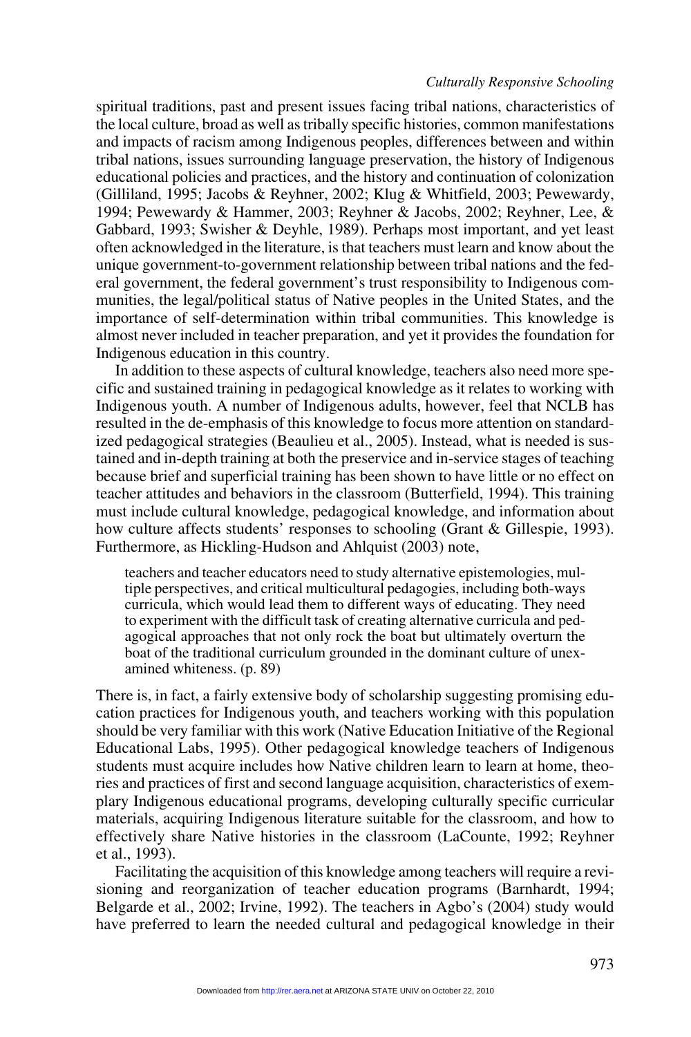spiritual traditions, past and present issues facing tribal nations, characteristics of the local culture, broad as well as tribally specific histories, common manifestations and impacts of racism among Indigenous peoples, differences between and within tribal nations, issues surrounding language preservation, the history of Indigenous educational policies and practices, and the history and continuation of colonization (Gilliland, 1995; Jacobs & Reyhner, 2002; Klug & Whitfield, 2003; Pewewardy, 1994; Pewewardy & Hammer, 2003; Reyhner & Jacobs, 2002; Reyhner, Lee, & Gabbard, 1993; Swisher & Deyhle, 1989). Perhaps most important, and yet least often acknowledged in the literature, is that teachers must learn and know about the unique government-to-government relationship between tribal nations and the federal government, the federal government's trust responsibility to Indigenous communities, the legal/political status of Native peoples in the United States, and the importance of self-determination within tribal communities. This knowledge is almost never included in teacher preparation, and yet it provides the foundation for Indigenous education in this country.

In addition to these aspects of cultural knowledge, teachers also need more specific and sustained training in pedagogical knowledge as it relates to working with Indigenous youth. A number of Indigenous adults, however, feel that NCLB has resulted in the de-emphasis of this knowledge to focus more attention on standardized pedagogical strategies (Beaulieu et al., 2005). Instead, what is needed is sustained and in-depth training at both the preservice and in-service stages of teaching because brief and superficial training has been shown to have little or no effect on teacher attitudes and behaviors in the classroom (Butterfield, 1994). This training must include cultural knowledge, pedagogical knowledge, and information about how culture affects students' responses to schooling (Grant & Gillespie, 1993). Furthermore, as Hickling-Hudson and Ahlquist (2003) note,

> teachers and teacher educators need to study alternative epistemologies, multiple perspectives, and critical multicultural pedagogies, including both-ways curricula, which would lead them to different ways of educating. They need to experiment with the difficult task of creating alternative curricula and pedagogical approaches that not only rock the boat but ultimately overturn the boat of the traditional curriculum grounded in the dominant culture of unexamined whiteness. (p. 89)

There is, in fact, a fairly extensive body of scholarship suggesting promising education practices for Indigenous youth, and teachers working with this population should be very familiar with this work (Native Education Initiative of the Regional Educational Labs, 1995). Other pedagogical knowledge teachers of Indigenous students must acquire includes how Native children learn to learn at home, theories and practices of first and second language acquisition, characteristics of exemplary Indigenous educational programs, developing culturally specific curricular materials, acquiring Indigenous literature suitable for the classroom, and how to effectively share Native histories in the classroom (LaCounte, 1992; Reyhner et al., 1993).

Facilitating the acquisition of this knowledge among teachers will require a revisioning and reorganization of teacher education programs (Barnhardt, 1994; Belgarde et al., 2002; Irvine, 1992). The teachers in Agbo's (2004) study would have preferred to learn the needed cultural and pedagogical knowledge in their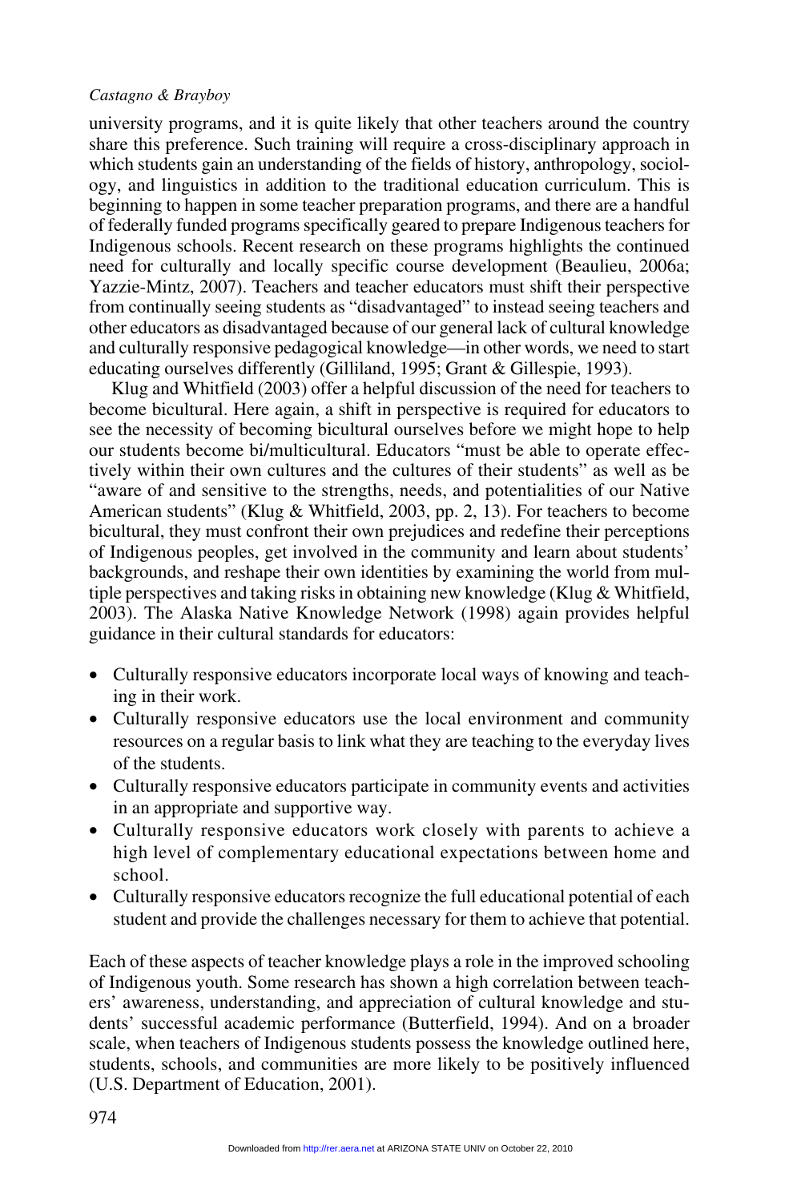university programs, and it is quite likely that other teachers around the country share this preference. Such training will require a cross-disciplinary approach in which students gain an understanding of the fields of history, anthropology, sociology, and linguistics in addition to the traditional education curriculum. This is beginning to happen in some teacher preparation programs, and there are a handful of federally funded programs specifically geared to prepare Indigenous teachers for Indigenous schools. Recent research on these programs highlights the continued need for culturally and locally specific course development (Beaulieu, 2006a; Yazzie-Mintz, 2007). Teachers and teacher educators must shift their perspective from continually seeing students as "disadvantaged" to instead seeing teachers and other educators as disadvantaged because of our general lack of cultural knowledge and culturally responsive pedagogical knowledge—in other words, we need to start educating ourselves differently (Gilliland, 1995; Grant & Gillespie, 1993).

Klug and Whitfield (2003) offer a helpful discussion of the need for teachers to become bicultural. Here again, a shift in perspective is required for educators to see the necessity of becoming bicultural ourselves before we might hope to help our students become bi/multicultural. Educators "must be able to operate effectively within their own cultures and the cultures of their students" as well as be "aware of and sensitive to the strengths, needs, and potentialities of our Native American students" (Klug & Whitfield, 2003, pp. 2, 13). For teachers to become bicultural, they must confront their own prejudices and redefine their perceptions of Indigenous peoples, get involved in the community and learn about students' backgrounds, and reshape their own identities by examining the world from multiple perspectives and taking risks in obtaining new knowledge (Klug & Whitfield, 2003). The Alaska Native Knowledge Network (1998) again provides helpful guidance in their cultural standards for educators:

- Culturally responsive educators incorporate local ways of knowing and teaching in their work.
- Culturally responsive educators use the local environment and community resources on a regular basis to link what they are teaching to the everyday lives of the students.
- Culturally responsive educators participate in community events and activities in an appropriate and supportive way.
- Culturally responsive educators work closely with parents to achieve a high level of complementary educational expectations between home and school.
- Culturally responsive educators recognize the full educational potential of each student and provide the challenges necessary for them to achieve that potential.

Each of these aspects of teacher knowledge plays a role in the improved schooling of Indigenous youth. Some research has shown a high correlation between teachers' awareness, understanding, and appreciation of cultural knowledge and students' successful academic performance (Butterfield, 1994). And on a broader scale, when teachers of Indigenous students possess the knowledge outlined here, students, schools, and communities are more likely to be positively influenced (U.S. Department of Education, 2001).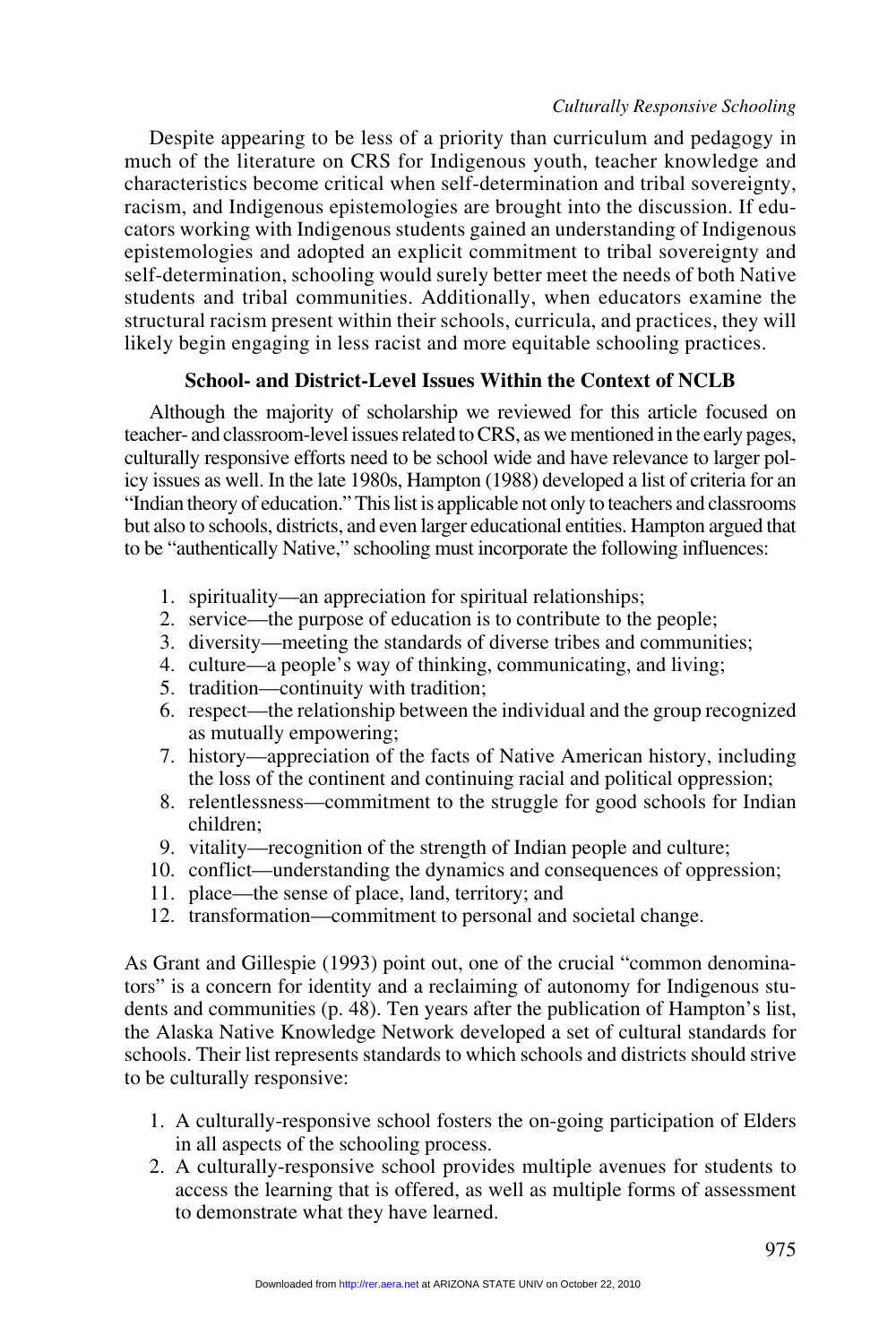Despite appearing to be less of a priority than curriculum and pedagogy in much of the literature on CRS for Indigenous youth, teacher knowledge and characteristics become critical when self-determination and tribal sovereignty, racism, and Indigenous epistemologies are brought into the discussion. If educators working with Indigenous students gained an understanding of Indigenous epistemologies and adopted an explicit commitment to tribal sovereignty and self-determination, schooling would surely better meet the needs of both Native students and tribal communities. Additionally, when educators examine the structural racism present within their schools, curricula, and practices, they will likely begin engaging in less racist and more equitable schooling practices.

### School- and District-Level Issues Within the Context of NCLB

Although the majority of scholarship we reviewed for this article focused on teacher- and classroom-level issues related to CRS, as we mentioned in the early pages, culturally responsive efforts need to be school wide and have relevance to larger policy issues as well. In the late 1980s, Hampton (1988) developed a list of criteria for an "Indian theory of education." This list is applicable not only to teachers and classrooms but also to schools, districts, and even larger educational entities. Hampton argued that to be "authentically Native," schooling must incorporate the following influences:

1. spirituality—an appreciation for spiritual relationships;
2. service—the purpose of education is to contribute to the people;
3. diversity—meeting the standards of diverse tribes and communities;
4. culture—a people's way of thinking, communicating, and living;
5. tradition—continuity with tradition;
6. respect—the relationship between the individual and the group recognized as mutually empowering;
7. history—appreciation of the facts of Native American history, including the loss of the continent and continuing racial and political oppression;
8. relentlessness—commitment to the struggle for good schools for Indian children;
9. vitality—recognition of the strength of Indian people and culture;
10. conflict—understanding the dynamics and consequences of oppression;
11. place—the sense of place, land, territory; and
12. transformation—commitment to personal and societal change.

As Grant and Gillespie (1993) point out, one of the crucial "common denominators" is a concern for identity and a reclaiming of autonomy for Indigenous students and communities (p. 48). Ten years after the publication of Hampton's list, the Alaska Native Knowledge Network developed a set of cultural standards for schools. Their list represents standards to which schools and districts should strive to be culturally responsive:

1. A culturally-responsive school fosters the on-going participation of Elders in all aspects of the schooling process.
2. A culturally-responsive school provides multiple avenues for students to access the learning that is offered, as well as multiple forms of assessment to demonstrate what they have learned.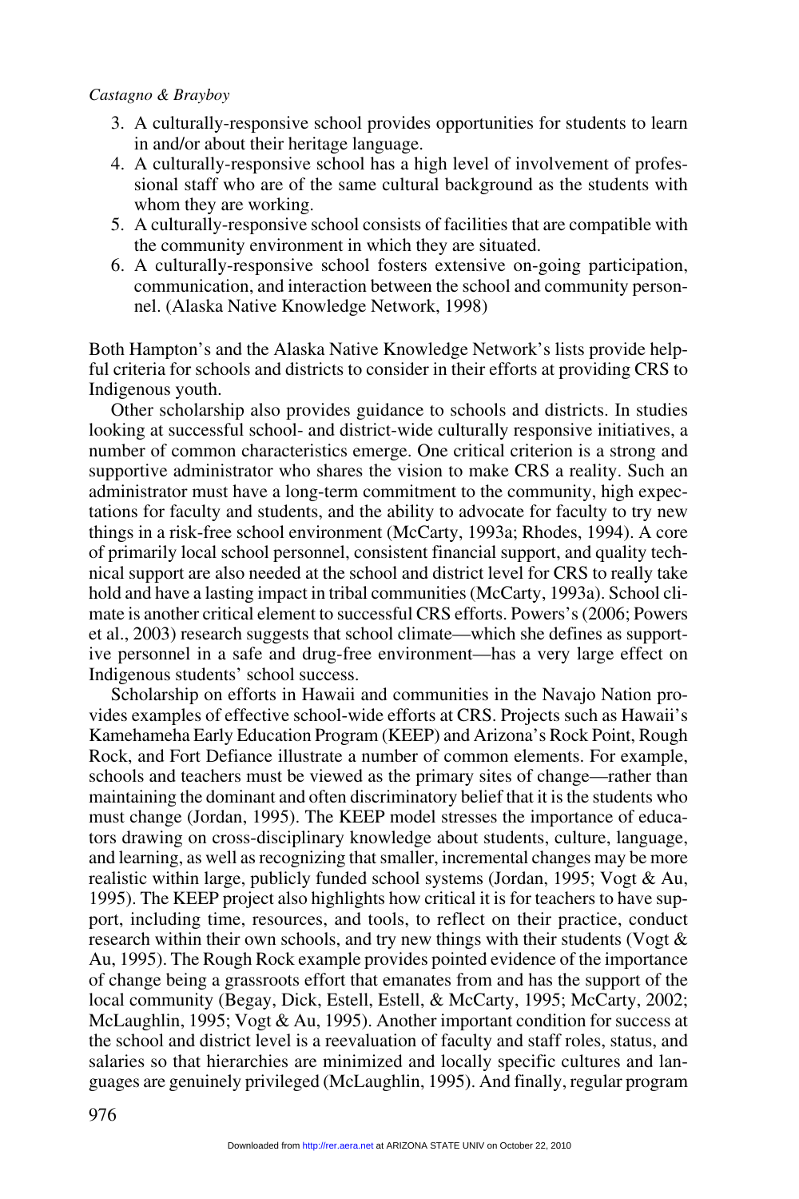3. A culturally-responsive school provides opportunities for students to learn in and/or about their heritage language.
4. A culturally-responsive school has a high level of involvement of professional staff who are of the same cultural background as the students with whom they are working.
5. A culturally-responsive school consists of facilities that are compatible with the community environment in which they are situated.
6. A culturally-responsive school fosters extensive on-going participation, communication, and interaction between the school and community personnel. (Alaska Native Knowledge Network, 1998)

Both Hampton's and the Alaska Native Knowledge Network's lists provide helpful criteria for schools and districts to consider in their efforts at providing CRS to Indigenous youth.

Other scholarship also provides guidance to schools and districts. In studies looking at successful school- and district-wide culturally responsive initiatives, a number of common characteristics emerge. One critical criterion is a strong and supportive administrator who shares the vision to make CRS a reality. Such an administrator must have a long-term commitment to the community, high expectations for faculty and students, and the ability to advocate for faculty to try new things in a risk-free school environment (McCarty, 1993a; Rhodes, 1994). A core of primarily local school personnel, consistent financial support, and quality technical support are also needed at the school and district level for CRS to really take hold and have a lasting impact in tribal communities (McCarty, 1993a). School climate is another critical element to successful CRS efforts. Powers's (2006; Powers et al., 2003) research suggests that school climate—which she defines as supportive personnel in a safe and drug-free environment—has a very large effect on Indigenous students' school success.

Scholarship on efforts in Hawaii and communities in the Navajo Nation provides examples of effective school-wide efforts at CRS. Projects such as Hawaii's Kamehameha Early Education Program (KEEP) and Arizona's Rock Point, Rough Rock, and Fort Defiance illustrate a number of common elements. For example, schools and teachers must be viewed as the primary sites of change—rather than maintaining the dominant and often discriminatory belief that it is the students who must change (Jordan, 1995). The KEEP model stresses the importance of educators drawing on cross-disciplinary knowledge about students, culture, language, and learning, as well as recognizing that smaller, incremental changes may be more realistic within large, publicly funded school systems (Jordan, 1995; Vogt & Au, 1995). The KEEP project also highlights how critical it is for teachers to have support, including time, resources, and tools, to reflect on their practice, conduct research within their own schools, and try new things with their students (Vogt & Au, 1995). The Rough Rock example provides pointed evidence of the importance of change being a grassroots effort that emanates from and has the support of the local community (Begay, Dick, Estell, Estell, & McCarty, 1995; McCarty, 2002; McLaughlin, 1995; Vogt & Au, 1995). Another important condition for success at the school and district level is a reevaluation of faculty and staff roles, status, and salaries so that hierarchies are minimized and locally specific cultures and languages are genuinely privileged (McLaughlin, 1995). And finally, regular program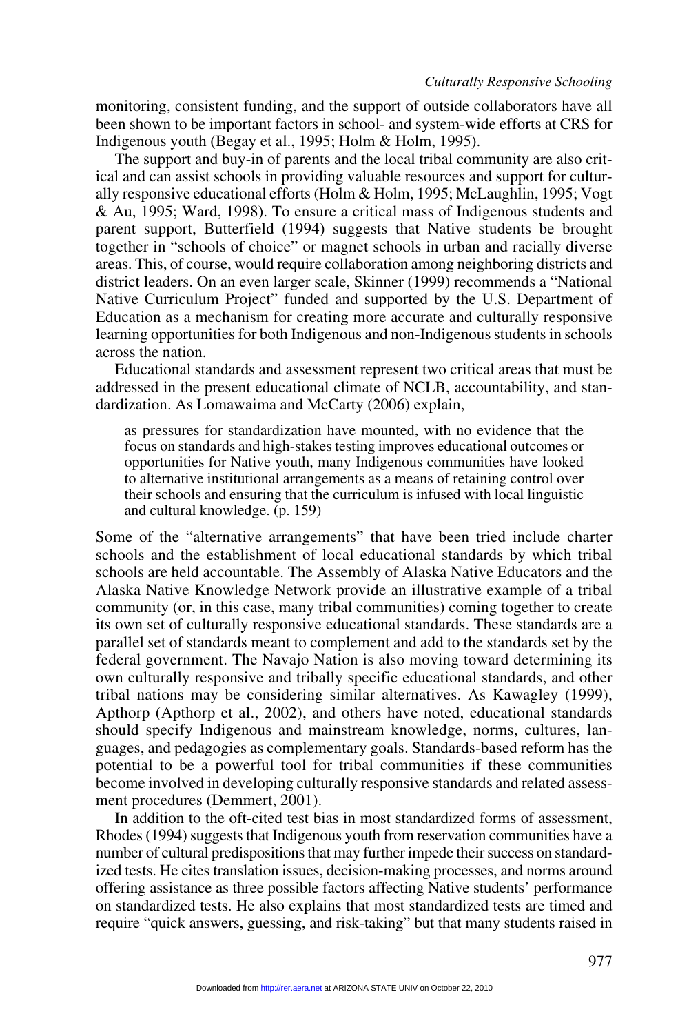monitoring, consistent funding, and the support of outside collaborators have all been shown to be important factors in school- and system-wide efforts at CRS for Indigenous youth (Begay et al., 1995; Holm & Holm, 1995).

The support and buy-in of parents and the local tribal community are also critical and can assist schools in providing valuable resources and support for culturally responsive educational efforts (Holm & Holm, 1995; McLaughlin, 1995; Vogt & Au, 1995; Ward, 1998). To ensure a critical mass of Indigenous students and parent support, Butterfield (1994) suggests that Native students be brought together in "schools of choice" or magnet schools in urban and racially diverse areas. This, of course, would require collaboration among neighboring districts and district leaders. On an even larger scale, Skinner (1999) recommends a "National Native Curriculum Project" funded and supported by the U.S. Department of Education as a mechanism for creating more accurate and culturally responsive learning opportunities for both Indigenous and non-Indigenous students in schools across the nation.

Educational standards and assessment represent two critical areas that must be addressed in the present educational climate of NCLB, accountability, and standardization. As Lomawaima and McCarty (2006) explain,

> as pressures for standardization have mounted, with no evidence that the focus on standards and high-stakes testing improves educational outcomes or opportunities for Native youth, many Indigenous communities have looked to alternative institutional arrangements as a means of retaining control over their schools and ensuring that the curriculum is infused with local linguistic and cultural knowledge. (p. 159)

Some of the "alternative arrangements" that have been tried include charter schools and the establishment of local educational standards by which tribal schools are held accountable. The Assembly of Alaska Native Educators and the Alaska Native Knowledge Network provide an illustrative example of a tribal community (or, in this case, many tribal communities) coming together to create its own set of culturally responsive educational standards. These standards are a parallel set of standards meant to complement and add to the standards set by the federal government. The Navajo Nation is also moving toward determining its own culturally responsive and tribally specific educational standards, and other tribal nations may be considering similar alternatives. As Kawagley (1999), Apthorp (Apthorp et al., 2002), and others have noted, educational standards should specify Indigenous and mainstream knowledge, norms, cultures, languages, and pedagogies as complementary goals. Standards-based reform has the potential to be a powerful tool for tribal communities if these communities become involved in developing culturally responsive standards and related assessment procedures (Demmert, 2001).

In addition to the oft-cited test bias in most standardized forms of assessment, Rhodes (1994) suggests that Indigenous youth from reservation communities have a number of cultural predispositions that may further impede their success on standardized tests. He cites translation issues, decision-making processes, and norms around offering assistance as three possible factors affecting Native students' performance on standardized tests. He also explains that most standardized tests are timed and require "quick answers, guessing, and risk-taking" but that many students raised in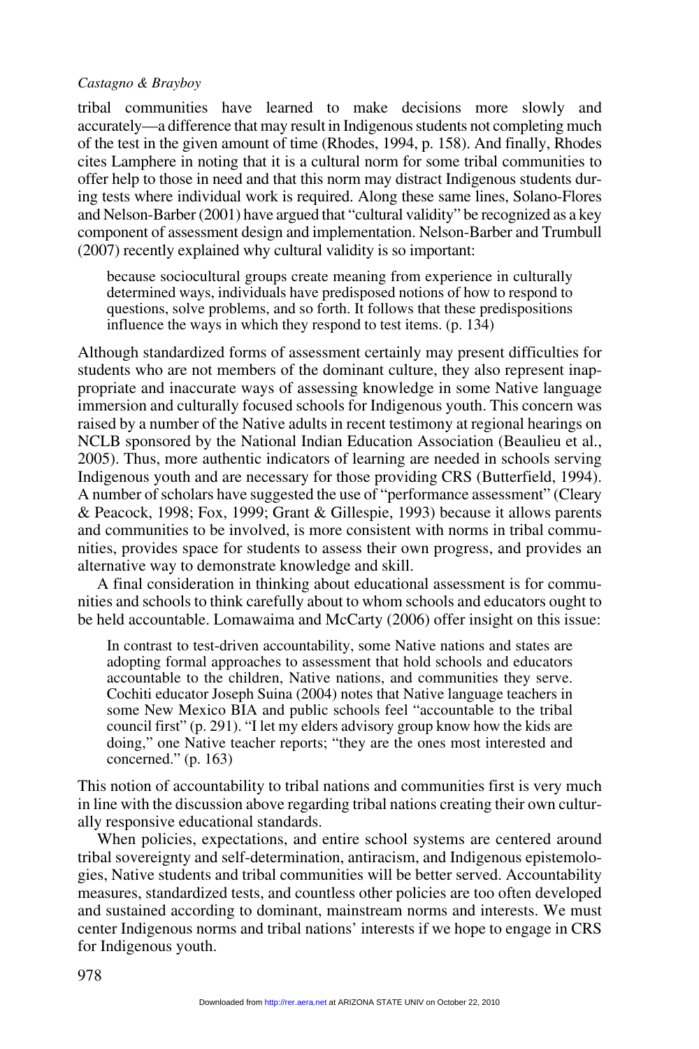tribal communities have learned to make decisions more slowly and accurately—a difference that may result in Indigenous students not completing much of the test in the given amount of time (Rhodes, 1994, p. 158). And finally, Rhodes cites Lamphere in noting that it is a cultural norm for some tribal communities to offer help to those in need and that this norm may distract Indigenous students during tests where individual work is required. Along these same lines, Solano-Flores and Nelson-Barber (2001) have argued that "cultural validity" be recognized as a key component of assessment design and implementation. Nelson-Barber and Trumbull (2007) recently explained why cultural validity is so important:

> because sociocultural groups create meaning from experience in culturally determined ways, individuals have predisposed notions of how to respond to questions, solve problems, and so forth. It follows that these predispositions influence the ways in which they respond to test items. (p. 134)

Although standardized forms of assessment certainly may present difficulties for students who are not members of the dominant culture, they also represent inappropriate and inaccurate ways of assessing knowledge in some Native language immersion and culturally focused schools for Indigenous youth. This concern was raised by a number of the Native adults in recent testimony at regional hearings on NCLB sponsored by the National Indian Education Association (Beaulieu et al., 2005). Thus, more authentic indicators of learning are needed in schools serving Indigenous youth and are necessary for those providing CRS (Butterfield, 1994). A number of scholars have suggested the use of "performance assessment" (Cleary & Peacock, 1998; Fox, 1999; Grant & Gillespie, 1993) because it allows parents and communities to be involved, is more consistent with norms in tribal communities, provides space for students to assess their own progress, and provides an alternative way to demonstrate knowledge and skill.

A final consideration in thinking about educational assessment is for communities and schools to think carefully about to whom schools and educators ought to be held accountable. Lomawaima and McCarty (2006) offer insight on this issue:

> In contrast to test-driven accountability, some Native nations and states are adopting formal approaches to assessment that hold schools and educators accountable to the children, Native nations, and communities they serve. Cochiti educator Joseph Suina (2004) notes that Native language teachers in some New Mexico BIA and public schools feel "accountable to the tribal council first" (p. 291). "I let my elders advisory group know how the kids are doing," one Native teacher reports; "they are the ones most interested and concerned." (p. 163)

This notion of accountability to tribal nations and communities first is very much in line with the discussion above regarding tribal nations creating their own culturally responsive educational standards.

When policies, expectations, and entire school systems are centered around tribal sovereignty and self-determination, antiracism, and Indigenous epistemologies, Native students and tribal communities will be better served. Accountability measures, standardized tests, and countless other policies are too often developed and sustained according to dominant, mainstream norms and interests. We must center Indigenous norms and tribal nations' interests if we hope to engage in CRS for Indigenous youth.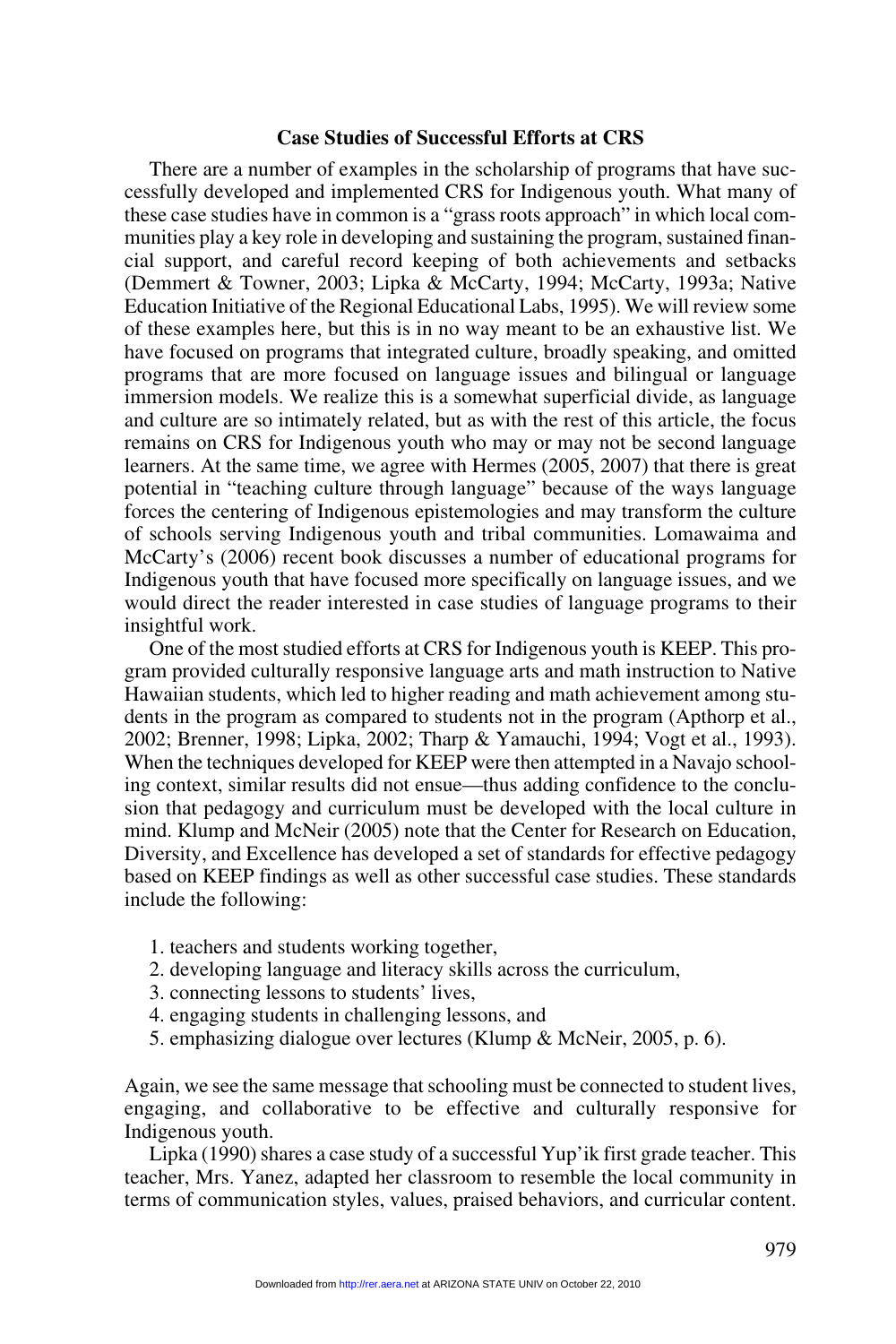## Case Studies of Successful Efforts at CRS

There are a number of examples in the scholarship of programs that have successfully developed and implemented CRS for Indigenous youth. What many of these case studies have in common is a "grass roots approach" in which local communities play a key role in developing and sustaining the program, sustained financial support, and careful record keeping of both achievements and setbacks (Demmert & Towner, 2003; Lipka & McCarty, 1994; McCarty, 1993a; Native Education Initiative of the Regional Educational Labs, 1995). We will review some of these examples here, but this is in no way meant to be an exhaustive list. We have focused on programs that integrated culture, broadly speaking, and omitted programs that are more focused on language issues and bilingual or language immersion models. We realize this is a somewhat superficial divide, as language and culture are so intimately related, but as with the rest of this article, the focus remains on CRS for Indigenous youth who may or may not be second language learners. At the same time, we agree with Hermes (2005, 2007) that there is great potential in "teaching culture through language" because of the ways language forces the centering of Indigenous epistemologies and may transform the culture of schools serving Indigenous youth and tribal communities. Lomawaima and McCarty's (2006) recent book discusses a number of educational programs for Indigenous youth that have focused more specifically on language issues, and we would direct the reader interested in case studies of language programs to their insightful work.

One of the most studied efforts at CRS for Indigenous youth is KEEP. This program provided culturally responsive language arts and math instruction to Native Hawaiian students, which led to higher reading and math achievement among students in the program as compared to students not in the program (Apthorp et al., 2002; Brenner, 1998; Lipka, 2002; Tharp & Yamauchi, 1994; Vogt et al., 1993). When the techniques developed for KEEP were then attempted in a Navajo schooling context, similar results did not ensue—thus adding confidence to the conclusion that pedagogy and curriculum must be developed with the local culture in mind. Klump and McNeir (2005) note that the Center for Research on Education, Diversity, and Excellence has developed a set of standards for effective pedagogy based on KEEP findings as well as other successful case studies. These standards include the following:

1. teachers and students working together,
2. developing language and literacy skills across the curriculum,
3. connecting lessons to students' lives,
4. engaging students in challenging lessons, and
5. emphasizing dialogue over lectures (Klump & McNeir, 2005, p. 6).

Again, we see the same message that schooling must be connected to student lives, engaging, and collaborative to be effective and culturally responsive for Indigenous youth.

Lipka (1990) shares a case study of a successful Yup'ik first grade teacher. This teacher, Mrs. Yanez, adapted her classroom to resemble the local community in terms of communication styles, values, praised behaviors, and curricular content.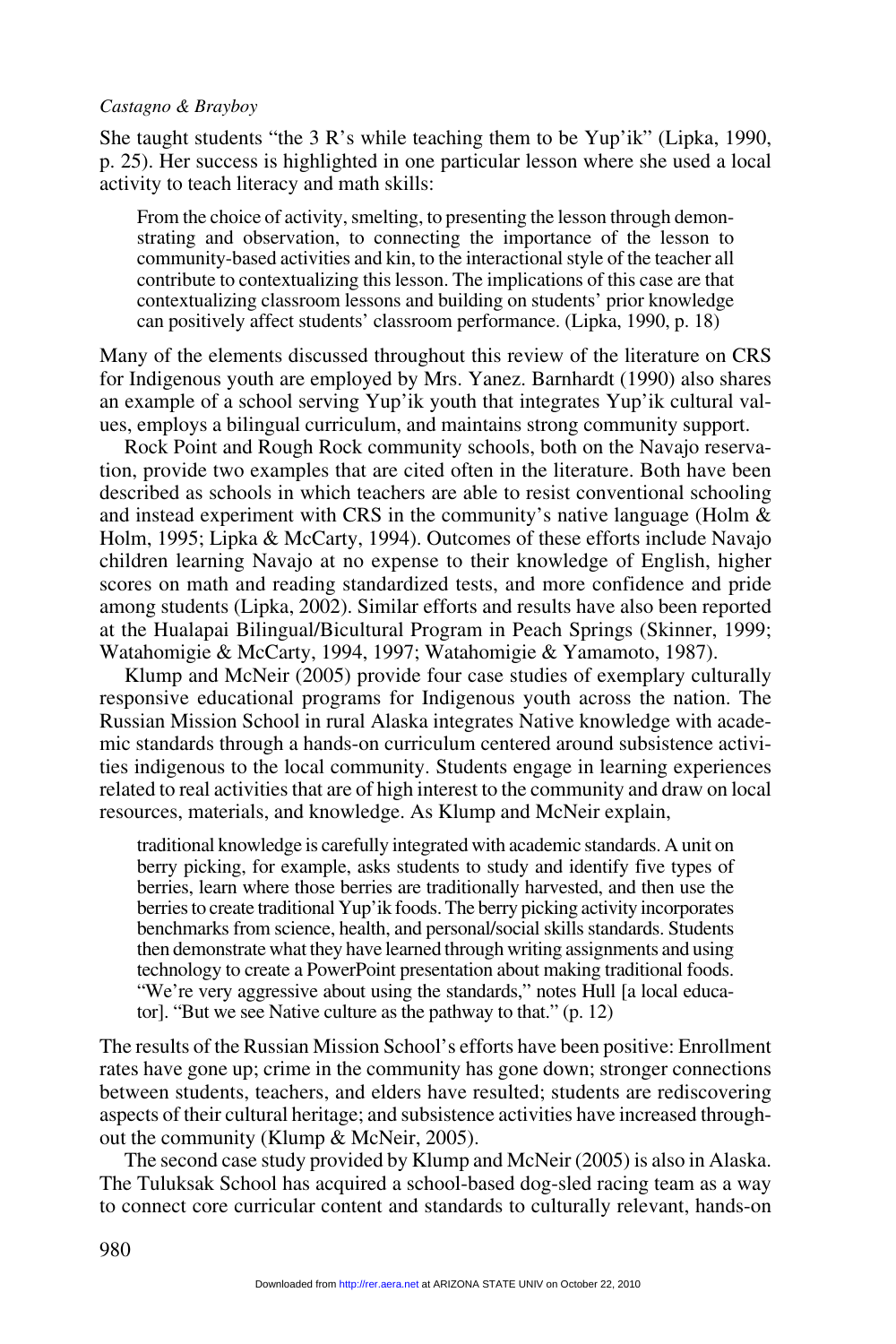She taught students "the 3 R's while teaching them to be Yup'ik" (Lipka, 1990, p. 25). Her success is highlighted in one particular lesson where she used a local activity to teach literacy and math skills:

> From the choice of activity, smelting, to presenting the lesson through demonstrating and observation, to connecting the importance of the lesson to community-based activities and kin, to the interactional style of the teacher all contribute to contextualizing this lesson. The implications of this case are that contextualizing classroom lessons and building on students' prior knowledge can positively affect students' classroom performance. (Lipka, 1990, p. 18)

Many of the elements discussed throughout this review of the literature on CRS for Indigenous youth are employed by Mrs. Yanez. Barnhardt (1990) also shares an example of a school serving Yup'ik youth that integrates Yup'ik cultural values, employs a bilingual curriculum, and maintains strong community support.

Rock Point and Rough Rock community schools, both on the Navajo reservation, provide two examples that are cited often in the literature. Both have been described as schools in which teachers are able to resist conventional schooling and instead experiment with CRS in the community's native language (Holm & Holm, 1995; Lipka & McCarty, 1994). Outcomes of these efforts include Navajo children learning Navajo at no expense to their knowledge of English, higher scores on math and reading standardized tests, and more confidence and pride among students (Lipka, 2002). Similar efforts and results have also been reported at the Hualapai Bilingual/Bicultural Program in Peach Springs (Skinner, 1999; Watahomigie & McCarty, 1994, 1997; Watahomigie & Yamamoto, 1987).

Klump and McNeir (2005) provide four case studies of exemplary culturally responsive educational programs for Indigenous youth across the nation. The Russian Mission School in rural Alaska integrates Native knowledge with academic standards through a hands-on curriculum centered around subsistence activities indigenous to the local community. Students engage in learning experiences related to real activities that are of high interest to the community and draw on local resources, materials, and knowledge. As Klump and McNeir explain,

> traditional knowledge is carefully integrated with academic standards. A unit on berry picking, for example, asks students to study and identify five types of berries, learn where those berries are traditionally harvested, and then use the berries to create traditional Yup'ik foods. The berry picking activity incorporates benchmarks from science, health, and personal/social skills standards. Students then demonstrate what they have learned through writing assignments and using technology to create a PowerPoint presentation about making traditional foods. "We're very aggressive about using the standards," notes Hull [a local educator]. "But we see Native culture as the pathway to that." (p. 12)

The results of the Russian Mission School's efforts have been positive: Enrollment rates have gone up; crime in the community has gone down; stronger connections between students, teachers, and elders have resulted; students are rediscovering aspects of their cultural heritage; and subsistence activities have increased throughout the community (Klump & McNeir, 2005).

The second case study provided by Klump and McNeir (2005) is also in Alaska. The Tuluksak School has acquired a school-based dog-sled racing team as a way to connect core curricular content and standards to culturally relevant, hands-on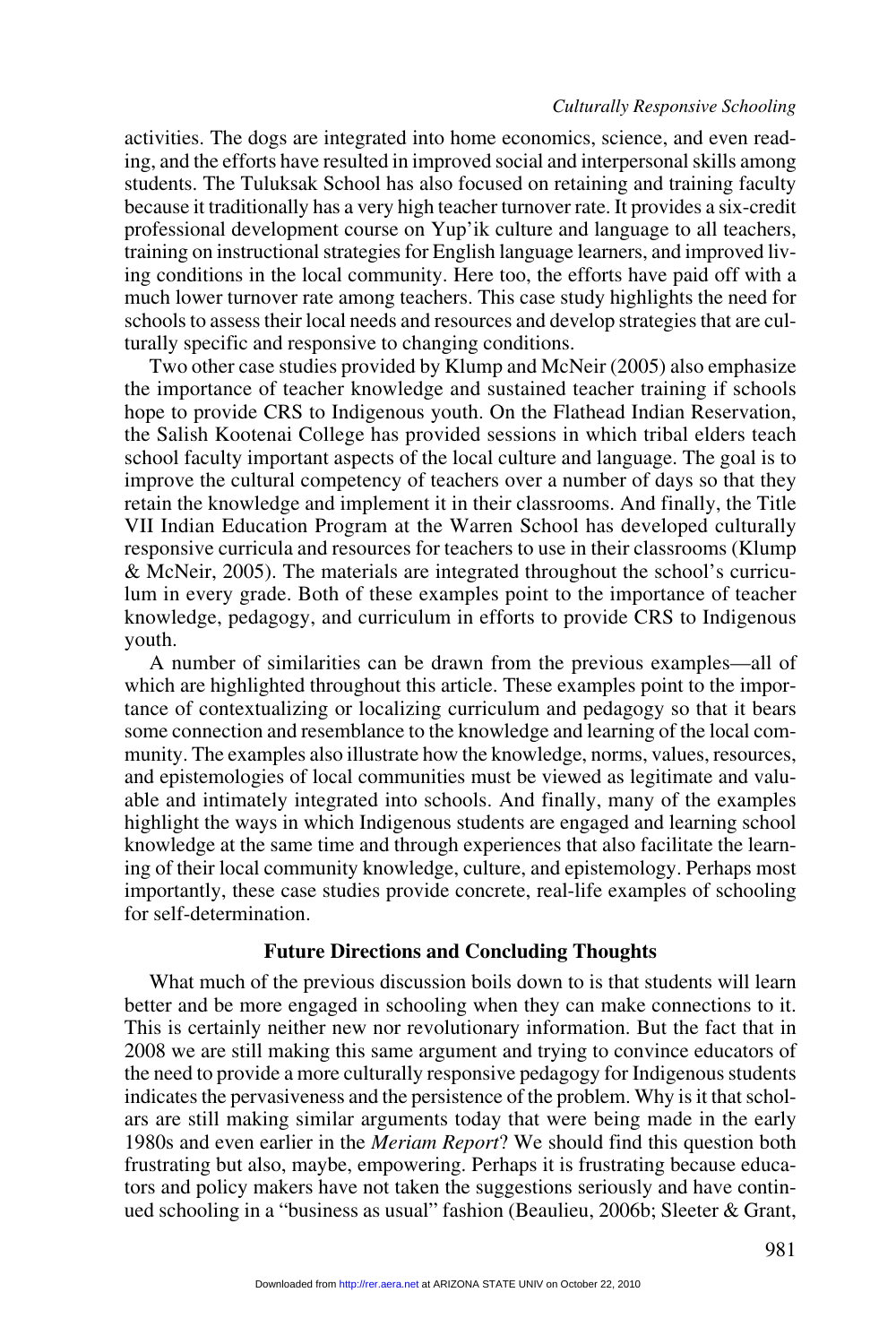activities. The dogs are integrated into home economics, science, and even reading, and the efforts have resulted in improved social and interpersonal skills among students. The Tuluksak School has also focused on retaining and training faculty because it traditionally has a very high teacher turnover rate. It provides a six-credit professional development course on Yup'ik culture and language to all teachers, training on instructional strategies for English language learners, and improved living conditions in the local community. Here too, the efforts have paid off with a much lower turnover rate among teachers. This case study highlights the need for schools to assess their local needs and resources and develop strategies that are culturally specific and responsive to changing conditions.

Two other case studies provided by Klump and McNeir (2005) also emphasize the importance of teacher knowledge and sustained teacher training if schools hope to provide CRS to Indigenous youth. On the Flathead Indian Reservation, the Salish Kootenai College has provided sessions in which tribal elders teach school faculty important aspects of the local culture and language. The goal is to improve the cultural competency of teachers over a number of days so that they retain the knowledge and implement it in their classrooms. And finally, the Title VII Indian Education Program at the Warren School has developed culturally responsive curricula and resources for teachers to use in their classrooms (Klump & McNeir, 2005). The materials are integrated throughout the school's curriculum in every grade. Both of these examples point to the importance of teacher knowledge, pedagogy, and curriculum in efforts to provide CRS to Indigenous youth.

A number of similarities can be drawn from the previous examples—all of which are highlighted throughout this article. These examples point to the importance of contextualizing or localizing curriculum and pedagogy so that it bears some connection and resemblance to the knowledge and learning of the local community. The examples also illustrate how the knowledge, norms, values, resources, and epistemologies of local communities must be viewed as legitimate and valuable and intimately integrated into schools. And finally, many of the examples highlight the ways in which Indigenous students are engaged and learning school knowledge at the same time and through experiences that also facilitate the learning of their local community knowledge, culture, and epistemology. Perhaps most importantly, these case studies provide concrete, real-life examples of schooling for self-determination.

## Future Directions and Concluding Thoughts

What much of the previous discussion boils down to is that students will learn better and be more engaged in schooling when they can make connections to it. This is certainly neither new nor revolutionary information. But the fact that in 2008 we are still making this same argument and trying to convince educators of the need to provide a more culturally responsive pedagogy for Indigenous students indicates the pervasiveness and the persistence of the problem. Why is it that scholars are still making similar arguments today that were being made in the early 1980s and even earlier in the *Meriam Report*? We should find this question both frustrating but also, maybe, empowering. Perhaps it is frustrating because educators and policy makers have not taken the suggestions seriously and have continued schooling in a "business as usual" fashion (Beaulieu, 2006b; Sleeter & Grant,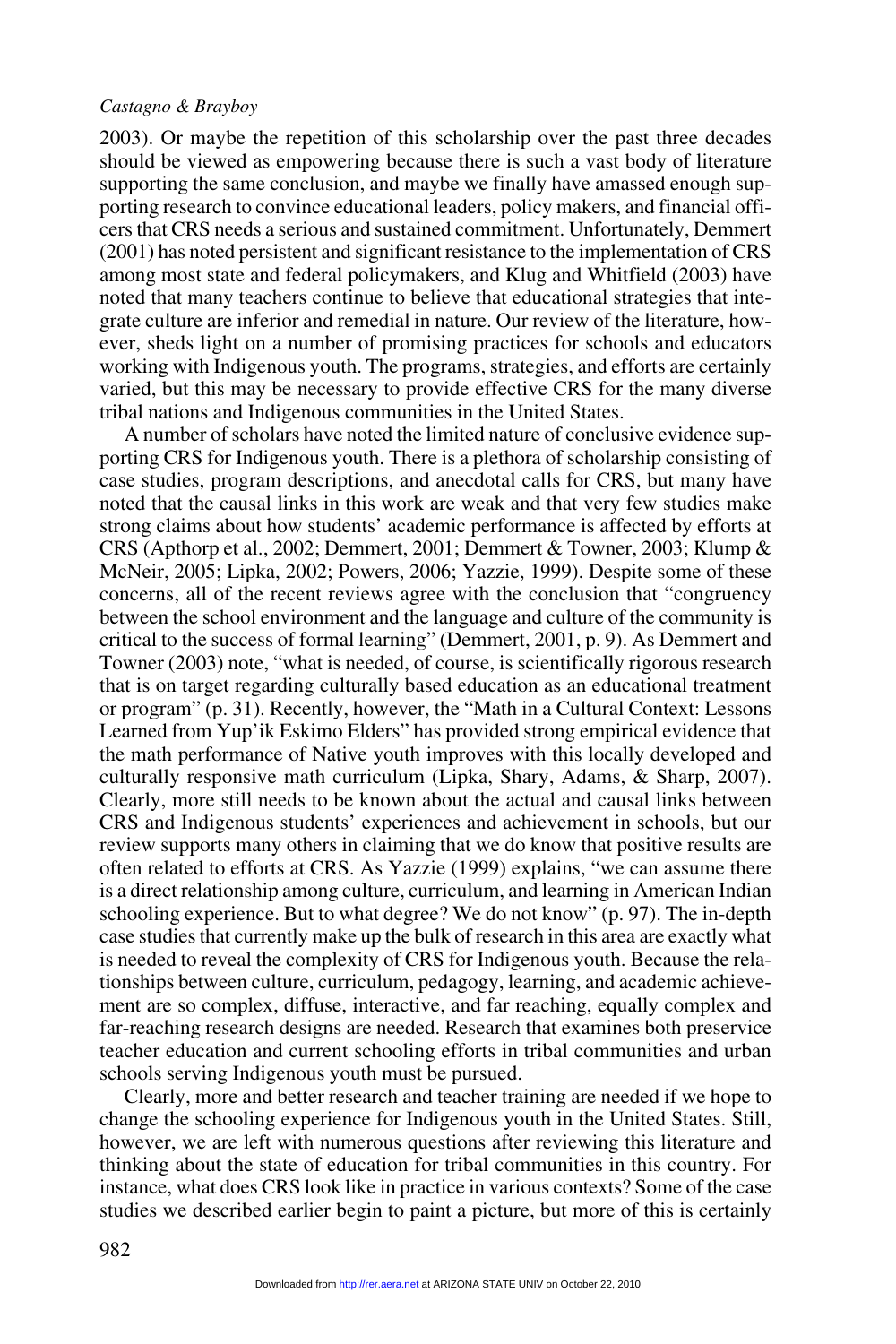2003). Or maybe the repetition of this scholarship over the past three decades should be viewed as empowering because there is such a vast body of literature supporting the same conclusion, and maybe we finally have amassed enough supporting research to convince educational leaders, policy makers, and financial officers that CRS needs a serious and sustained commitment. Unfortunately, Demmert (2001) has noted persistent and significant resistance to the implementation of CRS among most state and federal policymakers, and Klug and Whitfield (2003) have noted that many teachers continue to believe that educational strategies that integrate culture are inferior and remedial in nature. Our review of the literature, however, sheds light on a number of promising practices for schools and educators working with Indigenous youth. The programs, strategies, and efforts are certainly varied, but this may be necessary to provide effective CRS for the many diverse tribal nations and Indigenous communities in the United States.

A number of scholars have noted the limited nature of conclusive evidence supporting CRS for Indigenous youth. There is a plethora of scholarship consisting of case studies, program descriptions, and anecdotal calls for CRS, but many have noted that the causal links in this work are weak and that very few studies make strong claims about how students' academic performance is affected by efforts at CRS (Apthorp et al., 2002; Demmert, 2001; Demmert & Towner, 2003; Klump & McNeir, 2005; Lipka, 2002; Powers, 2006; Yazzie, 1999). Despite some of these concerns, all of the recent reviews agree with the conclusion that "congruency between the school environment and the language and culture of the community is critical to the success of formal learning" (Demmert, 2001, p. 9). As Demmert and Towner (2003) note, "what is needed, of course, is scientifically rigorous research that is on target regarding culturally based education as an educational treatment or program" (p. 31). Recently, however, the "Math in a Cultural Context: Lessons Learned from Yup'ik Eskimo Elders" has provided strong empirical evidence that the math performance of Native youth improves with this locally developed and culturally responsive math curriculum (Lipka, Shary, Adams, & Sharp, 2007). Clearly, more still needs to be known about the actual and causal links between CRS and Indigenous students' experiences and achievement in schools, but our review supports many others in claiming that we do know that positive results are often related to efforts at CRS. As Yazzie (1999) explains, "we can assume there is a direct relationship among culture, curriculum, and learning in American Indian schooling experience. But to what degree? We do not know" (p. 97). The in-depth case studies that currently make up the bulk of research in this area are exactly what is needed to reveal the complexity of CRS for Indigenous youth. Because the relationships between culture, curriculum, pedagogy, learning, and academic achievement are so complex, diffuse, interactive, and far reaching, equally complex and far-reaching research designs are needed. Research that examines both preservice teacher education and current schooling efforts in tribal communities and urban schools serving Indigenous youth must be pursued.

Clearly, more and better research and teacher training are needed if we hope to change the schooling experience for Indigenous youth in the United States. Still, however, we are left with numerous questions after reviewing this literature and thinking about the state of education for tribal communities in this country. For instance, what does CRS look like in practice in various contexts? Some of the case studies we described earlier begin to paint a picture, but more of this is certainly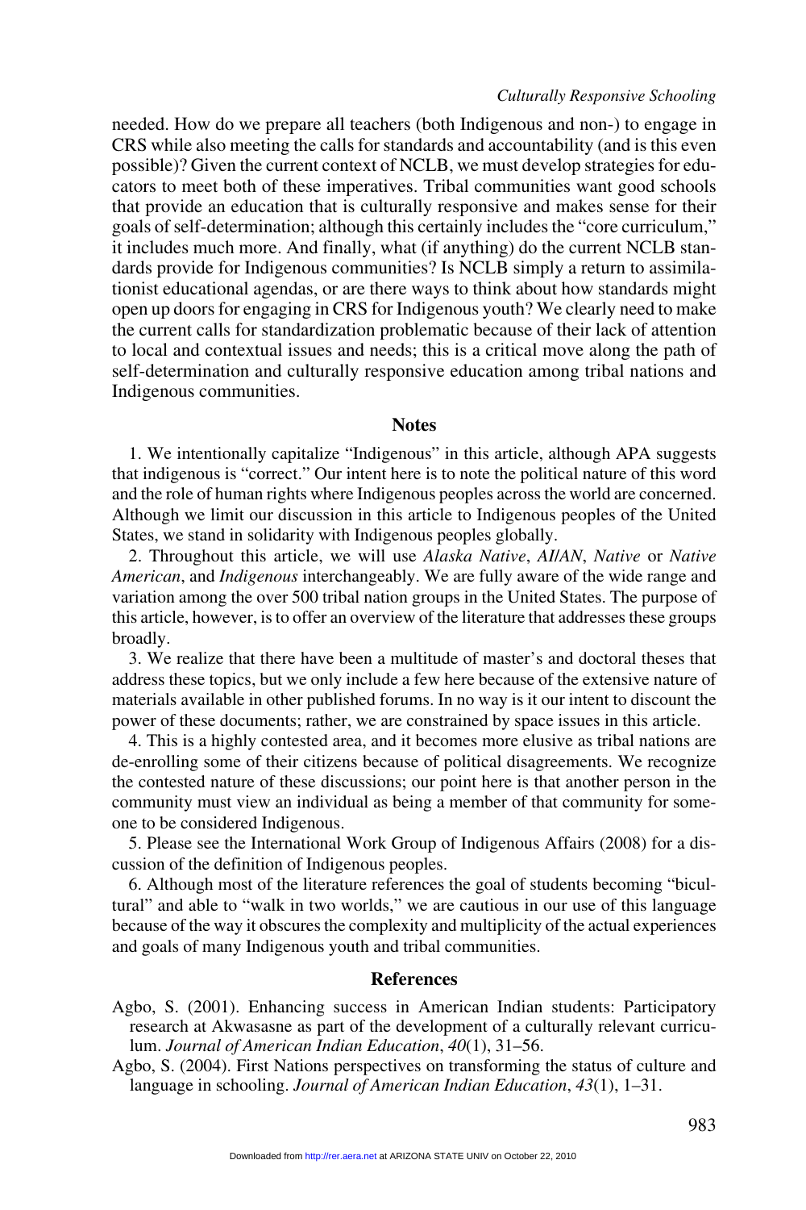needed. How do we prepare all teachers (both Indigenous and non-) to engage in CRS while also meeting the calls for standards and accountability (and is this even possible)? Given the current context of NCLB, we must develop strategies for educators to meet both of these imperatives. Tribal communities want good schools that provide an education that is culturally responsive and makes sense for their goals of self-determination; although this certainly includes the "core curriculum," it includes much more. And finally, what (if anything) do the current NCLB standards provide for Indigenous communities? Is NCLB simply a return to assimilationist educational agendas, or are there ways to think about how standards might open up doors for engaging in CRS for Indigenous youth? We clearly need to make the current calls for standardization problematic because of their lack of attention to local and contextual issues and needs; this is a critical move along the path of self-determination and culturally responsive education among tribal nations and Indigenous communities.

## Notes

1. We intentionally capitalize "Indigenous" in this article, although APA suggests that indigenous is "correct." Our intent here is to note the political nature of this word and the role of human rights where Indigenous peoples across the world are concerned. Although we limit our discussion in this article to Indigenous peoples of the United States, we stand in solidarity with Indigenous peoples globally.

2. Throughout this article, we will use *Alaska Native*, *AI/AN*, *Native* or *Native American*, and *Indigenous* interchangeably. We are fully aware of the wide range and variation among the over 500 tribal nation groups in the United States. The purpose of this article, however, is to offer an overview of the literature that addresses these groups broadly.

3. We realize that there have been a multitude of master's and doctoral theses that address these topics, but we only include a few here because of the extensive nature of materials available in other published forums. In no way is it our intent to discount the power of these documents; rather, we are constrained by space issues in this article.

4. This is a highly contested area, and it becomes more elusive as tribal nations are de-enrolling some of their citizens because of political disagreements. We recognize the contested nature of these discussions; our point here is that another person in the community must view an individual as being a member of that community for someone to be considered Indigenous.

5. Please see the International Work Group of Indigenous Affairs (2008) for a discussion of the definition of Indigenous peoples.

6. Although most of the literature references the goal of students becoming "bicultural" and able to "walk in two worlds," we are cautious in our use of this language because of the way it obscures the complexity and multiplicity of the actual experiences and goals of many Indigenous youth and tribal communities.

## References

Agbo, S. (2001). Enhancing success in American Indian students: Participatory research at Akwasasne as part of the development of a culturally relevant curriculum. *Journal of American Indian Education*, *40*(1), 31–56.

Agbo, S. (2004). First Nations perspectives on transforming the status of culture and language in schooling. *Journal of American Indian Education*, *43*(1), 1–31.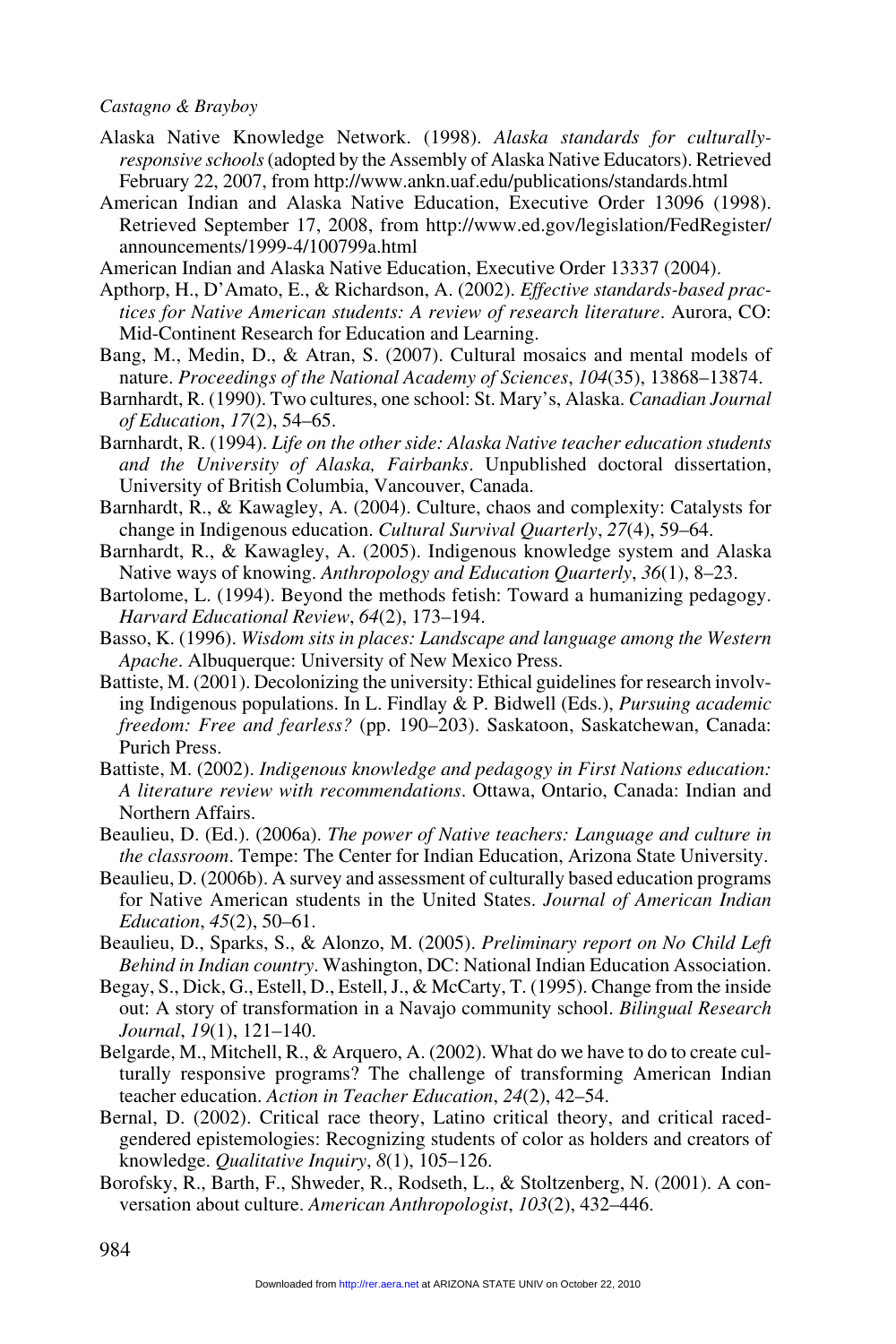Alaska Native Knowledge Network. (1998). *Alaska standards for culturally-responsive schools* (adopted by the Assembly of Alaska Native Educators). Retrieved February 22, 2007, from http://www.ankn.uaf.edu/publications/standards.html

American Indian and Alaska Native Education, Executive Order 13096 (1998). Retrieved September 17, 2008, from http://www.ed.gov/legislation/FedRegister/announcements/1999-4/100799a.html

American Indian and Alaska Native Education, Executive Order 13337 (2004).

Apthorp, H., D'Amato, E., & Richardson, A. (2002). *Effective standards-based practices for Native American students: A review of research literature*. Aurora, CO: Mid-Continent Research for Education and Learning.

Bang, M., Medin, D., & Atran, S. (2007). Cultural mosaics and mental models of nature. *Proceedings of the National Academy of Sciences*, *104*(35), 13868–13874.

Barnhardt, R. (1990). Two cultures, one school: St. Mary's, Alaska. *Canadian Journal of Education*, *17*(2), 54–65.

Barnhardt, R. (1994). *Life on the other side: Alaska Native teacher education students and the University of Alaska, Fairbanks*. Unpublished doctoral dissertation, University of British Columbia, Vancouver, Canada.

Barnhardt, R., & Kawagley, A. (2004). Culture, chaos and complexity: Catalysts for change in Indigenous education. *Cultural Survival Quarterly*, *27*(4), 59–64.

Barnhardt, R., & Kawagley, A. (2005). Indigenous knowledge system and Alaska Native ways of knowing. *Anthropology and Education Quarterly*, *36*(1), 8–23.

Bartolome, L. (1994). Beyond the methods fetish: Toward a humanizing pedagogy. *Harvard Educational Review*, *64*(2), 173–194.

Basso, K. (1996). *Wisdom sits in places: Landscape and language among the Western Apache*. Albuquerque: University of New Mexico Press.

Battiste, M. (2001). Decolonizing the university: Ethical guidelines for research involving Indigenous populations. In L. Findlay & P. Bidwell (Eds.), *Pursuing academic freedom: Free and fearless?* (pp. 190–203). Saskatoon, Saskatchewan, Canada: Purich Press.

Battiste, M. (2002). *Indigenous knowledge and pedagogy in First Nations education: A literature review with recommendations*. Ottawa, Ontario, Canada: Indian and Northern Affairs.

Beaulieu, D. (Ed.). (2006a). *The power of Native teachers: Language and culture in the classroom*. Tempe: The Center for Indian Education, Arizona State University.

Beaulieu, D. (2006b). A survey and assessment of culturally based education programs for Native American students in the United States. *Journal of American Indian Education*, *45*(2), 50–61.

Beaulieu, D., Sparks, S., & Alonzo, M. (2005). *Preliminary report on No Child Left Behind in Indian country*. Washington, DC: National Indian Education Association.

Begay, S., Dick, G., Estell, D., Estell, J., & McCarty, T. (1995). Change from the inside out: A story of transformation in a Navajo community school. *Bilingual Research Journal*, *19*(1), 121–140.

Belgarde, M., Mitchell, R., & Arquero, A. (2002). What do we have to do to create culturally responsive programs? The challenge of transforming American Indian teacher education. *Action in Teacher Education*, *24*(2), 42–54.

Bernal, D. (2002). Critical race theory, Latino critical theory, and critical raced-gendered epistemologies: Recognizing students of color as holders and creators of knowledge. *Qualitative Inquiry*, *8*(1), 105–126.

Borofsky, R., Barth, F., Shweder, R., Rodseth, L., & Stoltzenberg, N. (2001). A conversation about culture. *American Anthropologist*, *103*(2), 432–446.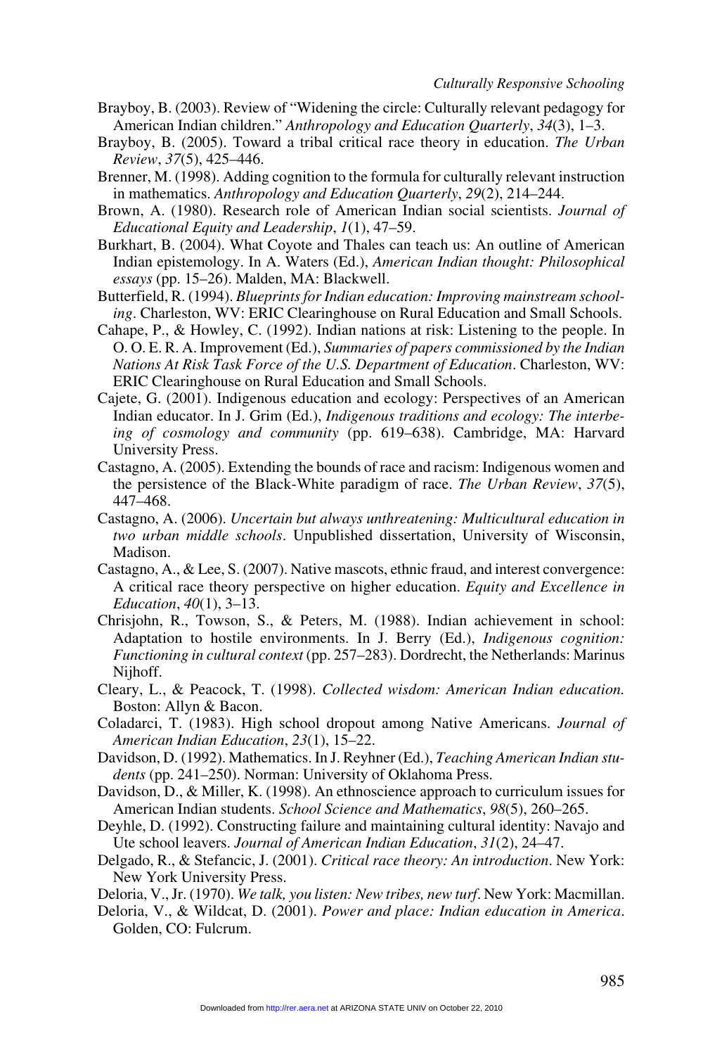Brayboy, B. (2003). Review of "Widening the circle: Culturally relevant pedagogy for American Indian children." *Anthropology and Education Quarterly*, *34*(3), 1–3.

Brayboy, B. (2005). Toward a tribal critical race theory in education. *The Urban Review*, *37*(5), 425–446.

Brenner, M. (1998). Adding cognition to the formula for culturally relevant instruction in mathematics. *Anthropology and Education Quarterly*, *29*(2), 214–244.

Brown, A. (1980). Research role of American Indian social scientists. *Journal of Educational Equity and Leadership*, *1*(1), 47–59.

Burkhart, B. (2004). What Coyote and Thales can teach us: An outline of American Indian epistemology. In A. Waters (Ed.), *American Indian thought: Philosophical essays* (pp. 15–26). Malden, MA: Blackwell.

Butterfield, R. (1994). *Blueprints for Indian education: Improving mainstream schooling*. Charleston, WV: ERIC Clearinghouse on Rural Education and Small Schools.

Cahape, P., & Howley, C. (1992). Indian nations at risk: Listening to the people. In O. O. E. R. A. Improvement (Ed.), *Summaries of papers commissioned by the Indian Nations At Risk Task Force of the U.S. Department of Education*. Charleston, WV: ERIC Clearinghouse on Rural Education and Small Schools.

Cajete, G. (2001). Indigenous education and ecology: Perspectives of an American Indian educator. In J. Grim (Ed.), *Indigenous traditions and ecology: The interbeing of cosmology and community* (pp. 619–638). Cambridge, MA: Harvard University Press.

Castagno, A. (2005). Extending the bounds of race and racism: Indigenous women and the persistence of the Black-White paradigm of race. *The Urban Review*, *37*(5), 447–468.

Castagno, A. (2006). *Uncertain but always unthreatening: Multicultural education in two urban middle schools*. Unpublished dissertation, University of Wisconsin, Madison.

Castagno, A., & Lee, S. (2007). Native mascots, ethnic fraud, and interest convergence: A critical race theory perspective on higher education. *Equity and Excellence in Education*, *40*(1), 3–13.

Chrisjohn, R., Towson, S., & Peters, M. (1988). Indian achievement in school: Adaptation to hostile environments. In J. Berry (Ed.), *Indigenous cognition: Functioning in cultural context* (pp. 257–283). Dordrecht, the Netherlands: Marinus Nijhoff.

Cleary, L., & Peacock, T. (1998). *Collected wisdom: American Indian education.* Boston: Allyn & Bacon.

Coladarci, T. (1983). High school dropout among Native Americans. *Journal of American Indian Education*, *23*(1), 15–22.

Davidson, D. (1992). Mathematics. In J. Reyhner (Ed.), *Teaching American Indian students* (pp. 241–250). Norman: University of Oklahoma Press.

Davidson, D., & Miller, K. (1998). An ethnoscience approach to curriculum issues for American Indian students. *School Science and Mathematics*, *98*(5), 260–265.

Deyhle, D. (1992). Constructing failure and maintaining cultural identity: Navajo and Ute school leavers. *Journal of American Indian Education*, *31*(2), 24–47.

Delgado, R., & Stefancic, J. (2001). *Critical race theory: An introduction*. New York: New York University Press.

Deloria, V., Jr. (1970). *We talk, you listen: New tribes, new turf*. New York: Macmillan.

Deloria, V., & Wildcat, D. (2001). *Power and place: Indian education in America*. Golden, CO: Fulcrum.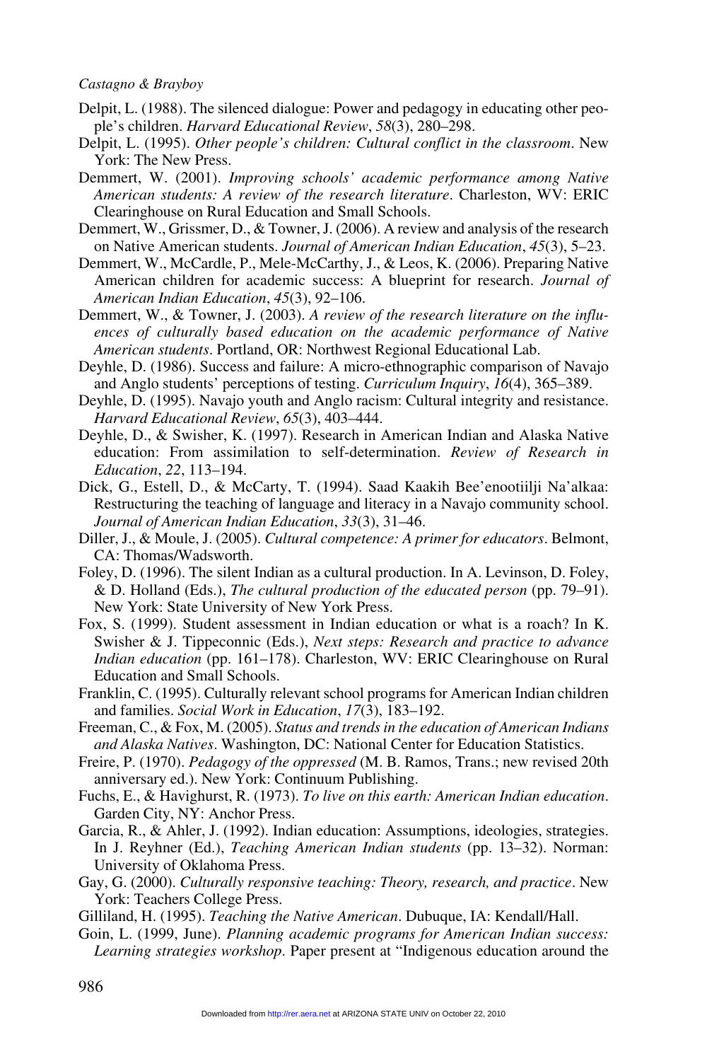Delpit, L. (1988). The silenced dialogue: Power and pedagogy in educating other people's children. *Harvard Educational Review*, *58*(3), 280–298.

Delpit, L. (1995). *Other people's children: Cultural conflict in the classroom*. New York: The New Press.

Demmert, W. (2001). *Improving schools' academic performance among Native American students: A review of the research literature*. Charleston, WV: ERIC Clearinghouse on Rural Education and Small Schools.

Demmert, W., Grissmer, D., & Towner, J. (2006). A review and analysis of the research on Native American students. *Journal of American Indian Education*, *45*(3), 5–23.

Demmert, W., McCardle, P., Mele-McCarthy, J., & Leos, K. (2006). Preparing Native American children for academic success: A blueprint for research. *Journal of American Indian Education*, *45*(3), 92–106.

Demmert, W., & Towner, J. (2003). *A review of the research literature on the influences of culturally based education on the academic performance of Native American students*. Portland, OR: Northwest Regional Educational Lab.

Deyhle, D. (1986). Success and failure: A micro-ethnographic comparison of Navajo and Anglo students' perceptions of testing. *Curriculum Inquiry*, *16*(4), 365–389.

Deyhle, D. (1995). Navajo youth and Anglo racism: Cultural integrity and resistance. *Harvard Educational Review*, *65*(3), 403–444.

Deyhle, D., & Swisher, K. (1997). Research in American Indian and Alaska Native education: From assimilation to self-determination. *Review of Research in Education*, *22*, 113–194.

Dick, G., Estell, D., & McCarty, T. (1994). Saad Kaakih Bee'enootiilji Na'alkaa: Restructuring the teaching of language and literacy in a Navajo community school. *Journal of American Indian Education*, *33*(3), 31–46.

Diller, J., & Moule, J. (2005). *Cultural competence: A primer for educators*. Belmont, CA: Thomas/Wadsworth.

Foley, D. (1996). The silent Indian as a cultural production. In A. Levinson, D. Foley, & D. Holland (Eds.), *The cultural production of the educated person* (pp. 79–91). New York: State University of New York Press.

Fox, S. (1999). Student assessment in Indian education or what is a roach? In K. Swisher & J. Tippeconnic (Eds.), *Next steps: Research and practice to advance Indian education* (pp. 161–178). Charleston, WV: ERIC Clearinghouse on Rural Education and Small Schools.

Franklin, C. (1995). Culturally relevant school programs for American Indian children and families. *Social Work in Education*, *17*(3), 183–192.

Freeman, C., & Fox, M. (2005). *Status and trends in the education of American Indians and Alaska Natives*. Washington, DC: National Center for Education Statistics.

Freire, P. (1970). *Pedagogy of the oppressed* (M. B. Ramos, Trans.; new revised 20th anniversary ed.). New York: Continuum Publishing.

Fuchs, E., & Havighurst, R. (1973). *To live on this earth: American Indian education*. Garden City, NY: Anchor Press.

Garcia, R., & Ahler, J. (1992). Indian education: Assumptions, ideologies, strategies. In J. Reyhner (Ed.), *Teaching American Indian students* (pp. 13–32). Norman: University of Oklahoma Press.

Gay, G. (2000). *Culturally responsive teaching: Theory, research, and practice*. New York: Teachers College Press.

Gilliland, H. (1995). *Teaching the Native American*. Dubuque, IA: Kendall/Hall.

Goin, L. (1999, June). *Planning academic programs for American Indian success: Learning strategies workshop*. Paper present at "Indigenous education around the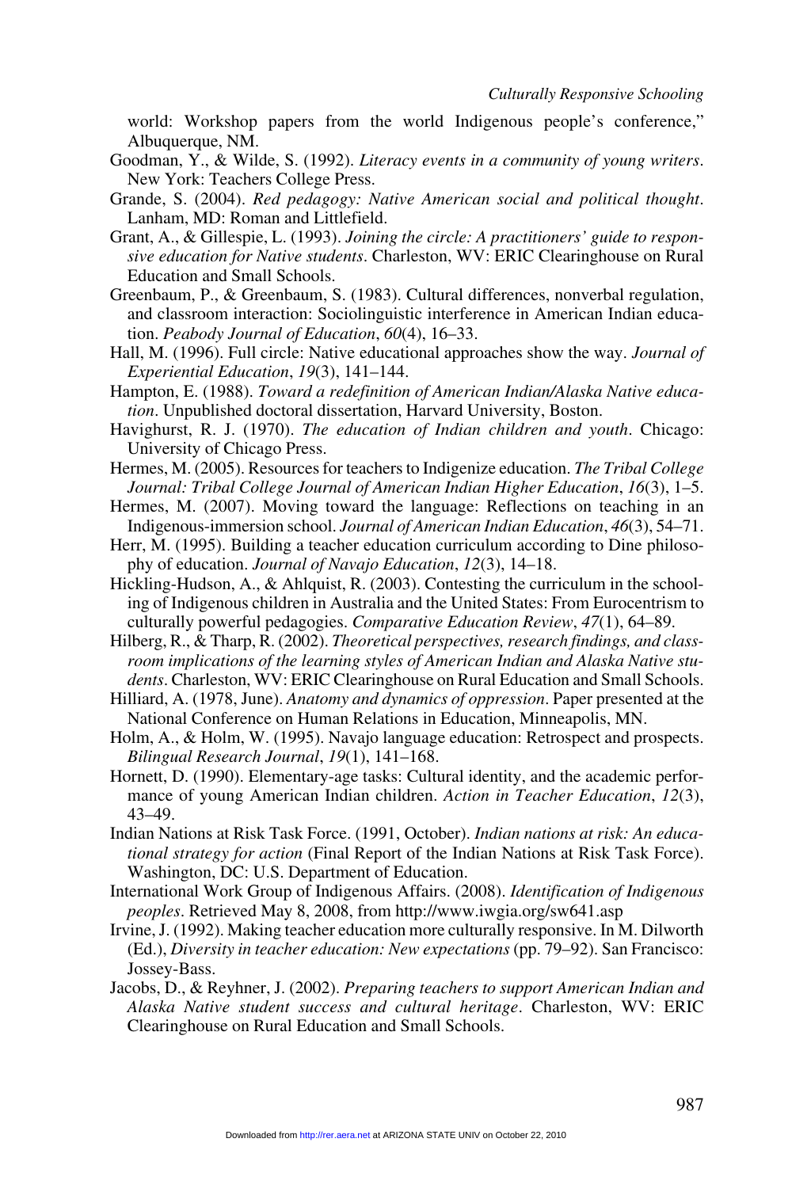world: Workshop papers from the world Indigenous people's conference," Albuquerque, NM.

Goodman, Y., & Wilde, S. (1992). *Literacy events in a community of young writers*. New York: Teachers College Press.

Grande, S. (2004). *Red pedagogy: Native American social and political thought*. Lanham, MD: Roman and Littlefield.

Grant, A., & Gillespie, L. (1993). *Joining the circle: A practitioners' guide to responsive education for Native students*. Charleston, WV: ERIC Clearinghouse on Rural Education and Small Schools.

Greenbaum, P., & Greenbaum, S. (1983). Cultural differences, nonverbal regulation, and classroom interaction: Sociolinguistic interference in American Indian education. *Peabody Journal of Education*, *60*(4), 16–33.

Hall, M. (1996). Full circle: Native educational approaches show the way. *Journal of Experiential Education*, *19*(3), 141–144.

Hampton, E. (1988). *Toward a redefinition of American Indian/Alaska Native education*. Unpublished doctoral dissertation, Harvard University, Boston.

Havighurst, R. J. (1970). *The education of Indian children and youth*. Chicago: University of Chicago Press.

Hermes, M. (2005). Resources for teachers to Indigenize education. *The Tribal College Journal: Tribal College Journal of American Indian Higher Education*, *16*(3), 1–5.

Hermes, M. (2007). Moving toward the language: Reflections on teaching in an Indigenous-immersion school. *Journal of American Indian Education*, *46*(3), 54–71.

Herr, M. (1995). Building a teacher education curriculum according to Dine philosophy of education. *Journal of Navajo Education*, *12*(3), 14–18.

Hickling-Hudson, A., & Ahlquist, R. (2003). Contesting the curriculum in the schooling of Indigenous children in Australia and the United States: From Eurocentrism to culturally powerful pedagogies. *Comparative Education Review*, *47*(1), 64–89.

Hilberg, R., & Tharp, R. (2002). *Theoretical perspectives, research findings, and classroom implications of the learning styles of American Indian and Alaska Native students*. Charleston, WV: ERIC Clearinghouse on Rural Education and Small Schools.

Hilliard, A. (1978, June). *Anatomy and dynamics of oppression*. Paper presented at the National Conference on Human Relations in Education, Minneapolis, MN.

Holm, A., & Holm, W. (1995). Navajo language education: Retrospect and prospects. *Bilingual Research Journal*, *19*(1), 141–168.

Hornett, D. (1990). Elementary-age tasks: Cultural identity, and the academic performance of young American Indian children. *Action in Teacher Education*, *12*(3), 43–49.

Indian Nations at Risk Task Force. (1991, October). *Indian nations at risk: An educational strategy for action* (Final Report of the Indian Nations at Risk Task Force). Washington, DC: U.S. Department of Education.

International Work Group of Indigenous Affairs. (2008). *Identification of Indigenous peoples*. Retrieved May 8, 2008, from http://www.iwgia.org/sw641.asp

Irvine, J. (1992). Making teacher education more culturally responsive. In M. Dilworth (Ed.), *Diversity in teacher education: New expectations* (pp. 79–92). San Francisco: Jossey-Bass.

Jacobs, D., & Reyhner, J. (2002). *Preparing teachers to support American Indian and Alaska Native student success and cultural heritage*. Charleston, WV: ERIC Clearinghouse on Rural Education and Small Schools.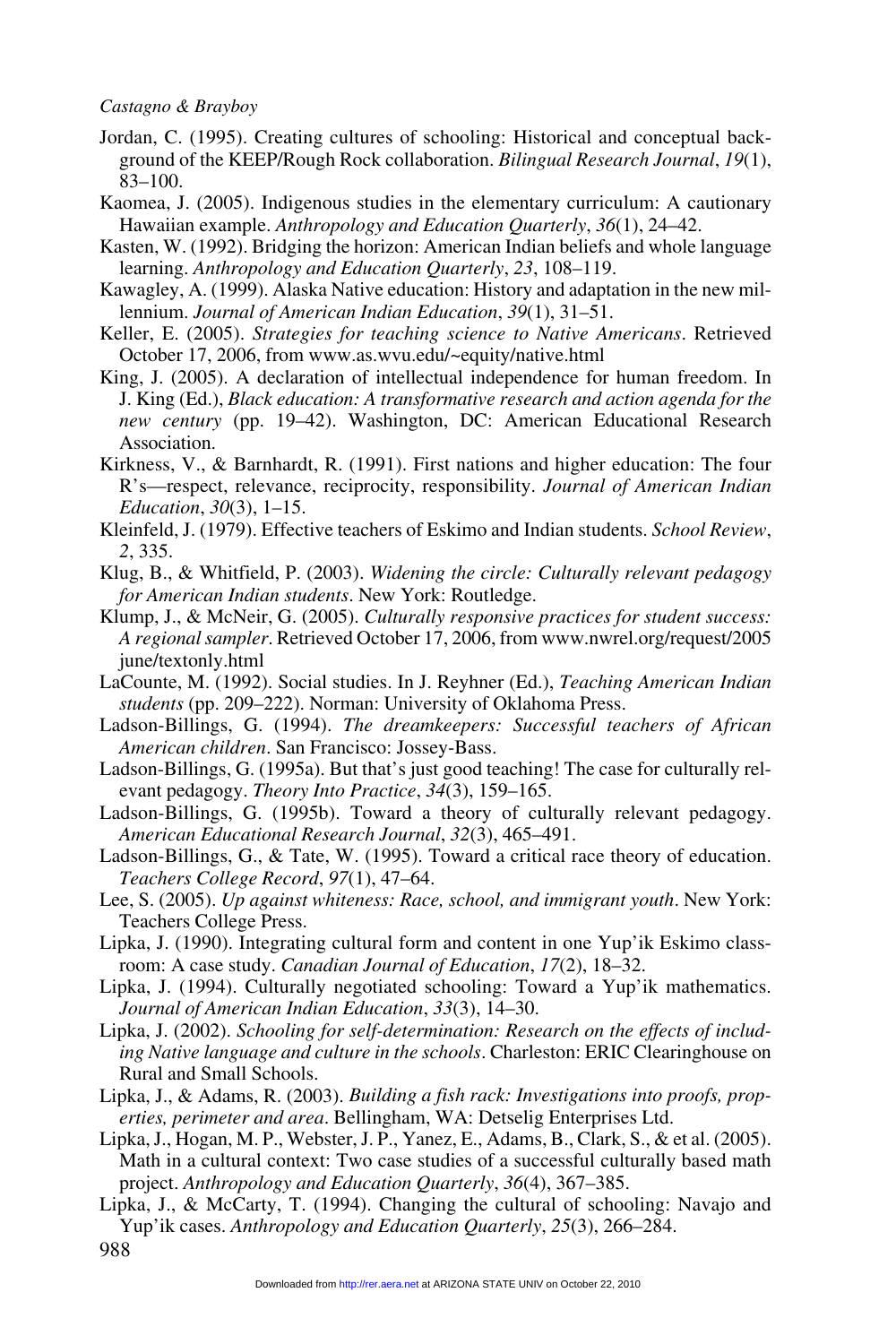Jordan, C. (1995). Creating cultures of schooling: Historical and conceptual background of the KEEP/Rough Rock collaboration. *Bilingual Research Journal*, *19*(1), 83–100.

Kaomea, J. (2005). Indigenous studies in the elementary curriculum: A cautionary Hawaiian example. *Anthropology and Education Quarterly*, *36*(1), 24–42.

Kasten, W. (1992). Bridging the horizon: American Indian beliefs and whole language learning. *Anthropology and Education Quarterly*, *23*, 108–119.

Kawagley, A. (1999). Alaska Native education: History and adaptation in the new millennium. *Journal of American Indian Education*, *39*(1), 31–51.

Keller, E. (2005). *Strategies for teaching science to Native Americans*. Retrieved October 17, 2006, from www.as.wvu.edu/~equity/native.html

King, J. (2005). A declaration of intellectual independence for human freedom. In J. King (Ed.), *Black education: A transformative research and action agenda for the new century* (pp. 19–42). Washington, DC: American Educational Research Association.

Kirkness, V., & Barnhardt, R. (1991). First nations and higher education: The four R's—respect, relevance, reciprocity, responsibility. *Journal of American Indian Education*, *30*(3), 1–15.

Kleinfeld, J. (1979). Effective teachers of Eskimo and Indian students. *School Review*, *2*, 335.

Klug, B., & Whitfield, P. (2003). *Widening the circle: Culturally relevant pedagogy for American Indian students*. New York: Routledge.

Klump, J., & McNeir, G. (2005). *Culturally responsive practices for student success: A regional sampler*. Retrieved October 17, 2006, from www.nwrel.org/request/2005june/textonly.html

LaCounte, M. (1992). Social studies. In J. Reyhner (Ed.), *Teaching American Indian students* (pp. 209–222). Norman: University of Oklahoma Press.

Ladson-Billings, G. (1994). *The dreamkeepers: Successful teachers of African American children*. San Francisco: Jossey-Bass.

Ladson-Billings, G. (1995a). But that's just good teaching! The case for culturally relevant pedagogy. *Theory Into Practice*, *34*(3), 159–165.

Ladson-Billings, G. (1995b). Toward a theory of culturally relevant pedagogy. *American Educational Research Journal*, *32*(3), 465–491.

Ladson-Billings, G., & Tate, W. (1995). Toward a critical race theory of education. *Teachers College Record*, *97*(1), 47–64.

Lee, S. (2005). *Up against whiteness: Race, school, and immigrant youth*. New York: Teachers College Press.

Lipka, J. (1990). Integrating cultural form and content in one Yup'ik Eskimo classroom: A case study. *Canadian Journal of Education*, *17*(2), 18–32.

Lipka, J. (1994). Culturally negotiated schooling: Toward a Yup'ik mathematics. *Journal of American Indian Education*, *33*(3), 14–30.

Lipka, J. (2002). *Schooling for self-determination: Research on the effects of including Native language and culture in the schools*. Charleston: ERIC Clearinghouse on Rural and Small Schools.

Lipka, J., & Adams, R. (2003). *Building a fish rack: Investigations into proofs, properties, perimeter and area*. Bellingham, WA: Detselig Enterprises Ltd.

Lipka, J., Hogan, M. P., Webster, J. P., Yanez, E., Adams, B., Clark, S., & et al. (2005). Math in a cultural context: Two case studies of a successful culturally based math project. *Anthropology and Education Quarterly*, *36*(4), 367–385.

Lipka, J., & McCarty, T. (1994). Changing the cultural of schooling: Navajo and Yup'ik cases. *Anthropology and Education Quarterly*, *25*(3), 266–284.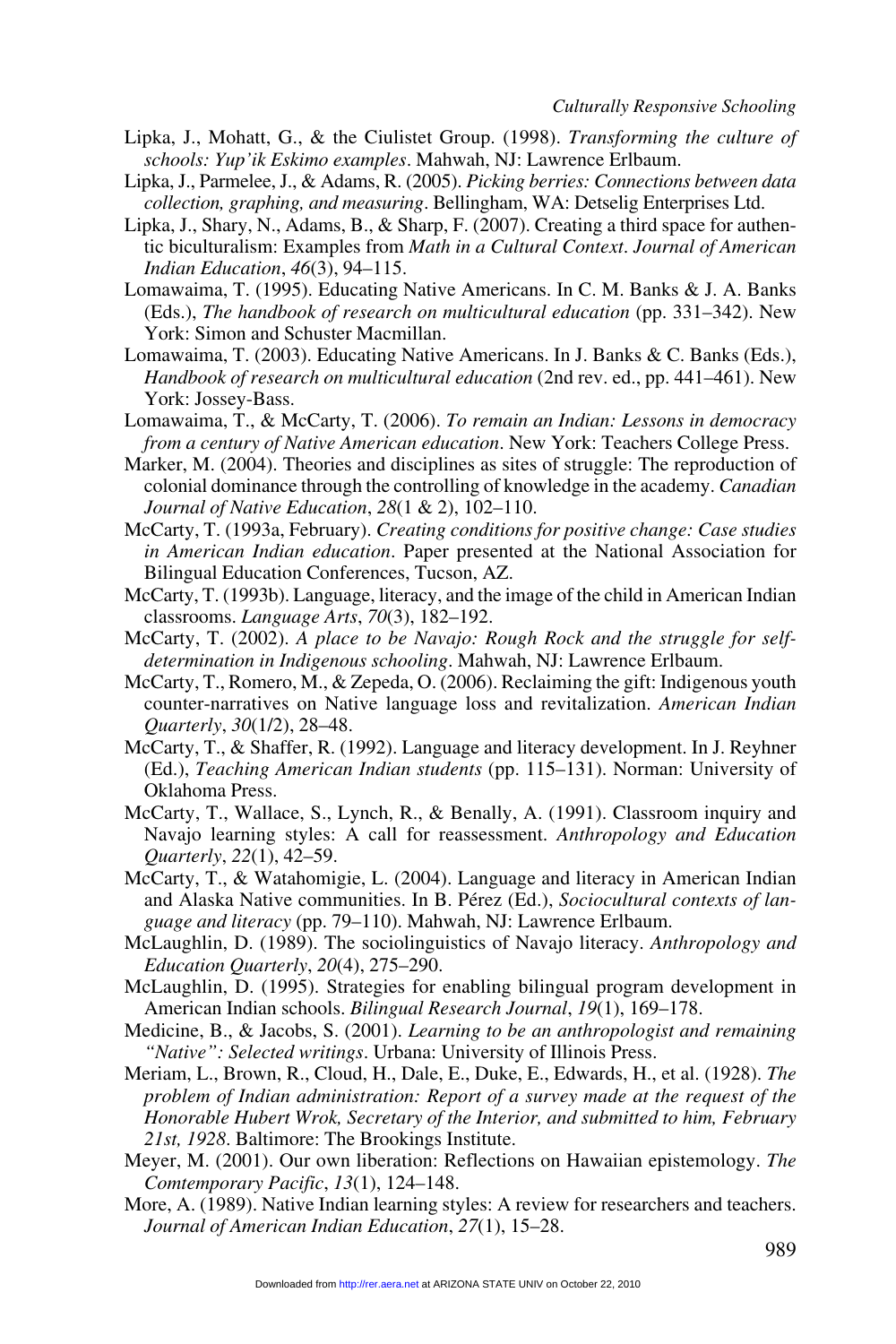Lipka, J., Mohatt, G., & the Ciulistet Group. (1998). *Transforming the culture of schools: Yup'ik Eskimo examples*. Mahwah, NJ: Lawrence Erlbaum.

Lipka, J., Parmelee, J., & Adams, R. (2005). *Picking berries: Connections between data collection, graphing, and measuring*. Bellingham, WA: Detselig Enterprises Ltd.

Lipka, J., Shary, N., Adams, B., & Sharp, F. (2007). Creating a third space for authentic biculturalism: Examples from *Math in a Cultural Context*. *Journal of American Indian Education*, *46*(3), 94–115.

Lomawaima, T. (1995). Educating Native Americans. In C. M. Banks & J. A. Banks (Eds.), *The handbook of research on multicultural education* (pp. 331–342). New York: Simon and Schuster Macmillan.

Lomawaima, T. (2003). Educating Native Americans. In J. Banks & C. Banks (Eds.), *Handbook of research on multicultural education* (2nd rev. ed., pp. 441–461). New York: Jossey-Bass.

Lomawaima, T., & McCarty, T. (2006). *To remain an Indian: Lessons in democracy from a century of Native American education*. New York: Teachers College Press.

Marker, M. (2004). Theories and disciplines as sites of struggle: The reproduction of colonial dominance through the controlling of knowledge in the academy. *Canadian Journal of Native Education*, *28*(1 & 2), 102–110.

McCarty, T. (1993a, February). *Creating conditions for positive change: Case studies in American Indian education*. Paper presented at the National Association for Bilingual Education Conferences, Tucson, AZ.

McCarty, T. (1993b). Language, literacy, and the image of the child in American Indian classrooms. *Language Arts*, *70*(3), 182–192.

McCarty, T. (2002). *A place to be Navajo: Rough Rock and the struggle for self-determination in Indigenous schooling*. Mahwah, NJ: Lawrence Erlbaum.

McCarty, T., Romero, M., & Zepeda, O. (2006). Reclaiming the gift: Indigenous youth counter-narratives on Native language loss and revitalization. *American Indian Quarterly*, *30*(1/2), 28–48.

McCarty, T., & Shaffer, R. (1992). Language and literacy development. In J. Reyhner (Ed.), *Teaching American Indian students* (pp. 115–131). Norman: University of Oklahoma Press.

McCarty, T., Wallace, S., Lynch, R., & Benally, A. (1991). Classroom inquiry and Navajo learning styles: A call for reassessment. *Anthropology and Education Quarterly*, *22*(1), 42–59.

McCarty, T., & Watahomigie, L. (2004). Language and literacy in American Indian and Alaska Native communities. In B. Pérez (Ed.), *Sociocultural contexts of language and literacy* (pp. 79–110). Mahwah, NJ: Lawrence Erlbaum.

McLaughlin, D. (1989). The sociolinguistics of Navajo literacy. *Anthropology and Education Quarterly*, *20*(4), 275–290.

McLaughlin, D. (1995). Strategies for enabling bilingual program development in American Indian schools. *Bilingual Research Journal*, *19*(1), 169–178.

Medicine, B., & Jacobs, S. (2001). *Learning to be an anthropologist and remaining "Native": Selected writings*. Urbana: University of Illinois Press.

Meriam, L., Brown, R., Cloud, H., Dale, E., Duke, E., Edwards, H., et al. (1928). *The problem of Indian administration: Report of a survey made at the request of the Honorable Hubert Wrok, Secretary of the Interior, and submitted to him, February 21st, 1928*. Baltimore: The Brookings Institute.

Meyer, M. (2001). Our own liberation: Reflections on Hawaiian epistemology. *The Comtemporary Pacific*, *13*(1), 124–148.

More, A. (1989). Native Indian learning styles: A review for researchers and teachers. *Journal of American Indian Education*, *27*(1), 15–28.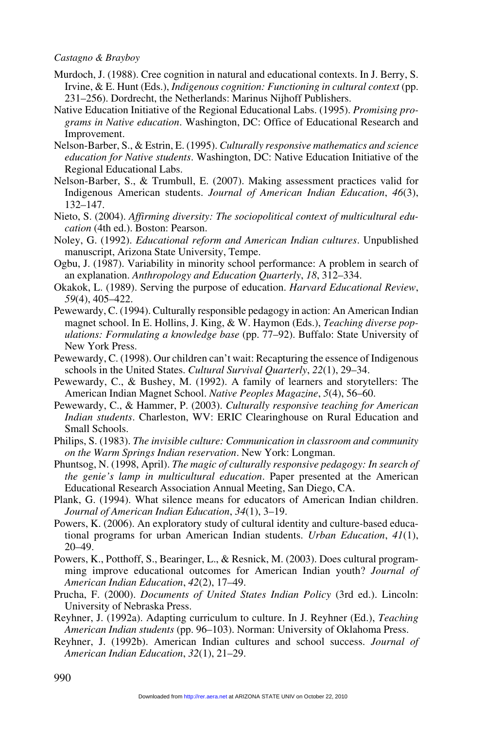Murdoch, J. (1988). Cree cognition in natural and educational contexts. In J. Berry, S. Irvine, & E. Hunt (Eds.), *Indigenous cognition: Functioning in cultural context* (pp. 231–256). Dordrecht, the Netherlands: Marinus Nijhoff Publishers.

Native Education Initiative of the Regional Educational Labs. (1995). *Promising programs in Native education*. Washington, DC: Office of Educational Research and Improvement.

Nelson-Barber, S., & Estrin, E. (1995). *Culturally responsive mathematics and science education for Native students*. Washington, DC: Native Education Initiative of the Regional Educational Labs.

Nelson-Barber, S., & Trumbull, E. (2007). Making assessment practices valid for Indigenous American students. *Journal of American Indian Education*, *46*(3), 132–147.

Nieto, S. (2004). *Affirming diversity: The sociopolitical context of multicultural education* (4th ed.). Boston: Pearson.

Noley, G. (1992). *Educational reform and American Indian cultures*. Unpublished manuscript, Arizona State University, Tempe.

Ogbu, J. (1987). Variability in minority school performance: A problem in search of an explanation. *Anthropology and Education Quarterly*, *18*, 312–334.

Okakok, L. (1989). Serving the purpose of education. *Harvard Educational Review*, *59*(4), 405–422.

Pewewardy, C. (1994). Culturally responsible pedagogy in action: An American Indian magnet school. In E. Hollins, J. King, & W. Haymon (Eds.), *Teaching diverse populations: Formulating a knowledge base* (pp. 77–92). Buffalo: State University of New York Press.

Pewewardy, C. (1998). Our children can't wait: Recapturing the essence of Indigenous schools in the United States. *Cultural Survival Quarterly*, *22*(1), 29–34.

Pewewardy, C., & Bushey, M. (1992). A family of learners and storytellers: The American Indian Magnet School. *Native Peoples Magazine*, *5*(4), 56–60.

Pewewardy, C., & Hammer, P. (2003). *Culturally responsive teaching for American Indian students*. Charleston, WV: ERIC Clearinghouse on Rural Education and Small Schools.

Philips, S. (1983). *The invisible culture: Communication in classroom and community on the Warm Springs Indian reservation*. New York: Longman.

Phuntsog, N. (1998, April). *The magic of culturally responsive pedagogy: In search of the genie's lamp in multicultural education*. Paper presented at the American Educational Research Association Annual Meeting, San Diego, CA.

Plank, G. (1994). What silence means for educators of American Indian children. *Journal of American Indian Education*, *34*(1), 3–19.

Powers, K. (2006). An exploratory study of cultural identity and culture-based educational programs for urban American Indian students. *Urban Education*, *41*(1), 20–49.

Powers, K., Potthoff, S., Bearinger, L., & Resnick, M. (2003). Does cultural programming improve educational outcomes for American Indian youth? *Journal of American Indian Education*, *42*(2), 17–49.

Prucha, F. (2000). *Documents of United States Indian Policy* (3rd ed.). Lincoln: University of Nebraska Press.

Reyhner, J. (1992a). Adapting curriculum to culture. In J. Reyhner (Ed.), *Teaching American Indian students* (pp. 96–103). Norman: University of Oklahoma Press.

Reyhner, J. (1992b). American Indian cultures and school success. *Journal of American Indian Education*, *32*(1), 21–29.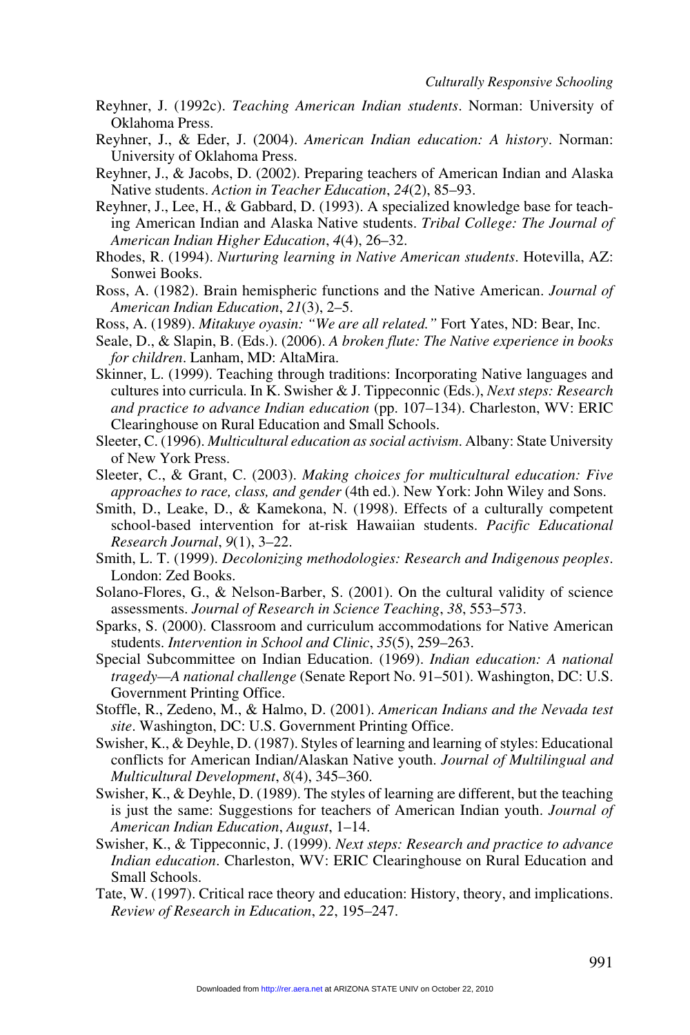Reyhner, J. (1992c). *Teaching American Indian students*. Norman: University of Oklahoma Press.

Reyhner, J., & Eder, J. (2004). *American Indian education: A history*. Norman: University of Oklahoma Press.

Reyhner, J., & Jacobs, D. (2002). Preparing teachers of American Indian and Alaska Native students. *Action in Teacher Education*, *24*(2), 85–93.

Reyhner, J., Lee, H., & Gabbard, D. (1993). A specialized knowledge base for teaching American Indian and Alaska Native students. *Tribal College: The Journal of American Indian Higher Education*, *4*(4), 26–32.

Rhodes, R. (1994). *Nurturing learning in Native American students*. Hotevilla, AZ: Sonwei Books.

Ross, A. (1982). Brain hemispheric functions and the Native American. *Journal of American Indian Education*, *21*(3), 2–5.

Ross, A. (1989). *Mitakuye oyasin: "We are all related."* Fort Yates, ND: Bear, Inc.

Seale, D., & Slapin, B. (Eds.). (2006). *A broken flute: The Native experience in books for children*. Lanham, MD: AltaMira.

Skinner, L. (1999). Teaching through traditions: Incorporating Native languages and cultures into curricula. In K. Swisher & J. Tippeconnic (Eds.), *Next steps: Research and practice to advance Indian education* (pp. 107–134). Charleston, WV: ERIC Clearinghouse on Rural Education and Small Schools.

Sleeter, C. (1996). *Multicultural education as social activism*. Albany: State University of New York Press.

Sleeter, C., & Grant, C. (2003). *Making choices for multicultural education: Five approaches to race, class, and gender* (4th ed.). New York: John Wiley and Sons.

Smith, D., Leake, D., & Kamekona, N. (1998). Effects of a culturally competent school-based intervention for at-risk Hawaiian students. *Pacific Educational Research Journal*, *9*(1), 3–22.

Smith, L. T. (1999). *Decolonizing methodologies: Research and Indigenous peoples*. London: Zed Books.

Solano-Flores, G., & Nelson-Barber, S. (2001). On the cultural validity of science assessments. *Journal of Research in Science Teaching*, *38*, 553–573.

Sparks, S. (2000). Classroom and curriculum accommodations for Native American students. *Intervention in School and Clinic*, *35*(5), 259–263.

Special Subcommittee on Indian Education. (1969). *Indian education: A national tragedy—A national challenge* (Senate Report No. 91–501). Washington, DC: U.S. Government Printing Office.

Stoffle, R., Zedeno, M., & Halmo, D. (2001). *American Indians and the Nevada test site*. Washington, DC: U.S. Government Printing Office.

Swisher, K., & Deyhle, D. (1987). Styles of learning and learning of styles: Educational conflicts for American Indian/Alaskan Native youth. *Journal of Multilingual and Multicultural Development*, *8*(4), 345–360.

Swisher, K., & Deyhle, D. (1989). The styles of learning are different, but the teaching is just the same: Suggestions for teachers of American Indian youth. *Journal of American Indian Education*, *August*, 1–14.

Swisher, K., & Tippeconnic, J. (1999). *Next steps: Research and practice to advance Indian education*. Charleston, WV: ERIC Clearinghouse on Rural Education and Small Schools.

Tate, W. (1997). Critical race theory and education: History, theory, and implications. *Review of Research in Education*, *22*, 195–247.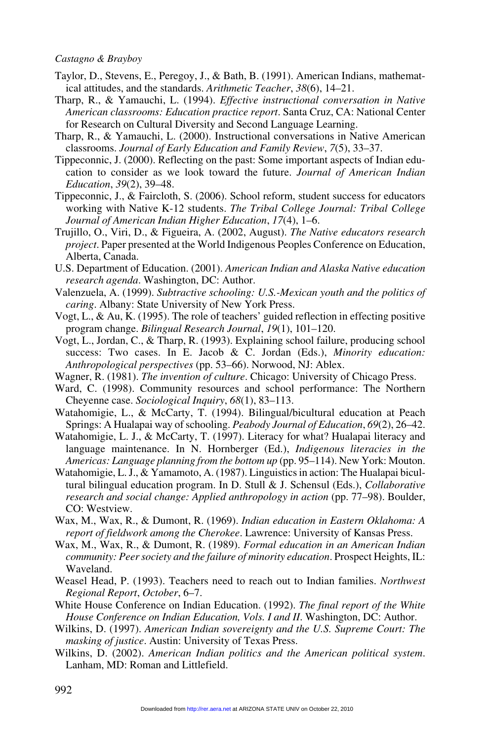Taylor, D., Stevens, E., Peregoy, J., & Bath, B. (1991). American Indians, mathematical attitudes, and the standards. *Arithmetic Teacher*, *38*(6), 14–21.

Tharp, R., & Yamauchi, L. (1994). *Effective instructional conversation in Native American classrooms: Education practice report*. Santa Cruz, CA: National Center for Research on Cultural Diversity and Second Language Learning.

Tharp, R., & Yamauchi, L. (2000). Instructional conversations in Native American classrooms. *Journal of Early Education and Family Review*, *7*(5), 33–37.

Tippeconnic, J. (2000). Reflecting on the past: Some important aspects of Indian education to consider as we look toward the future. *Journal of American Indian Education*, *39*(2), 39–48.

Tippeconnic, J., & Faircloth, S. (2006). School reform, student success for educators working with Native K-12 students. *The Tribal College Journal: Tribal College Journal of American Indian Higher Education*, *17*(4), 1–6.

Trujillo, O., Viri, D., & Figueira, A. (2002, August). *The Native educators research project*. Paper presented at the World Indigenous Peoples Conference on Education, Alberta, Canada.

U.S. Department of Education. (2001). *American Indian and Alaska Native education research agenda*. Washington, DC: Author.

Valenzuela, A. (1999). *Subtractive schooling: U.S.-Mexican youth and the politics of caring*. Albany: State University of New York Press.

Vogt, L., & Au, K. (1995). The role of teachers' guided reflection in effecting positive program change. *Bilingual Research Journal*, *19*(1), 101–120.

Vogt, L., Jordan, C., & Tharp, R. (1993). Explaining school failure, producing school success: Two cases. In E. Jacob & C. Jordan (Eds.), *Minority education: Anthropological perspectives* (pp. 53–66). Norwood, NJ: Ablex.

Wagner, R. (1981). *The invention of culture*. Chicago: University of Chicago Press.

Ward, C. (1998). Community resources and school performance: The Northern Cheyenne case. *Sociological Inquiry*, *68*(1), 83–113.

Watahomigie, L., & McCarty, T. (1994). Bilingual/bicultural education at Peach Springs: A Hualapai way of schooling. *Peabody Journal of Education*, *69*(2), 26–42.

Watahomigie, L. J., & McCarty, T. (1997). Literacy for what? Hualapai literacy and language maintenance. In N. Hornberger (Ed.), *Indigenous literacies in the Americas: Language planning from the bottom up* (pp. 95–114). New York: Mouton.

Watahomigie, L. J., & Yamamoto, A. (1987). Linguistics in action: The Hualapai bicultural bilingual education program. In D. Stull & J. Schensul (Eds.), *Collaborative research and social change: Applied anthropology in action* (pp. 77–98). Boulder, CO: Westview.

Wax, M., Wax, R., & Dumont, R. (1969). *Indian education in Eastern Oklahoma: A report of fieldwork among the Cherokee*. Lawrence: University of Kansas Press.

Wax, M., Wax, R., & Dumont, R. (1989). *Formal education in an American Indian community: Peer society and the failure of minority education*. Prospect Heights, IL: Waveland.

Weasel Head, P. (1993). Teachers need to reach out to Indian families. *Northwest Regional Report*, *October*, 6–7.

White House Conference on Indian Education. (1992). *The final report of the White House Conference on Indian Education, Vols. I and II*. Washington, DC: Author.

Wilkins, D. (1997). *American Indian sovereignty and the U.S. Supreme Court: The masking of justice*. Austin: University of Texas Press.

Wilkins, D. (2002). *American Indian politics and the American political system*. Lanham, MD: Roman and Littlefield.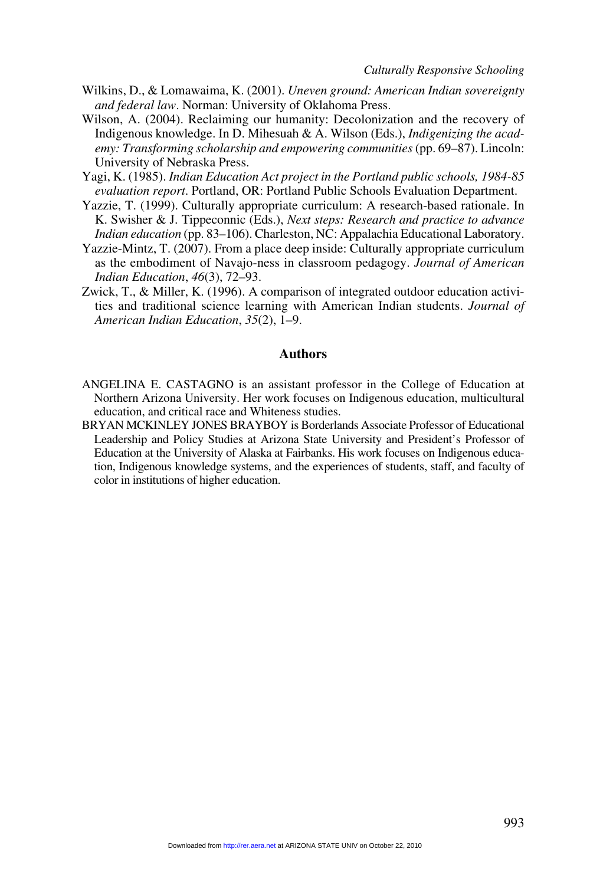Wilkins, D., & Lomawaima, K. (2001). *Uneven ground: American Indian sovereignty and federal law*. Norman: University of Oklahoma Press.

Wilson, A. (2004). Reclaiming our humanity: Decolonization and the recovery of Indigenous knowledge. In D. Mihesuah & A. Wilson (Eds.), *Indigenizing the academy: Transforming scholarship and empowering communities* (pp. 69–87). Lincoln: University of Nebraska Press.

Yagi, K. (1985). *Indian Education Act project in the Portland public schools, 1984-85 evaluation report*. Portland, OR: Portland Public Schools Evaluation Department.

Yazzie, T. (1999). Culturally appropriate curriculum: A research-based rationale. In K. Swisher & J. Tippeconnic (Eds.), *Next steps: Research and practice to advance Indian education* (pp. 83–106). Charleston, NC: Appalachia Educational Laboratory.

Yazzie-Mintz, T. (2007). From a place deep inside: Culturally appropriate curriculum as the embodiment of Navajo-ness in classroom pedagogy. *Journal of American Indian Education*, *46*(3), 72–93.

Zwick, T., & Miller, K. (1996). A comparison of integrated outdoor education activities and traditional science learning with American Indian students. *Journal of American Indian Education*, *35*(2), 1–9.

## Authors

ANGELINA E. CASTAGNO is an assistant professor in the College of Education at Northern Arizona University. Her work focuses on Indigenous education, multicultural education, and critical race and Whiteness studies.

BRYAN MCKINLEY JONES BRAYBOY is Borderlands Associate Professor of Educational Leadership and Policy Studies at Arizona State University and President's Professor of Education at the University of Alaska at Fairbanks. His work focuses on Indigenous education, Indigenous knowledge systems, and the experiences of students, staff, and faculty of color in institutions of higher education.